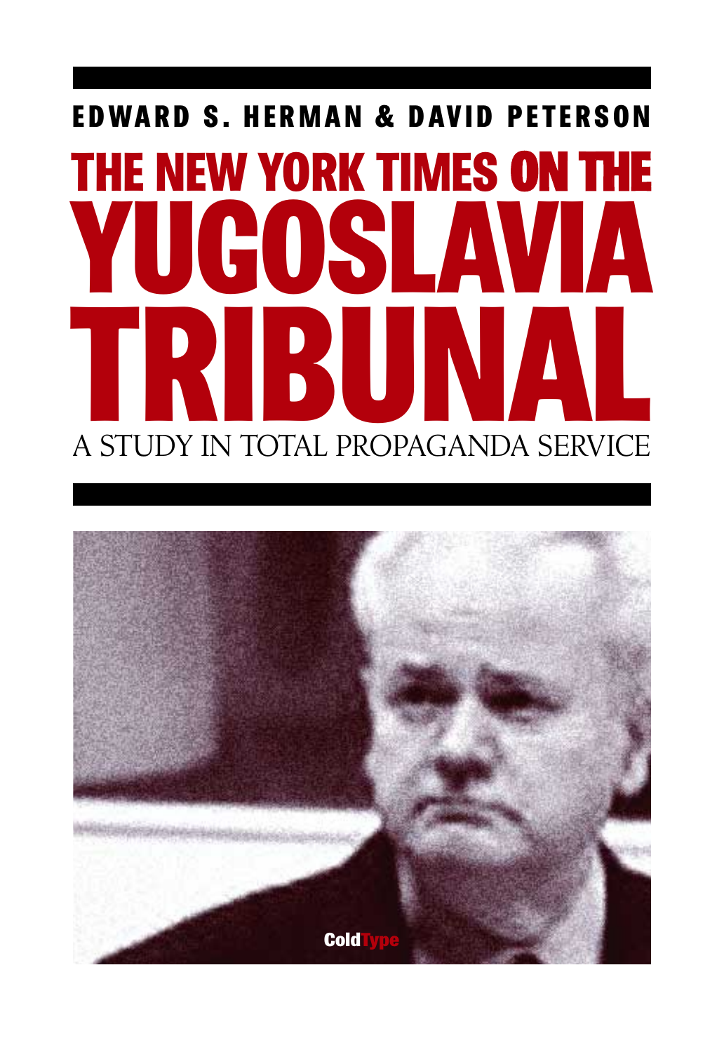**EDWARD S. HERMAN & DAVID PETERSON**

# THE NEW YORK TIMES ON THE YUGOSLAVIA TRIBUNAL

## A STUDY IN TOTAL PROPAGANDA SERVICE

ColdType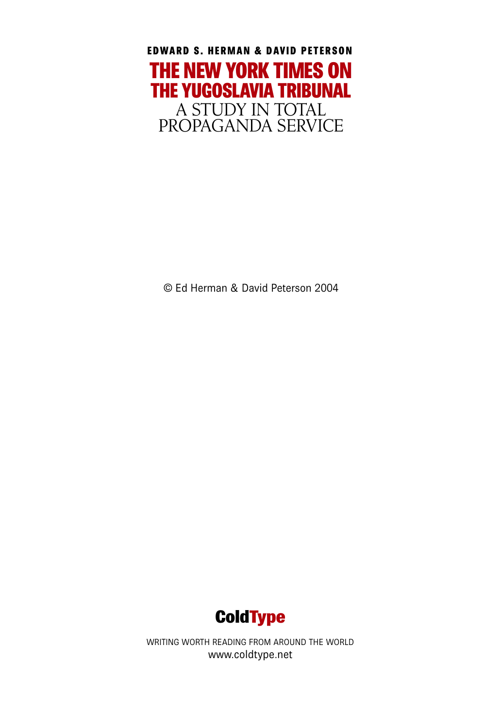**EDWARD S. HERMAN & DAVID PETERSON**

# THE NEW YORK TIMES ON THE YUGOSLAVIA TRIBUNAL

## A STUDY IN TOTAL PROPAGANDA SERVICE

© Ed Herman & David Peterson 2004

**ColdType**

WRITING WORTH READING FROM AROUND THE WORLD
www.coldtype.net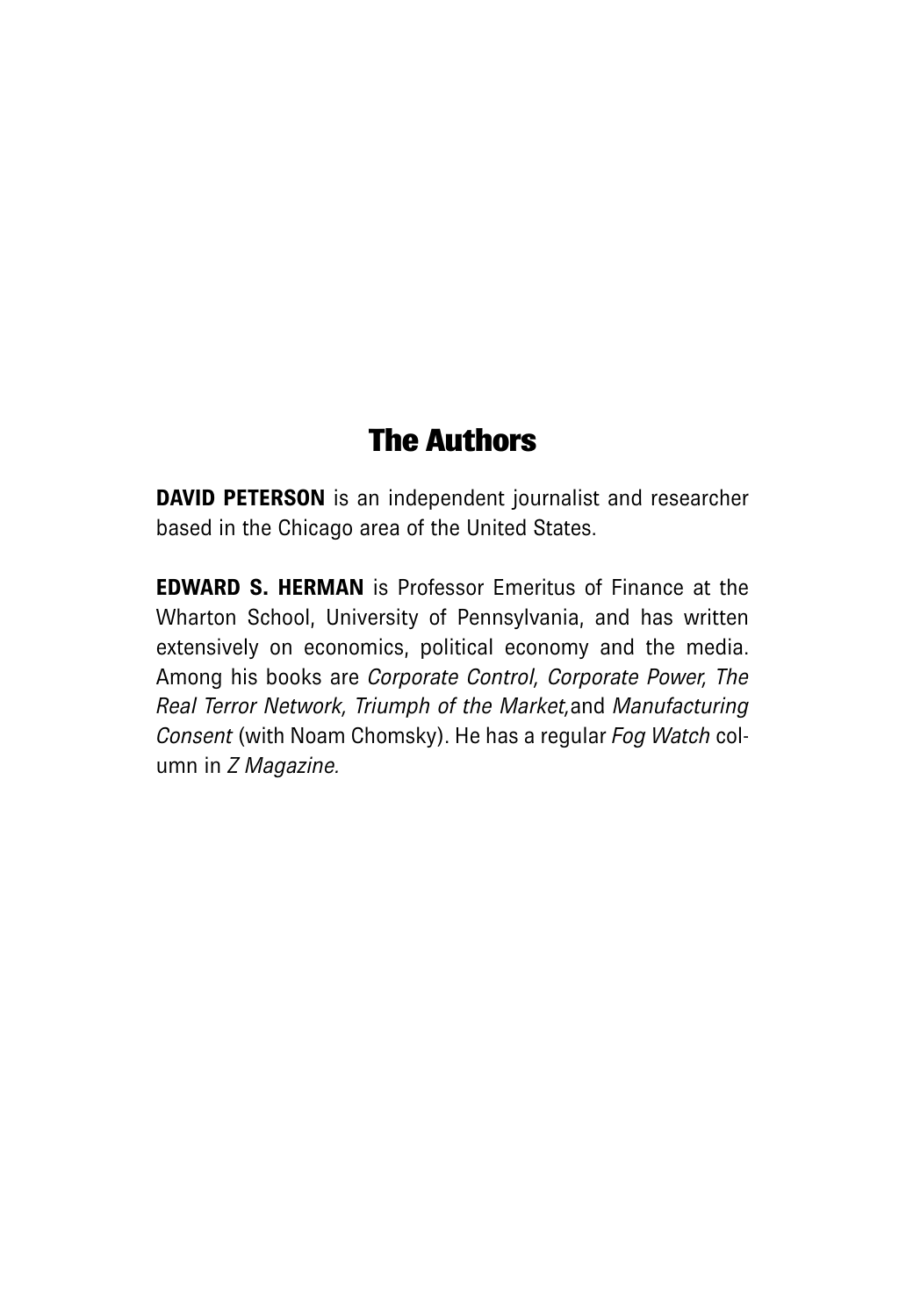# The Authors

**DAVID PETERSON** is an independent journalist and researcher based in the Chicago area of the United States.

**EDWARD S. HERMAN** is Professor Emeritus of Finance at the Wharton School, University of Pennsylvania, and has written extensively on economics, political economy and the media. Among his books are *Corporate Control, Corporate Power, The Real Terror Network, Triumph of the Market,* and *Manufacturing Consent* (with Noam Chomsky). He has a regular *Fog Watch* column in *Z Magazine.*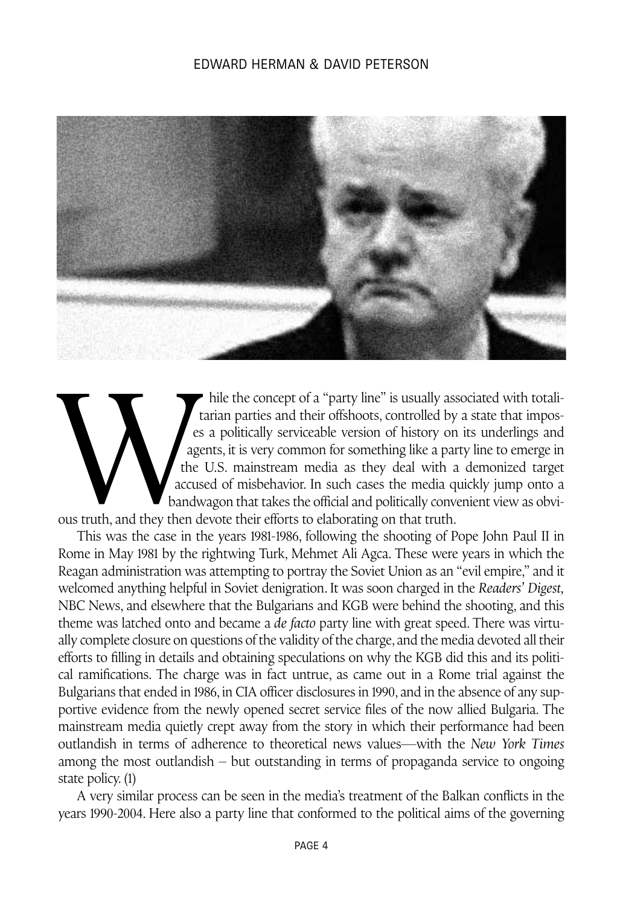While the concept of a "party line" is usually associated with totalitarian parties and their offshoots, controlled by a state that imposes a politically serviceable version of history on its underlings and agents, it is very common for something like a party line to emerge in the U.S. mainstream media as they deal with a demonized target accused of misbehavior. In such cases the media quickly jump onto a bandwagon that takes the official and politically convenient view as obvious truth, and they then devote their efforts to elaborating on that truth.

This was the case in the years 1981-1986, following the shooting of Pope John Paul II in Rome in May 1981 by the rightwing Turk, Mehmet Ali Agca. These were years in which the Reagan administration was attempting to portray the Soviet Union as an "evil empire," and it welcomed anything helpful in Soviet denigration. It was soon charged in the *Readers' Digest,* NBC News, and elsewhere that the Bulgarians and KGB were behind the shooting, and this theme was latched onto and became a *de facto* party line with great speed. There was virtually complete closure on questions of the validity of the charge, and the media devoted all their efforts to filling in details and obtaining speculations on why the KGB did this and its political ramifications. The charge was in fact untrue, as came out in a Rome trial against the Bulgarians that ended in 1986, in CIA officer disclosures in 1990, and in the absence of any supportive evidence from the newly opened secret service files of the now allied Bulgaria. The mainstream media quietly crept away from the story in which their performance had been outlandish in terms of adherence to theoretical news values—with the *New York Times* among the most outlandish – but outstanding in terms of propaganda service to ongoing state policy. (1)

A very similar process can be seen in the media's treatment of the Balkan conflicts in the years 1990-2004. Here also a party line that conformed to the political aims of the governing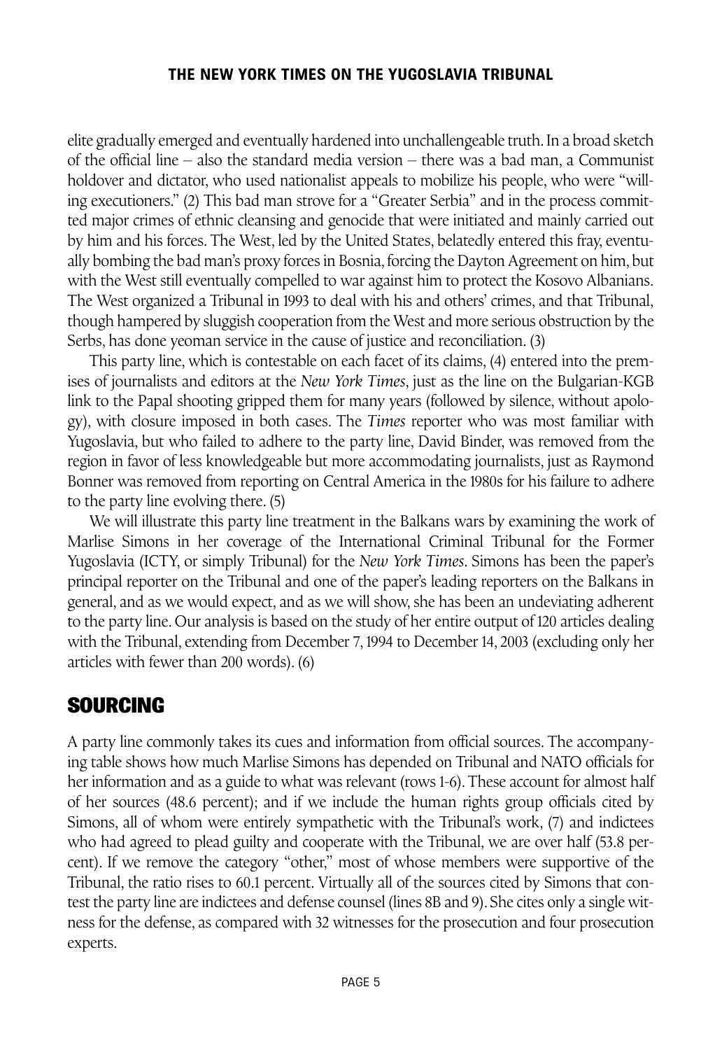elite gradually emerged and eventually hardened into unchallengeable truth. In a broad sketch of the official line – also the standard media version – there was a bad man, a Communist holdover and dictator, who used nationalist appeals to mobilize his people, who were "willing executioners." (2) This bad man strove for a "Greater Serbia" and in the process committed major crimes of ethnic cleansing and genocide that were initiated and mainly carried out by him and his forces. The West, led by the United States, belatedly entered this fray, eventually bombing the bad man's proxy forces in Bosnia, forcing the Dayton Agreement on him, but with the West still eventually compelled to war against him to protect the Kosovo Albanians. The West organized a Tribunal in 1993 to deal with his and others' crimes, and that Tribunal, though hampered by sluggish cooperation from the West and more serious obstruction by the Serbs, has done yeoman service in the cause of justice and reconciliation. (3)

This party line, which is contestable on each facet of its claims, (4) entered into the premises of journalists and editors at the *New York Times*, just as the line on the Bulgarian-KGB link to the Papal shooting gripped them for many years (followed by silence, without apology), with closure imposed in both cases. The *Times* reporter who was most familiar with Yugoslavia, but who failed to adhere to the party line, David Binder, was removed from the region in favor of less knowledgeable but more accommodating journalists, just as Raymond Bonner was removed from reporting on Central America in the 1980s for his failure to adhere to the party line evolving there. (5)

We will illustrate this party line treatment in the Balkans wars by examining the work of Marlise Simons in her coverage of the International Criminal Tribunal for the Former Yugoslavia (ICTY, or simply Tribunal) for the *New York Times*. Simons has been the paper's principal reporter on the Tribunal and one of the paper's leading reporters on the Balkans in general, and as we would expect, and as we will show, she has been an undeviating adherent to the party line. Our analysis is based on the study of her entire output of 120 articles dealing with the Tribunal, extending from December 7, 1994 to December 14, 2003 (excluding only her articles with fewer than 200 words). (6)

## SOURCING

A party line commonly takes its cues and information from official sources. The accompanying table shows how much Marlise Simons has depended on Tribunal and NATO officials for her information and as a guide to what was relevant (rows 1-6). These account for almost half of her sources (48.6 percent); and if we include the human rights group officials cited by Simons, all of whom were entirely sympathetic with the Tribunal's work, (7) and indictees who had agreed to plead guilty and cooperate with the Tribunal, we are over half (53.8 percent). If we remove the category "other," most of whose members were supportive of the Tribunal, the ratio rises to 60.1 percent. Virtually all of the sources cited by Simons that contest the party line are indictees and defense counsel (lines 8B and 9). She cites only a single witness for the defense, as compared with 32 witnesses for the prosecution and four prosecution experts.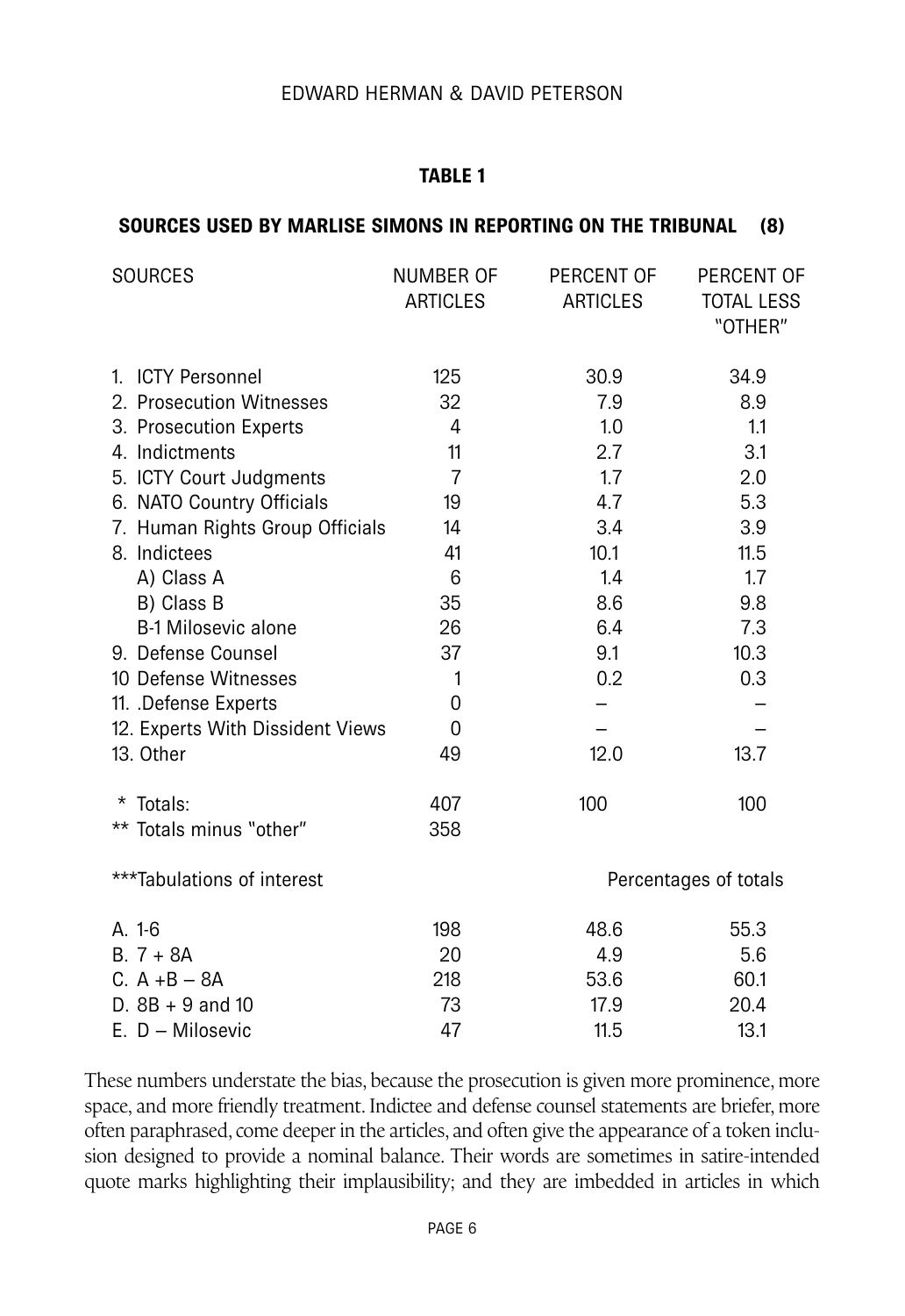**TABLE 1**

**SOURCES USED BY MARLISE SIMONS IN REPORTING ON THE TRIBUNAL (8)**

| SOURCES | NUMBER OF ARTICLES | PERCENT OF ARTICLES | PERCENT OF TOTAL LESS "OTHER" |
|---|---|---|---|
| 1. ICTY Personnel | 125 | 30.9 | 34.9 |
| 2. Prosecution Witnesses | 32 | 7.9 | 8.9 |
| 3. Prosecution Experts | 4 | 1.0 | 1.1 |
| 4. Indictments | 11 | 2.7 | 3.1 |
| 5. ICTY Court Judgments | 7 | 1.7 | 2.0 |
| 6. NATO Country Officials | 19 | 4.7 | 5.3 |
| 7. Human Rights Group Officials | 14 | 3.4 | 3.9 |
| 8. Indictees | 41 | 10.1 | 11.5 |
| A) Class A | 6 | 1.4 | 1.7 |
| B) Class B | 35 | 8.6 | 9.8 |
| B-1 Milosevic alone | 26 | 6.4 | 7.3 |
| 9. Defense Counsel | 37 | 9.1 | 10.3 |
| 10 Defense Witnesses | 1 | 0.2 | 0.3 |
| 11. .Defense Experts | 0 | – | – |
| 12. Experts With Dissident Views | 0 | – | – |
| 13. Other | 49 | 12.0 | 13.7 |
| * Totals: | 407 | 100 | 100 |
| ** Totals minus "other" | 358 | | |
| ***Tabulations of interest | | Percentages of totals | |
| A. 1-6 | 198 | 48.6 | 55.3 |
| B. 7 + 8A | 20 | 4.9 | 5.6 |
| C. A +B – 8A | 218 | 53.6 | 60.1 |
| D. 8B + 9 and 10 | 73 | 17.9 | 20.4 |
| E. D – Milosevic | 47 | 11.5 | 13.1 |

These numbers understate the bias, because the prosecution is given more prominence, more space, and more friendly treatment. Indictee and defense counsel statements are briefer, more often paraphrased, come deeper in the articles, and often give the appearance of a token inclusion designed to provide a nominal balance. Their words are sometimes in satire-intended quote marks highlighting their implausibility; and they are imbedded in articles in which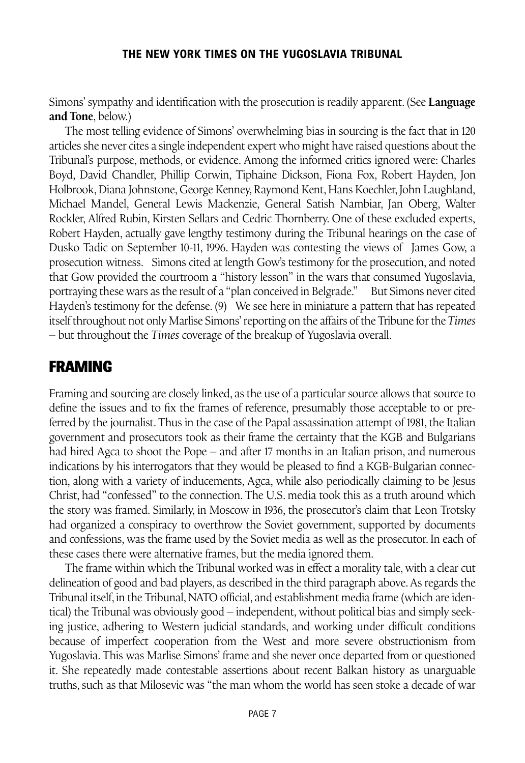Simons' sympathy and identification with the prosecution is readily apparent. (See **Language and Tone**, below.)

The most telling evidence of Simons' overwhelming bias in sourcing is the fact that in 120 articles she never cites a single independent expert who might have raised questions about the Tribunal's purpose, methods, or evidence. Among the informed critics ignored were: Charles Boyd, David Chandler, Phillip Corwin, Tiphaine Dickson, Fiona Fox, Robert Hayden, Jon Holbrook, Diana Johnstone, George Kenney, Raymond Kent, Hans Koechler, John Laughland, Michael Mandel, General Lewis Mackenzie, General Satish Nambiar, Jan Oberg, Walter Rockler, Alfred Rubin, Kirsten Sellars and Cedric Thornberry. One of these excluded experts, Robert Hayden, actually gave lengthy testimony during the Tribunal hearings on the case of Dusko Tadic on September 10-11, 1996. Hayden was contesting the views of James Gow, a prosecution witness. Simons cited at length Gow's testimony for the prosecution, and noted that Gow provided the courtroom a "history lesson" in the wars that consumed Yugoslavia, portraying these wars as the result of a "plan conceived in Belgrade." But Simons never cited Hayden's testimony for the defense. (9) We see here in miniature a pattern that has repeated itself throughout not only Marlise Simons' reporting on the affairs of the Tribune for the *Times* – but throughout the *Times* coverage of the breakup of Yugoslavia overall.

## FRAMING

Framing and sourcing are closely linked, as the use of a particular source allows that source to define the issues and to fix the frames of reference, presumably those acceptable to or preferred by the journalist. Thus in the case of the Papal assassination attempt of 1981, the Italian government and prosecutors took as their frame the certainty that the KGB and Bulgarians had hired Agca to shoot the Pope – and after 17 months in an Italian prison, and numerous indications by his interrogators that they would be pleased to find a KGB-Bulgarian connection, along with a variety of inducements, Agca, while also periodically claiming to be Jesus Christ, had "confessed" to the connection. The U.S. media took this as a truth around which the story was framed. Similarly, in Moscow in 1936, the prosecutor's claim that Leon Trotsky had organized a conspiracy to overthrow the Soviet government, supported by documents and confessions, was the frame used by the Soviet media as well as the prosecutor. In each of these cases there were alternative frames, but the media ignored them.

The frame within which the Tribunal worked was in effect a morality tale, with a clear cut delineation of good and bad players, as described in the third paragraph above. As regards the Tribunal itself, in the Tribunal, NATO official, and establishment media frame (which are identical) the Tribunal was obviously good – independent, without political bias and simply seeking justice, adhering to Western judicial standards, and working under difficult conditions because of imperfect cooperation from the West and more severe obstructionism from Yugoslavia. This was Marlise Simons' frame and she never once departed from or questioned it. She repeatedly made contestable assertions about recent Balkan history as unarguable truths, such as that Milosevic was "the man whom the world has seen stoke a decade of war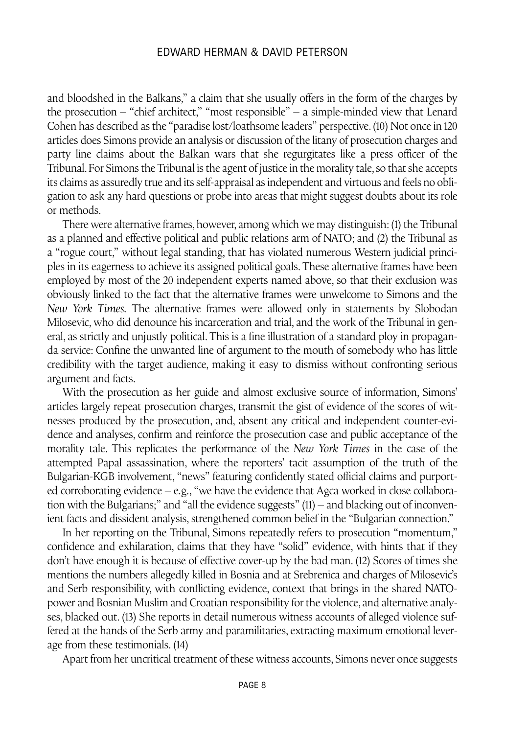and bloodshed in the Balkans," a claim that she usually offers in the form of the charges by the prosecution – "chief architect," "most responsible" – a simple-minded view that Lenard Cohen has described as the "paradise lost/loathsome leaders" perspective. (10) Not once in 120 articles does Simons provide an analysis or discussion of the litany of prosecution charges and party line claims about the Balkan wars that she regurgitates like a press officer of the Tribunal. For Simons the Tribunal is the agent of justice in the morality tale, so that she accepts its claims as assuredly true and its self-appraisal as independent and virtuous and feels no obligation to ask any hard questions or probe into areas that might suggest doubts about its role or methods.

There were alternative frames, however, among which we may distinguish: (1) the Tribunal as a planned and effective political and public relations arm of NATO; and (2) the Tribunal as a "rogue court," without legal standing, that has violated numerous Western judicial principles in its eagerness to achieve its assigned political goals. These alternative frames have been employed by most of the 20 independent experts named above, so that their exclusion was obviously linked to the fact that the alternative frames were unwelcome to Simons and the *New York Times.* The alternative frames were allowed only in statements by Slobodan Milosevic, who did denounce his incarceration and trial, and the work of the Tribunal in general, as strictly and unjustly political. This is a fine illustration of a standard ploy in propaganda service: Confine the unwanted line of argument to the mouth of somebody who has little credibility with the target audience, making it easy to dismiss without confronting serious argument and facts.

With the prosecution as her guide and almost exclusive source of information, Simons' articles largely repeat prosecution charges, transmit the gist of evidence of the scores of witnesses produced by the prosecution, and, absent any critical and independent counter-evidence and analyses, confirm and reinforce the prosecution case and public acceptance of the morality tale. This replicates the performance of the *New York Times* in the case of the attempted Papal assassination, where the reporters' tacit assumption of the truth of the Bulgarian-KGB involvement, "news" featuring confidently stated official claims and purported corroborating evidence – e.g., "we have the evidence that Agca worked in close collaboration with the Bulgarians;" and "all the evidence suggests" (11) – and blacking out of inconvenient facts and dissident analysis, strengthened common belief in the "Bulgarian connection."

In her reporting on the Tribunal, Simons repeatedly refers to prosecution "momentum," confidence and exhilaration, claims that they have "solid" evidence, with hints that if they don't have enough it is because of effective cover-up by the bad man. (12) Scores of times she mentions the numbers allegedly killed in Bosnia and at Srebrenica and charges of Milosevic's and Serb responsibility, with conflicting evidence, context that brings in the shared NATO-power and Bosnian Muslim and Croatian responsibility for the violence, and alternative analyses, blacked out. (13) She reports in detail numerous witness accounts of alleged violence suffered at the hands of the Serb army and paramilitaries, extracting maximum emotional leverage from these testimonials. (14)

Apart from her uncritical treatment of these witness accounts, Simons never once suggests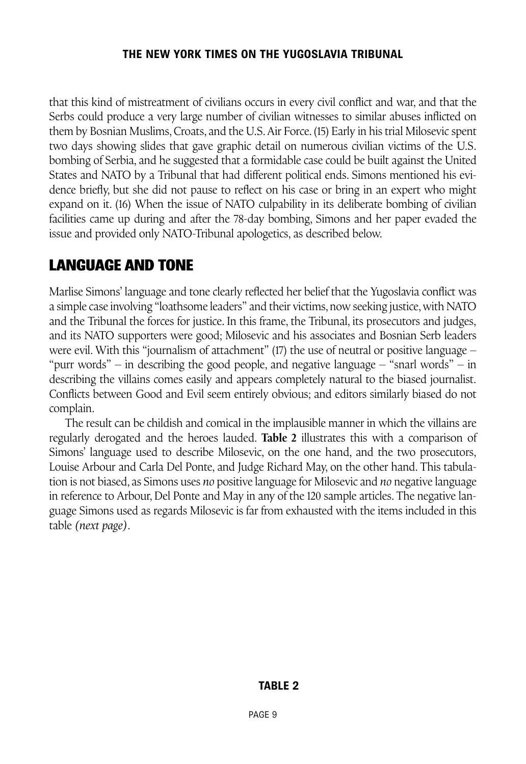that this kind of mistreatment of civilians occurs in every civil conflict and war, and that the Serbs could produce a very large number of civilian witnesses to similar abuses inflicted on them by Bosnian Muslims, Croats, and the U.S. Air Force. (15) Early in his trial Milosevic spent two days showing slides that gave graphic detail on numerous civilian victims of the U.S. bombing of Serbia, and he suggested that a formidable case could be built against the United States and NATO by a Tribunal that had different political ends. Simons mentioned his evidence briefly, but she did not pause to reflect on his case or bring in an expert who might expand on it. (16) When the issue of NATO culpability in its deliberate bombing of civilian facilities came up during and after the 78-day bombing, Simons and her paper evaded the issue and provided only NATO-Tribunal apologetics, as described below.

## LANGUAGE AND TONE

Marlise Simons' language and tone clearly reflected her belief that the Yugoslavia conflict was a simple case involving "loathsome leaders" and their victims, now seeking justice, with NATO and the Tribunal the forces for justice. In this frame, the Tribunal, its prosecutors and judges, and its NATO supporters were good; Milosevic and his associates and Bosnian Serb leaders were evil. With this "journalism of attachment" (17) the use of neutral or positive language – "purr words" – in describing the good people, and negative language – "snarl words" – in describing the villains comes easily and appears completely natural to the biased journalist. Conflicts between Good and Evil seem entirely obvious; and editors similarly biased do not complain.

The result can be childish and comical in the implausible manner in which the villains are regularly derogated and the heroes lauded. **Table 2** illustrates this with a comparison of Simons' language used to describe Milosevic, on the one hand, and the two prosecutors, Louise Arbour and Carla Del Ponte, and Judge Richard May, on the other hand. This tabulation is not biased, as Simons uses *no* positive language for Milosevic and *no* negative language in reference to Arbour, Del Ponte and May in any of the 120 sample articles. The negative language Simons used as regards Milosevic is far from exhausted with the items included in this table *(next page)*.

**TABLE 2**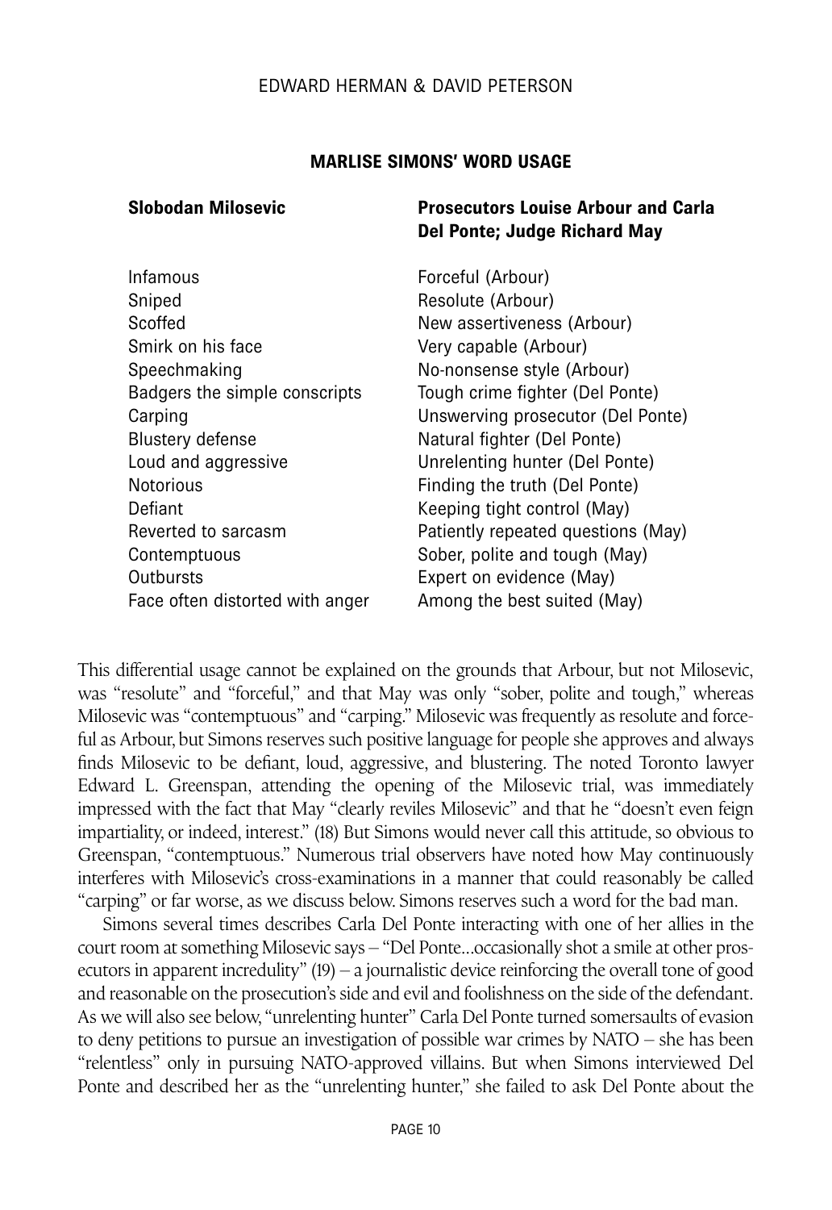**MARLISE SIMONS' WORD USAGE**

| Slobodan Milosevic | Prosecutors Louise Arbour and Carla Del Ponte; Judge Richard May |
|---|---|
| Infamous | Forceful (Arbour) |
| Sniped | Resolute (Arbour) |
| Scoffed | New assertiveness (Arbour) |
| Smirk on his face | Very capable (Arbour) |
| Speechmaking | No-nonsense style (Arbour) |
| Badgers the simple conscripts | Tough crime fighter (Del Ponte) |
| Carping | Unswerving prosecutor (Del Ponte) |
| Blustery defense | Natural fighter (Del Ponte) |
| Loud and aggressive | Unrelenting hunter (Del Ponte) |
| Notorious | Finding the truth (Del Ponte) |
| Defiant | Keeping tight control (May) |
| Reverted to sarcasm | Patiently repeated questions (May) |
| Contemptuous | Sober, polite and tough (May) |
| Outbursts | Expert on evidence (May) |
| Face often distorted with anger | Among the best suited (May) |

This differential usage cannot be explained on the grounds that Arbour, but not Milosevic, was "resolute" and "forceful," and that May was only "sober, polite and tough," whereas Milosevic was "contemptuous" and "carping." Milosevic was frequently as resolute and forceful as Arbour, but Simons reserves such positive language for people she approves and always finds Milosevic to be defiant, loud, aggressive, and blustering. The noted Toronto lawyer Edward L. Greenspan, attending the opening of the Milosevic trial, was immediately impressed with the fact that May "clearly reviles Milosevic" and that he "doesn't even feign impartiality, or indeed, interest." (18) But Simons would never call this attitude, so obvious to Greenspan, "contemptuous." Numerous trial observers have noted how May continuously interferes with Milosevic's cross-examinations in a manner that could reasonably be called "carping" or far worse, as we discuss below. Simons reserves such a word for the bad man.

Simons several times describes Carla Del Ponte interacting with one of her allies in the court room at something Milosevic says – "Del Ponte…occasionally shot a smile at other prosecutors in apparent incredulity" (19) – a journalistic device reinforcing the overall tone of good and reasonable on the prosecution's side and evil and foolishness on the side of the defendant. As we will also see below, "unrelenting hunter" Carla Del Ponte turned somersaults of evasion to deny petitions to pursue an investigation of possible war crimes by NATO – she has been "relentless" only in pursuing NATO-approved villains. But when Simons interviewed Del Ponte and described her as the "unrelenting hunter," she failed to ask Del Ponte about the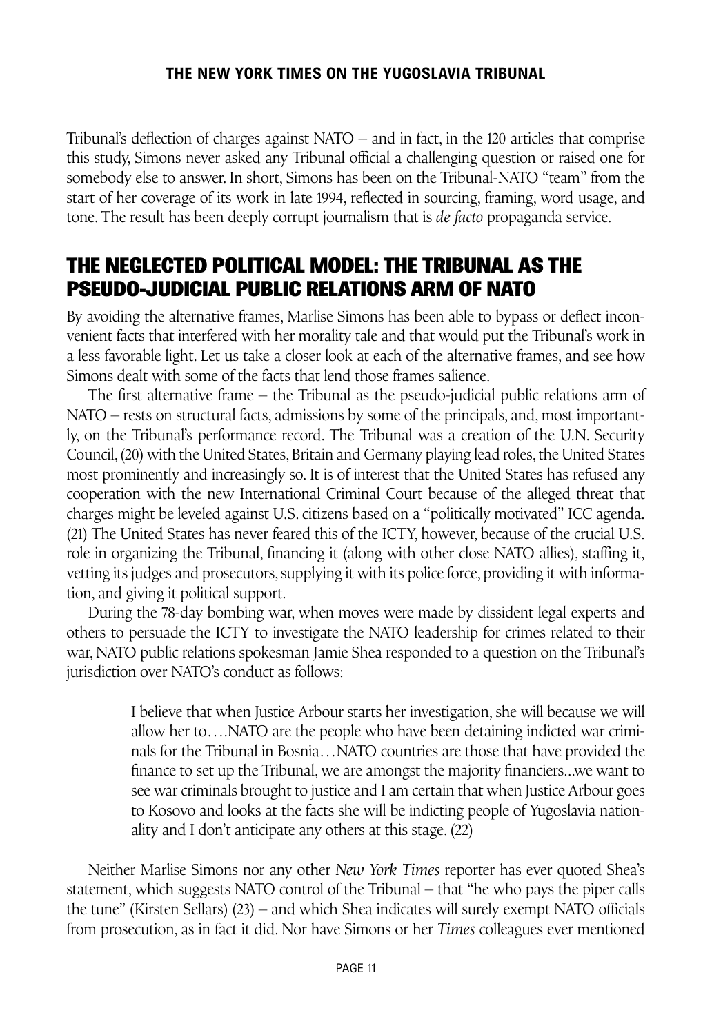Tribunal's deflection of charges against NATO – and in fact, in the 120 articles that comprise this study, Simons never asked any Tribunal official a challenging question or raised one for somebody else to answer. In short, Simons has been on the Tribunal-NATO "team" from the start of her coverage of its work in late 1994, reflected in sourcing, framing, word usage, and tone. The result has been deeply corrupt journalism that is *de facto* propaganda service.

## THE NEGLECTED POLITICAL MODEL: THE TRIBUNAL AS THE PSEUDO-JUDICIAL PUBLIC RELATIONS ARM OF NATO

By avoiding the alternative frames, Marlise Simons has been able to bypass or deflect inconvenient facts that interfered with her morality tale and that would put the Tribunal's work in a less favorable light. Let us take a closer look at each of the alternative frames, and see how Simons dealt with some of the facts that lend those frames salience.

The first alternative frame – the Tribunal as the pseudo-judicial public relations arm of NATO – rests on structural facts, admissions by some of the principals, and, most importantly, on the Tribunal's performance record. The Tribunal was a creation of the U.N. Security Council, (20) with the United States, Britain and Germany playing lead roles, the United States most prominently and increasingly so. It is of interest that the United States has refused any cooperation with the new International Criminal Court because of the alleged threat that charges might be leveled against U.S. citizens based on a "politically motivated" ICC agenda. (21) The United States has never feared this of the ICTY, however, because of the crucial U.S. role in organizing the Tribunal, financing it (along with other close NATO allies), staffing it, vetting its judges and prosecutors, supplying it with its police force, providing it with information, and giving it political support.

During the 78-day bombing war, when moves were made by dissident legal experts and others to persuade the ICTY to investigate the NATO leadership for crimes related to their war, NATO public relations spokesman Jamie Shea responded to a question on the Tribunal's jurisdiction over NATO's conduct as follows:

> I believe that when Justice Arbour starts her investigation, she will because we will allow her to….NATO are the people who have been detaining indicted war criminals for the Tribunal in Bosnia…NATO countries are those that have provided the finance to set up the Tribunal, we are amongst the majority financiers...we want to see war criminals brought to justice and I am certain that when Justice Arbour goes to Kosovo and looks at the facts she will be indicting people of Yugoslavia nationality and I don't anticipate any others at this stage. (22)

Neither Marlise Simons nor any other *New York Times* reporter has ever quoted Shea's statement, which suggests NATO control of the Tribunal – that "he who pays the piper calls the tune" (Kirsten Sellars) (23) – and which Shea indicates will surely exempt NATO officials from prosecution, as in fact it did. Nor have Simons or her *Times* colleagues ever mentioned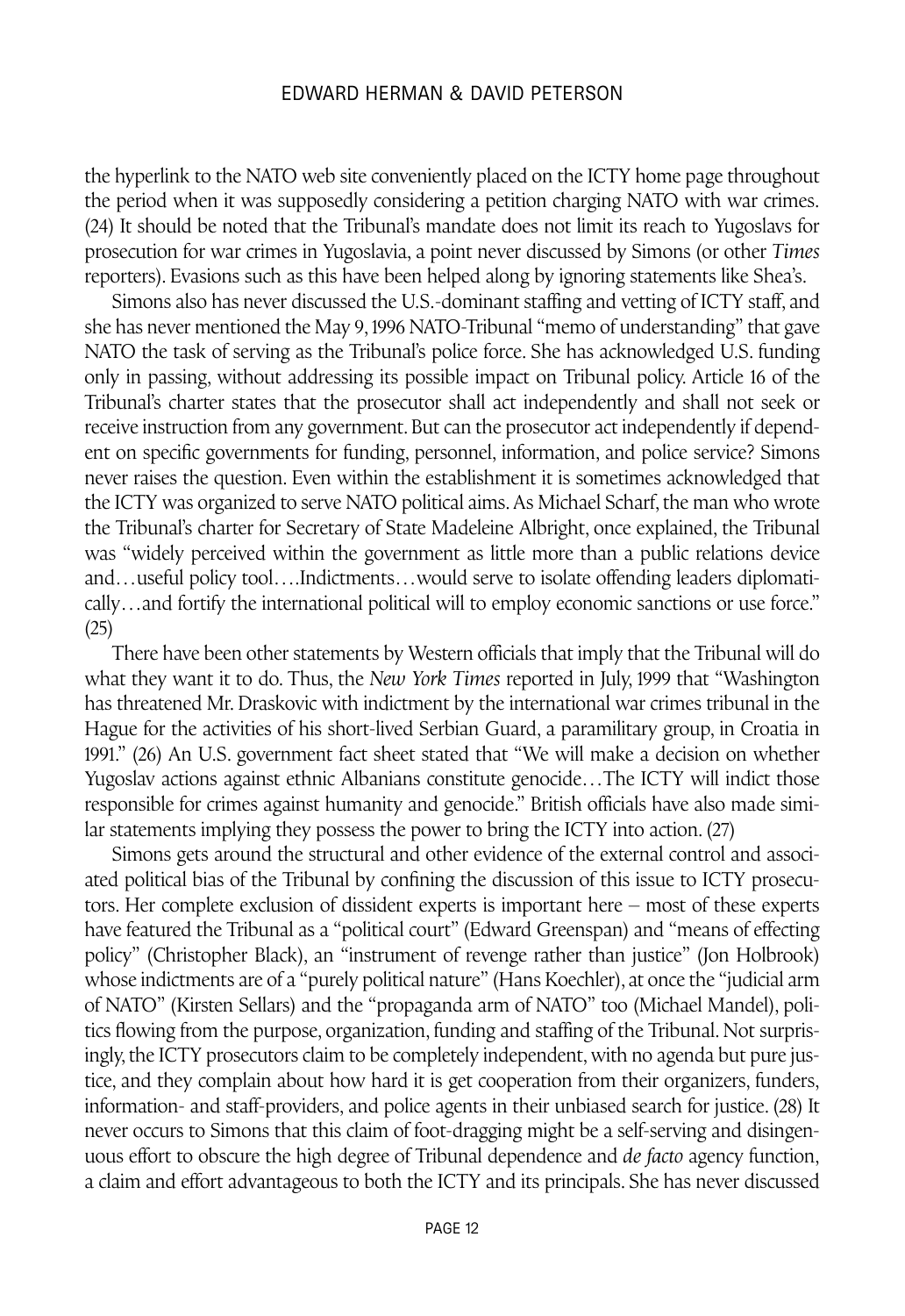the hyperlink to the NATO web site conveniently placed on the ICTY home page throughout the period when it was supposedly considering a petition charging NATO with war crimes. (24) It should be noted that the Tribunal's mandate does not limit its reach to Yugoslavs for prosecution for war crimes in Yugoslavia, a point never discussed by Simons (or other *Times* reporters). Evasions such as this have been helped along by ignoring statements like Shea's.

Simons also has never discussed the U.S.-dominant staffing and vetting of ICTY staff, and she has never mentioned the May 9, 1996 NATO-Tribunal "memo of understanding" that gave NATO the task of serving as the Tribunal's police force. She has acknowledged U.S. funding only in passing, without addressing its possible impact on Tribunal policy. Article 16 of the Tribunal's charter states that the prosecutor shall act independently and shall not seek or receive instruction from any government. But can the prosecutor act independently if dependent on specific governments for funding, personnel, information, and police service? Simons never raises the question. Even within the establishment it is sometimes acknowledged that the ICTY was organized to serve NATO political aims. As Michael Scharf, the man who wrote the Tribunal's charter for Secretary of State Madeleine Albright, once explained, the Tribunal was "widely perceived within the government as little more than a public relations device and…useful policy tool….Indictments…would serve to isolate offending leaders diplomatically…and fortify the international political will to employ economic sanctions or use force." (25)

There have been other statements by Western officials that imply that the Tribunal will do what they want it to do. Thus, the *New York Times* reported in July, 1999 that "Washington has threatened Mr. Draskovic with indictment by the international war crimes tribunal in the Hague for the activities of his short-lived Serbian Guard, a paramilitary group, in Croatia in 1991." (26) An U.S. government fact sheet stated that "We will make a decision on whether Yugoslav actions against ethnic Albanians constitute genocide…The ICTY will indict those responsible for crimes against humanity and genocide." British officials have also made similar statements implying they possess the power to bring the ICTY into action. (27)

Simons gets around the structural and other evidence of the external control and associated political bias of the Tribunal by confining the discussion of this issue to ICTY prosecutors. Her complete exclusion of dissident experts is important here – most of these experts have featured the Tribunal as a "political court" (Edward Greenspan) and "means of effecting policy" (Christopher Black), an "instrument of revenge rather than justice" (Jon Holbrook) whose indictments are of a "purely political nature" (Hans Koechler), at once the "judicial arm of NATO" (Kirsten Sellars) and the "propaganda arm of NATO" too (Michael Mandel), politics flowing from the purpose, organization, funding and staffing of the Tribunal. Not surprisingly, the ICTY prosecutors claim to be completely independent, with no agenda but pure justice, and they complain about how hard it is get cooperation from their organizers, funders, information- and staff-providers, and police agents in their unbiased search for justice. (28) It never occurs to Simons that this claim of foot-dragging might be a self-serving and disingenuous effort to obscure the high degree of Tribunal dependence and *de facto* agency function, a claim and effort advantageous to both the ICTY and its principals. She has never discussed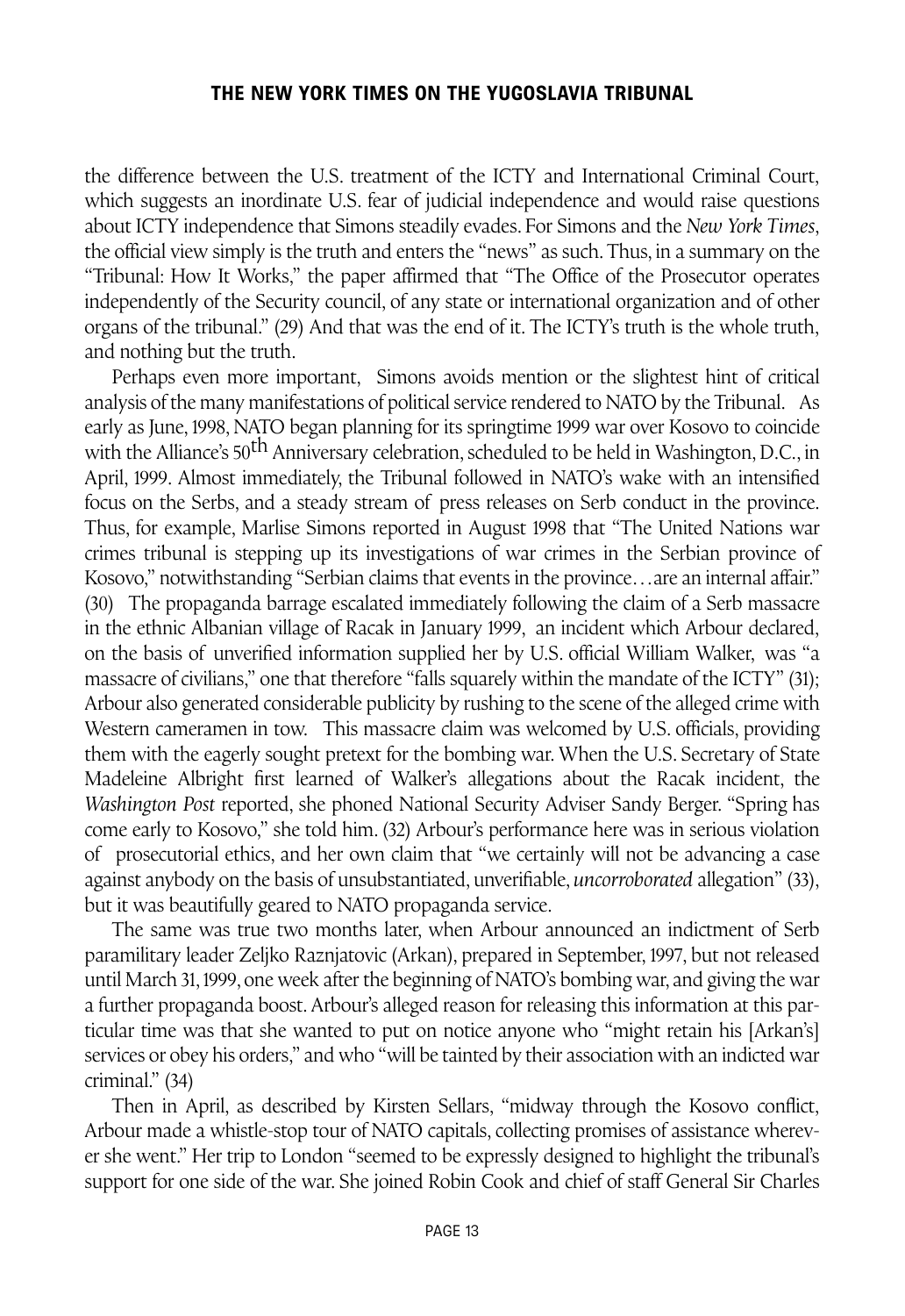the difference between the U.S. treatment of the ICTY and International Criminal Court, which suggests an inordinate U.S. fear of judicial independence and would raise questions about ICTY independence that Simons steadily evades. For Simons and the *New York Times*, the official view simply is the truth and enters the "news" as such. Thus, in a summary on the "Tribunal: How It Works," the paper affirmed that "The Office of the Prosecutor operates independently of the Security council, of any state or international organization and of other organs of the tribunal." (29) And that was the end of it. The ICTY's truth is the whole truth, and nothing but the truth.

Perhaps even more important, Simons avoids mention or the slightest hint of critical analysis of the many manifestations of political service rendered to NATO by the Tribunal. As early as June, 1998, NATO began planning for its springtime 1999 war over Kosovo to coincide with the Alliance's 50th Anniversary celebration, scheduled to be held in Washington, D.C., in April, 1999. Almost immediately, the Tribunal followed in NATO's wake with an intensified focus on the Serbs, and a steady stream of press releases on Serb conduct in the province. Thus, for example, Marlise Simons reported in August 1998 that "The United Nations war crimes tribunal is stepping up its investigations of war crimes in the Serbian province of Kosovo," notwithstanding "Serbian claims that events in the province…are an internal affair." (30) The propaganda barrage escalated immediately following the claim of a Serb massacre in the ethnic Albanian village of Racak in January 1999, an incident which Arbour declared, on the basis of unverified information supplied her by U.S. official William Walker, was "a massacre of civilians," one that therefore "falls squarely within the mandate of the ICTY" (31); Arbour also generated considerable publicity by rushing to the scene of the alleged crime with Western cameramen in tow. This massacre claim was welcomed by U.S. officials, providing them with the eagerly sought pretext for the bombing war. When the U.S. Secretary of State Madeleine Albright first learned of Walker's allegations about the Racak incident, the *Washington Post* reported, she phoned National Security Adviser Sandy Berger. "Spring has come early to Kosovo," she told him. (32) Arbour's performance here was in serious violation of prosecutorial ethics, and her own claim that "we certainly will not be advancing a case against anybody on the basis of unsubstantiated, unverifiable, *uncorroborated* allegation" (33), but it was beautifully geared to NATO propaganda service.

The same was true two months later, when Arbour announced an indictment of Serb paramilitary leader Zeljko Raznjatovic (Arkan), prepared in September, 1997, but not released until March 31, 1999, one week after the beginning of NATO's bombing war, and giving the war a further propaganda boost. Arbour's alleged reason for releasing this information at this particular time was that she wanted to put on notice anyone who "might retain his [Arkan's] services or obey his orders," and who "will be tainted by their association with an indicted war criminal." (34)

Then in April, as described by Kirsten Sellars, "midway through the Kosovo conflict, Arbour made a whistle-stop tour of NATO capitals, collecting promises of assistance wherever she went." Her trip to London "seemed to be expressly designed to highlight the tribunal's support for one side of the war. She joined Robin Cook and chief of staff General Sir Charles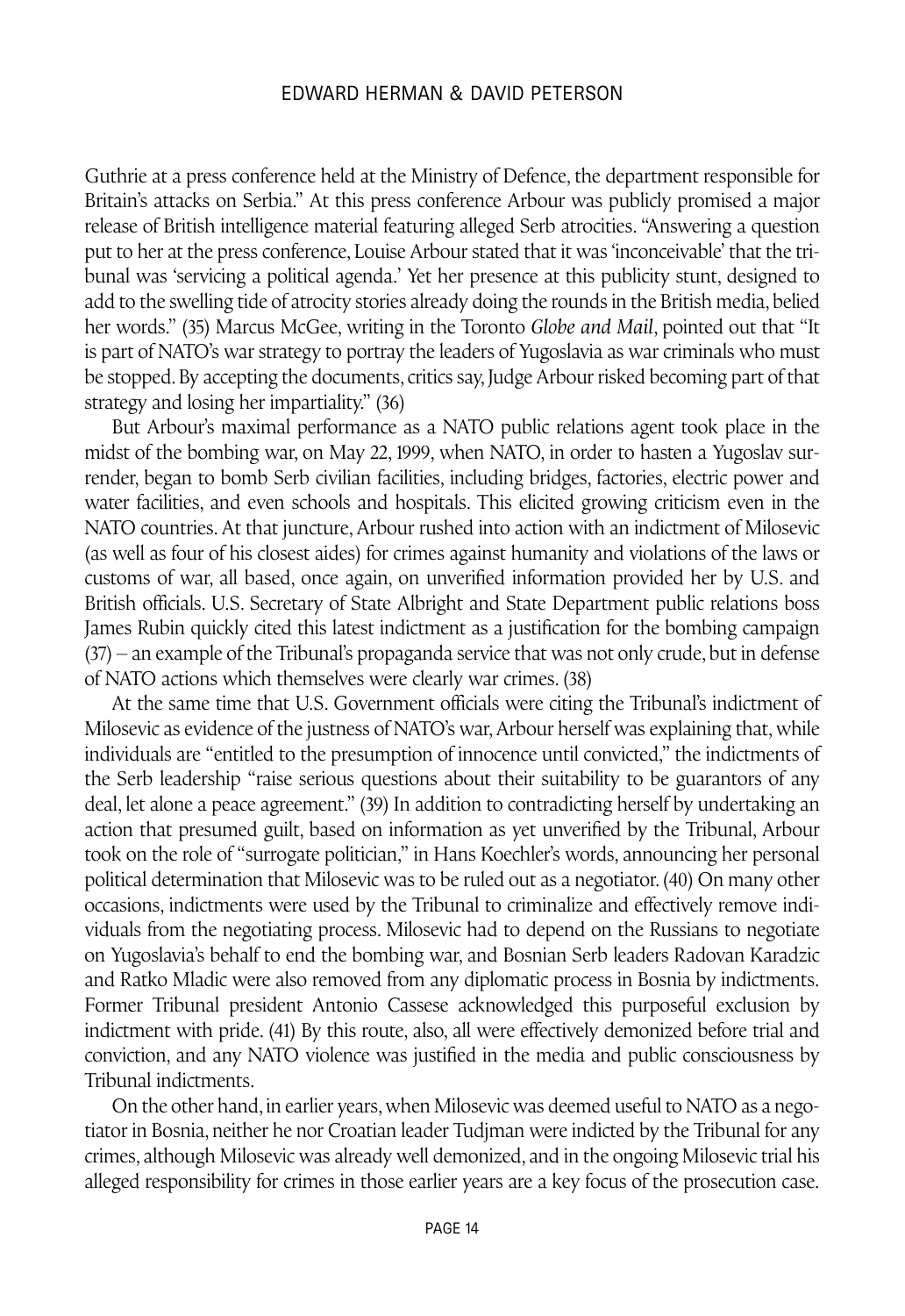Guthrie at a press conference held at the Ministry of Defence, the department responsible for Britain's attacks on Serbia." At this press conference Arbour was publicly promised a major release of British intelligence material featuring alleged Serb atrocities. "Answering a question put to her at the press conference, Louise Arbour stated that it was 'inconceivable' that the tribunal was 'servicing a political agenda.' Yet her presence at this publicity stunt, designed to add to the swelling tide of atrocity stories already doing the rounds in the British media, belied her words." (35) Marcus McGee, writing in the Toronto *Globe and Mail*, pointed out that "It is part of NATO's war strategy to portray the leaders of Yugoslavia as war criminals who must be stopped. By accepting the documents, critics say, Judge Arbour risked becoming part of that strategy and losing her impartiality." (36)

But Arbour's maximal performance as a NATO public relations agent took place in the midst of the bombing war, on May 22, 1999, when NATO, in order to hasten a Yugoslav surrender, began to bomb Serb civilian facilities, including bridges, factories, electric power and water facilities, and even schools and hospitals. This elicited growing criticism even in the NATO countries. At that juncture, Arbour rushed into action with an indictment of Milosevic (as well as four of his closest aides) for crimes against humanity and violations of the laws or customs of war, all based, once again, on unverified information provided her by U.S. and British officials. U.S. Secretary of State Albright and State Department public relations boss James Rubin quickly cited this latest indictment as a justification for the bombing campaign (37) – an example of the Tribunal's propaganda service that was not only crude, but in defense of NATO actions which themselves were clearly war crimes. (38)

At the same time that U.S. Government officials were citing the Tribunal's indictment of Milosevic as evidence of the justness of NATO's war, Arbour herself was explaining that, while individuals are "entitled to the presumption of innocence until convicted," the indictments of the Serb leadership "raise serious questions about their suitability to be guarantors of any deal, let alone a peace agreement." (39) In addition to contradicting herself by undertaking an action that presumed guilt, based on information as yet unverified by the Tribunal, Arbour took on the role of "surrogate politician," in Hans Koechler's words, announcing her personal political determination that Milosevic was to be ruled out as a negotiator. (40) On many other occasions, indictments were used by the Tribunal to criminalize and effectively remove individuals from the negotiating process. Milosevic had to depend on the Russians to negotiate on Yugoslavia's behalf to end the bombing war, and Bosnian Serb leaders Radovan Karadzic and Ratko Mladic were also removed from any diplomatic process in Bosnia by indictments. Former Tribunal president Antonio Cassese acknowledged this purposeful exclusion by indictment with pride. (41) By this route, also, all were effectively demonized before trial and conviction, and any NATO violence was justified in the media and public consciousness by Tribunal indictments.

On the other hand, in earlier years, when Milosevic was deemed useful to NATO as a negotiator in Bosnia, neither he nor Croatian leader Tudjman were indicted by the Tribunal for any crimes, although Milosevic was already well demonized, and in the ongoing Milosevic trial his alleged responsibility for crimes in those earlier years are a key focus of the prosecution case.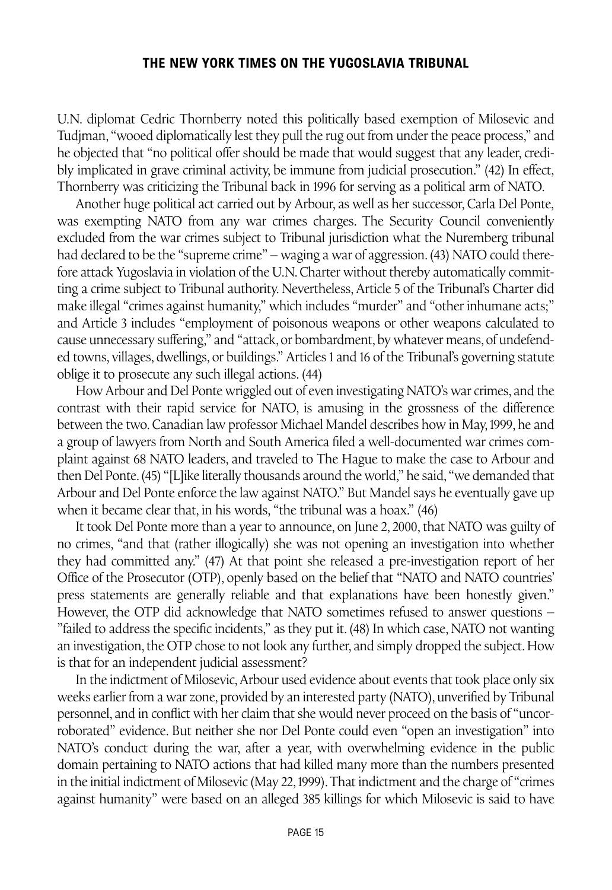U.N. diplomat Cedric Thornberry noted this politically based exemption of Milosevic and Tudjman, "wooed diplomatically lest they pull the rug out from under the peace process," and he objected that "no political offer should be made that would suggest that any leader, credibly implicated in grave criminal activity, be immune from judicial prosecution." (42) In effect, Thornberry was criticizing the Tribunal back in 1996 for serving as a political arm of NATO.

Another huge political act carried out by Arbour, as well as her successor, Carla Del Ponte, was exempting NATO from any war crimes charges. The Security Council conveniently excluded from the war crimes subject to Tribunal jurisdiction what the Nuremberg tribunal had declared to be the "supreme crime" – waging a war of aggression. (43) NATO could therefore attack Yugoslavia in violation of the U.N. Charter without thereby automatically committing a crime subject to Tribunal authority. Nevertheless, Article 5 of the Tribunal's Charter did make illegal "crimes against humanity," which includes "murder" and "other inhumane acts;" and Article 3 includes "employment of poisonous weapons or other weapons calculated to cause unnecessary suffering," and "attack, or bombardment, by whatever means, of undefended towns, villages, dwellings, or buildings." Articles 1 and 16 of the Tribunal's governing statute oblige it to prosecute any such illegal actions. (44)

How Arbour and Del Ponte wriggled out of even investigating NATO's war crimes, and the contrast with their rapid service for NATO, is amusing in the grossness of the difference between the two. Canadian law professor Michael Mandel describes how in May, 1999, he and a group of lawyers from North and South America filed a well-documented war crimes complaint against 68 NATO leaders, and traveled to The Hague to make the case to Arbour and then Del Ponte. (45) "[L]ike literally thousands around the world," he said, "we demanded that Arbour and Del Ponte enforce the law against NATO." But Mandel says he eventually gave up when it became clear that, in his words, "the tribunal was a hoax." (46)

It took Del Ponte more than a year to announce, on June 2, 2000, that NATO was guilty of no crimes, "and that (rather illogically) she was not opening an investigation into whether they had committed any." (47) At that point she released a pre-investigation report of her Office of the Prosecutor (OTP), openly based on the belief that "NATO and NATO countries' press statements are generally reliable and that explanations have been honestly given." However, the OTP did acknowledge that NATO sometimes refused to answer questions – "failed to address the specific incidents," as they put it. (48) In which case, NATO not wanting an investigation, the OTP chose to not look any further, and simply dropped the subject. How is that for an independent judicial assessment?

In the indictment of Milosevic, Arbour used evidence about events that took place only six weeks earlier from a war zone, provided by an interested party (NATO), unverified by Tribunal personnel, and in conflict with her claim that she would never proceed on the basis of "uncorroborated" evidence. But neither she nor Del Ponte could even "open an investigation" into NATO's conduct during the war, after a year, with overwhelming evidence in the public domain pertaining to NATO actions that had killed many more than the numbers presented in the initial indictment of Milosevic (May 22, 1999). That indictment and the charge of "crimes against humanity" were based on an alleged 385 killings for which Milosevic is said to have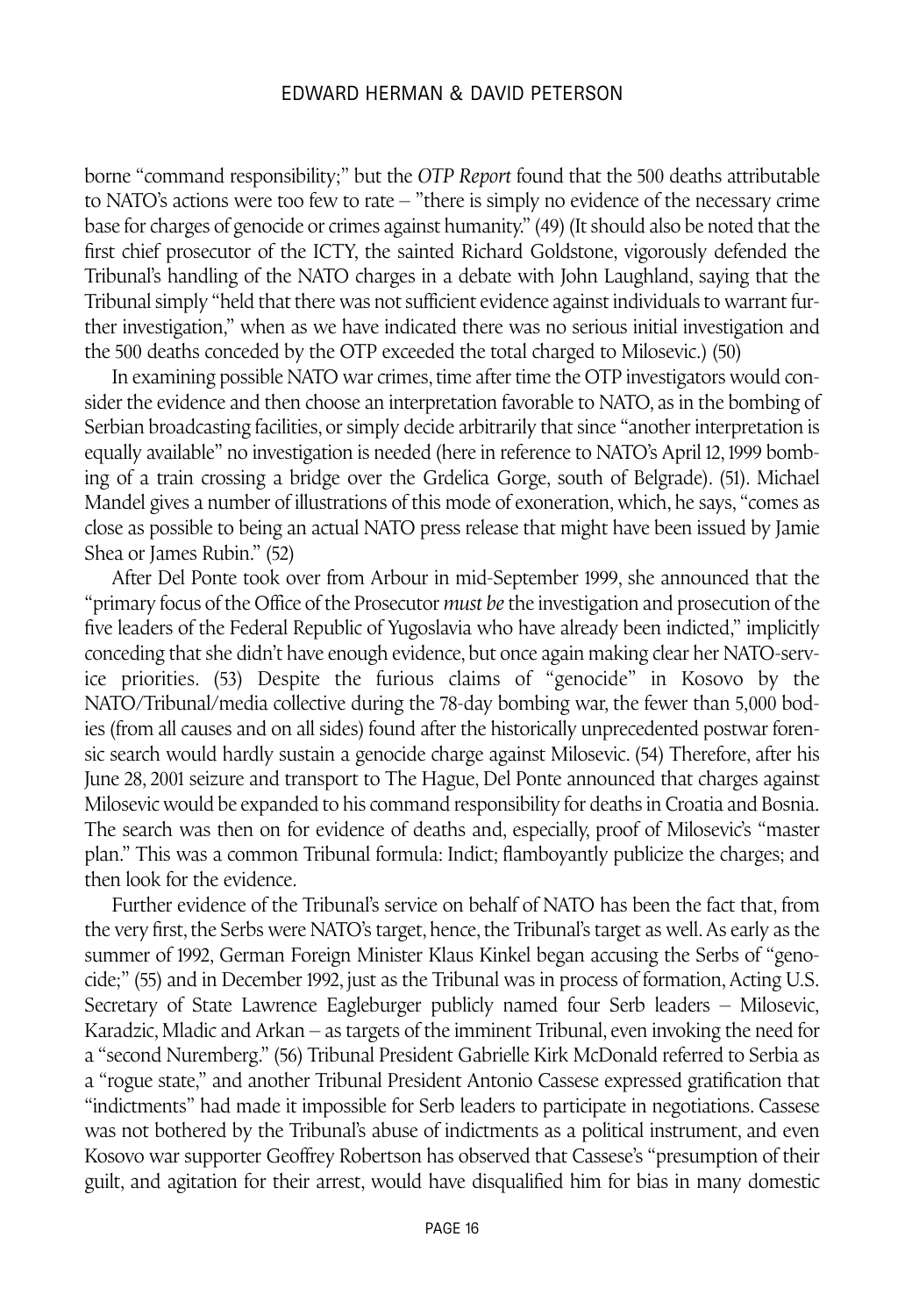borne "command responsibility;" but the *OTP Report* found that the 500 deaths attributable to NATO's actions were too few to rate – "there is simply no evidence of the necessary crime base for charges of genocide or crimes against humanity." (49) (It should also be noted that the first chief prosecutor of the ICTY, the sainted Richard Goldstone, vigorously defended the Tribunal's handling of the NATO charges in a debate with John Laughland, saying that the Tribunal simply "held that there was not sufficient evidence against individuals to warrant further investigation," when as we have indicated there was no serious initial investigation and the 500 deaths conceded by the OTP exceeded the total charged to Milosevic.) (50)

In examining possible NATO war crimes, time after time the OTP investigators would consider the evidence and then choose an interpretation favorable to NATO, as in the bombing of Serbian broadcasting facilities, or simply decide arbitrarily that since "another interpretation is equally available" no investigation is needed (here in reference to NATO's April 12, 1999 bombing of a train crossing a bridge over the Grdelica Gorge, south of Belgrade). (51). Michael Mandel gives a number of illustrations of this mode of exoneration, which, he says, "comes as close as possible to being an actual NATO press release that might have been issued by Jamie Shea or James Rubin." (52)

After Del Ponte took over from Arbour in mid-September 1999, she announced that the "primary focus of the Office of the Prosecutor *must be* the investigation and prosecution of the five leaders of the Federal Republic of Yugoslavia who have already been indicted," implicitly conceding that she didn't have enough evidence, but once again making clear her NATO-service priorities. (53) Despite the furious claims of "genocide" in Kosovo by the NATO/Tribunal/media collective during the 78-day bombing war, the fewer than 5,000 bodies (from all causes and on all sides) found after the historically unprecedented postwar forensic search would hardly sustain a genocide charge against Milosevic. (54) Therefore, after his June 28, 2001 seizure and transport to The Hague, Del Ponte announced that charges against Milosevic would be expanded to his command responsibility for deaths in Croatia and Bosnia. The search was then on for evidence of deaths and, especially, proof of Milosevic's "master plan." This was a common Tribunal formula: Indict; flamboyantly publicize the charges; and then look for the evidence.

Further evidence of the Tribunal's service on behalf of NATO has been the fact that, from the very first, the Serbs were NATO's target, hence, the Tribunal's target as well. As early as the summer of 1992, German Foreign Minister Klaus Kinkel began accusing the Serbs of "genocide;" (55) and in December 1992, just as the Tribunal was in process of formation, Acting U.S. Secretary of State Lawrence Eagleburger publicly named four Serb leaders – Milosevic, Karadzic, Mladic and Arkan – as targets of the imminent Tribunal, even invoking the need for a "second Nuremberg." (56) Tribunal President Gabrielle Kirk McDonald referred to Serbia as a "rogue state," and another Tribunal President Antonio Cassese expressed gratification that "indictments" had made it impossible for Serb leaders to participate in negotiations. Cassese was not bothered by the Tribunal's abuse of indictments as a political instrument, and even Kosovo war supporter Geoffrey Robertson has observed that Cassese's "presumption of their guilt, and agitation for their arrest, would have disqualified him for bias in many domestic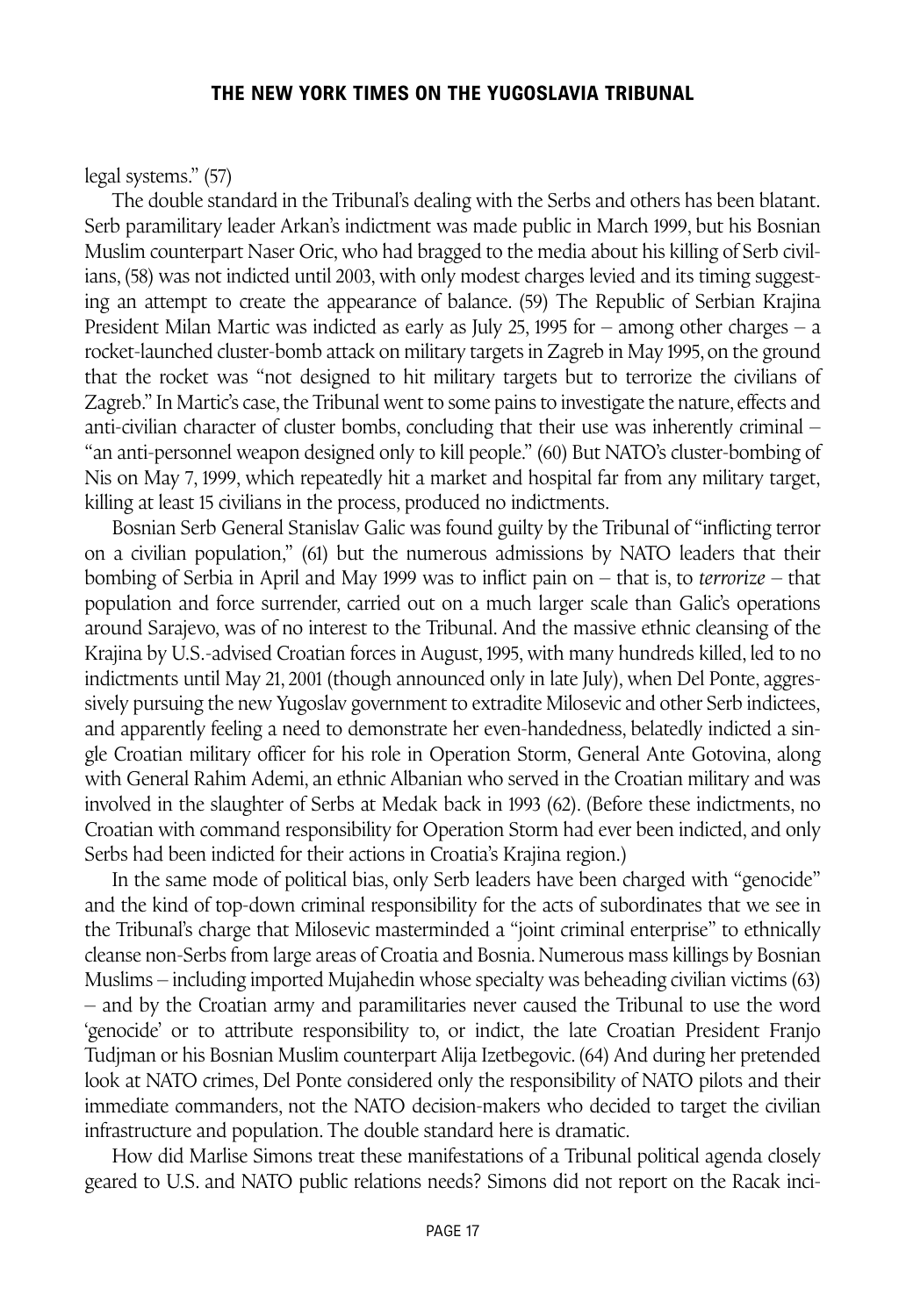legal systems." (57)

The double standard in the Tribunal's dealing with the Serbs and others has been blatant. Serb paramilitary leader Arkan's indictment was made public in March 1999, but his Bosnian Muslim counterpart Naser Oric, who had bragged to the media about his killing of Serb civilians, (58) was not indicted until 2003, with only modest charges levied and its timing suggesting an attempt to create the appearance of balance. (59) The Republic of Serbian Krajina President Milan Martic was indicted as early as July 25, 1995 for – among other charges – a rocket-launched cluster-bomb attack on military targets in Zagreb in May 1995, on the ground that the rocket was "not designed to hit military targets but to terrorize the civilians of Zagreb." In Martic's case, the Tribunal went to some pains to investigate the nature, effects and anti-civilian character of cluster bombs, concluding that their use was inherently criminal – "an anti-personnel weapon designed only to kill people." (60) But NATO's cluster-bombing of Nis on May 7, 1999, which repeatedly hit a market and hospital far from any military target, killing at least 15 civilians in the process, produced no indictments.

Bosnian Serb General Stanislav Galic was found guilty by the Tribunal of "inflicting terror on a civilian population," (61) but the numerous admissions by NATO leaders that their bombing of Serbia in April and May 1999 was to inflict pain on – that is, to *terrorize* – that population and force surrender, carried out on a much larger scale than Galic's operations around Sarajevo, was of no interest to the Tribunal. And the massive ethnic cleansing of the Krajina by U.S.-advised Croatian forces in August, 1995, with many hundreds killed, led to no indictments until May 21, 2001 (though announced only in late July), when Del Ponte, aggressively pursuing the new Yugoslav government to extradite Milosevic and other Serb indictees, and apparently feeling a need to demonstrate her even-handedness, belatedly indicted a single Croatian military officer for his role in Operation Storm, General Ante Gotovina, along with General Rahim Ademi, an ethnic Albanian who served in the Croatian military and was involved in the slaughter of Serbs at Medak back in 1993 (62). (Before these indictments, no Croatian with command responsibility for Operation Storm had ever been indicted, and only Serbs had been indicted for their actions in Croatia's Krajina region.)

In the same mode of political bias, only Serb leaders have been charged with "genocide" and the kind of top-down criminal responsibility for the acts of subordinates that we see in the Tribunal's charge that Milosevic masterminded a "joint criminal enterprise" to ethnically cleanse non-Serbs from large areas of Croatia and Bosnia. Numerous mass killings by Bosnian Muslims – including imported Mujahedin whose specialty was beheading civilian victims (63) – and by the Croatian army and paramilitaries never caused the Tribunal to use the word 'genocide' or to attribute responsibility to, or indict, the late Croatian President Franjo Tudjman or his Bosnian Muslim counterpart Alija Izetbegovic. (64) And during her pretended look at NATO crimes, Del Ponte considered only the responsibility of NATO pilots and their immediate commanders, not the NATO decision-makers who decided to target the civilian infrastructure and population. The double standard here is dramatic.

How did Marlise Simons treat these manifestations of a Tribunal political agenda closely geared to U.S. and NATO public relations needs? Simons did not report on the Racak inci-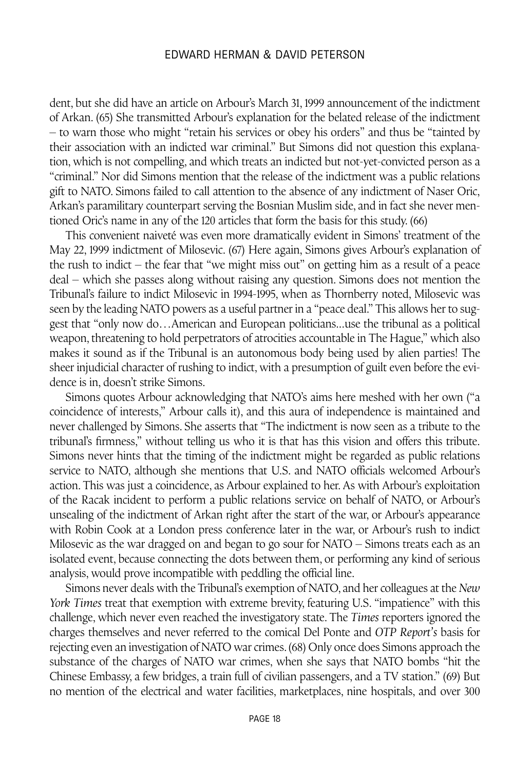dent, but she did have an article on Arbour's March 31, 1999 announcement of the indictment of Arkan. (65) She transmitted Arbour's explanation for the belated release of the indictment – to warn those who might "retain his services or obey his orders" and thus be "tainted by their association with an indicted war criminal." But Simons did not question this explanation, which is not compelling, and which treats an indicted but not-yet-convicted person as a "criminal." Nor did Simons mention that the release of the indictment was a public relations gift to NATO. Simons failed to call attention to the absence of any indictment of Naser Oric, Arkan's paramilitary counterpart serving the Bosnian Muslim side, and in fact she never mentioned Oric's name in any of the 120 articles that form the basis for this study. (66)

This convenient naiveté was even more dramatically evident in Simons' treatment of the May 22, 1999 indictment of Milosevic. (67) Here again, Simons gives Arbour's explanation of the rush to indict – the fear that "we might miss out" on getting him as a result of a peace deal – which she passes along without raising any question. Simons does not mention the Tribunal's failure to indict Milosevic in 1994-1995, when as Thornberry noted, Milosevic was seen by the leading NATO powers as a useful partner in a "peace deal." This allows her to suggest that "only now do…American and European politicians…use the tribunal as a political weapon, threatening to hold perpetrators of atrocities accountable in The Hague," which also makes it sound as if the Tribunal is an autonomous body being used by alien parties! The sheer injudicial character of rushing to indict, with a presumption of guilt even before the evidence is in, doesn't strike Simons.

Simons quotes Arbour acknowledging that NATO's aims here meshed with her own ("a coincidence of interests," Arbour calls it), and this aura of independence is maintained and never challenged by Simons. She asserts that "The indictment is now seen as a tribute to the tribunal's firmness," without telling us who it is that has this vision and offers this tribute. Simons never hints that the timing of the indictment might be regarded as public relations service to NATO, although she mentions that U.S. and NATO officials welcomed Arbour's action. This was just a coincidence, as Arbour explained to her. As with Arbour's exploitation of the Racak incident to perform a public relations service on behalf of NATO, or Arbour's unsealing of the indictment of Arkan right after the start of the war, or Arbour's appearance with Robin Cook at a London press conference later in the war, or Arbour's rush to indict Milosevic as the war dragged on and began to go sour for NATO – Simons treats each as an isolated event, because connecting the dots between them, or performing any kind of serious analysis, would prove incompatible with peddling the official line.

Simons never deals with the Tribunal's exemption of NATO, and her colleagues at the *New York Times* treat that exemption with extreme brevity, featuring U.S. "impatience" with this challenge, which never even reached the investigatory state. The *Times* reporters ignored the charges themselves and never referred to the comical Del Ponte and *OTP Report's* basis for rejecting even an investigation of NATO war crimes. (68) Only once does Simons approach the substance of the charges of NATO war crimes, when she says that NATO bombs "hit the Chinese Embassy, a few bridges, a train full of civilian passengers, and a TV station." (69) But no mention of the electrical and water facilities, marketplaces, nine hospitals, and over 300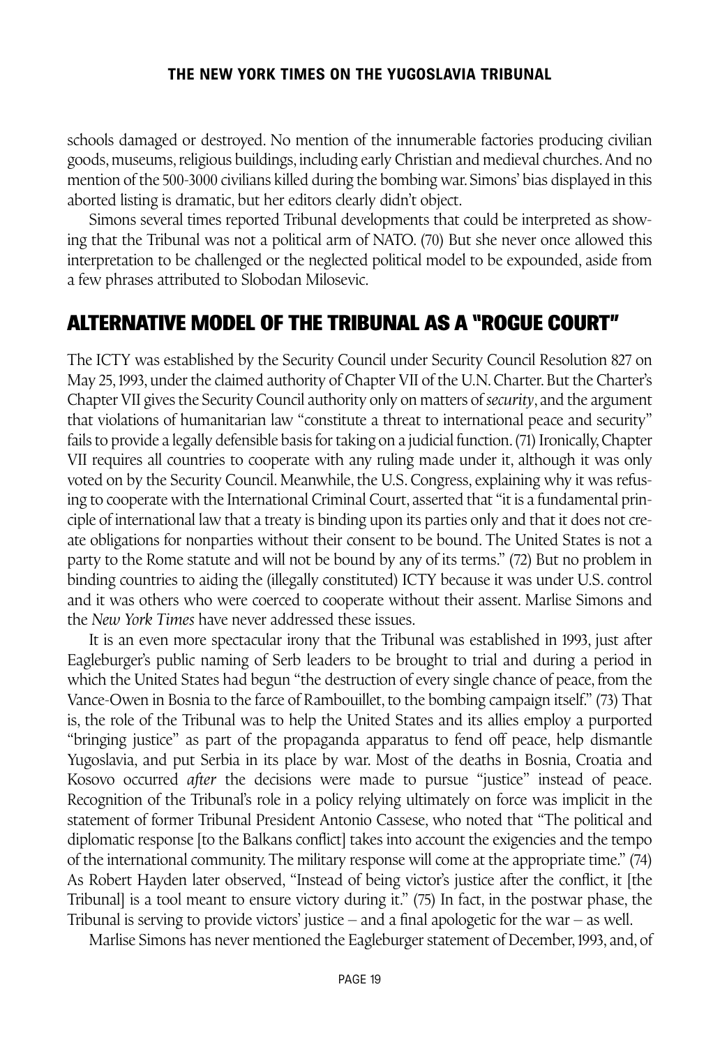schools damaged or destroyed. No mention of the innumerable factories producing civilian goods, museums, religious buildings, including early Christian and medieval churches. And no mention of the 500-3000 civilians killed during the bombing war. Simons' bias displayed in this aborted listing is dramatic, but her editors clearly didn't object.

Simons several times reported Tribunal developments that could be interpreted as showing that the Tribunal was not a political arm of NATO. (70) But she never once allowed this interpretation to be challenged or the neglected political model to be expounded, aside from a few phrases attributed to Slobodan Milosevic.

## ALTERNATIVE MODEL OF THE TRIBUNAL AS A "ROGUE COURT"

The ICTY was established by the Security Council under Security Council Resolution 827 on May 25, 1993, under the claimed authority of Chapter VII of the U.N. Charter. But the Charter's Chapter VII gives the Security Council authority only on matters of *security*, and the argument that violations of humanitarian law "constitute a threat to international peace and security" fails to provide a legally defensible basis for taking on a judicial function. (71) Ironically, Chapter VII requires all countries to cooperate with any ruling made under it, although it was only voted on by the Security Council. Meanwhile, the U.S. Congress, explaining why it was refusing to cooperate with the International Criminal Court, asserted that "it is a fundamental principle of international law that a treaty is binding upon its parties only and that it does not create obligations for nonparties without their consent to be bound. The United States is not a party to the Rome statute and will not be bound by any of its terms." (72) But no problem in binding countries to aiding the (illegally constituted) ICTY because it was under U.S. control and it was others who were coerced to cooperate without their assent. Marlise Simons and the *New York Times* have never addressed these issues.

It is an even more spectacular irony that the Tribunal was established in 1993, just after Eagleburger's public naming of Serb leaders to be brought to trial and during a period in which the United States had begun "the destruction of every single chance of peace, from the Vance-Owen in Bosnia to the farce of Rambouillet, to the bombing campaign itself." (73) That is, the role of the Tribunal was to help the United States and its allies employ a purported "bringing justice" as part of the propaganda apparatus to fend off peace, help dismantle Yugoslavia, and put Serbia in its place by war. Most of the deaths in Bosnia, Croatia and Kosovo occurred *after* the decisions were made to pursue "justice" instead of peace. Recognition of the Tribunal's role in a policy relying ultimately on force was implicit in the statement of former Tribunal President Antonio Cassese, who noted that "The political and diplomatic response [to the Balkans conflict] takes into account the exigencies and the tempo of the international community. The military response will come at the appropriate time." (74) As Robert Hayden later observed, "Instead of being victor's justice after the conflict, it [the Tribunal] is a tool meant to ensure victory during it." (75) In fact, in the postwar phase, the Tribunal is serving to provide victors' justice – and a final apologetic for the war – as well.

Marlise Simons has never mentioned the Eagleburger statement of December, 1993, and, of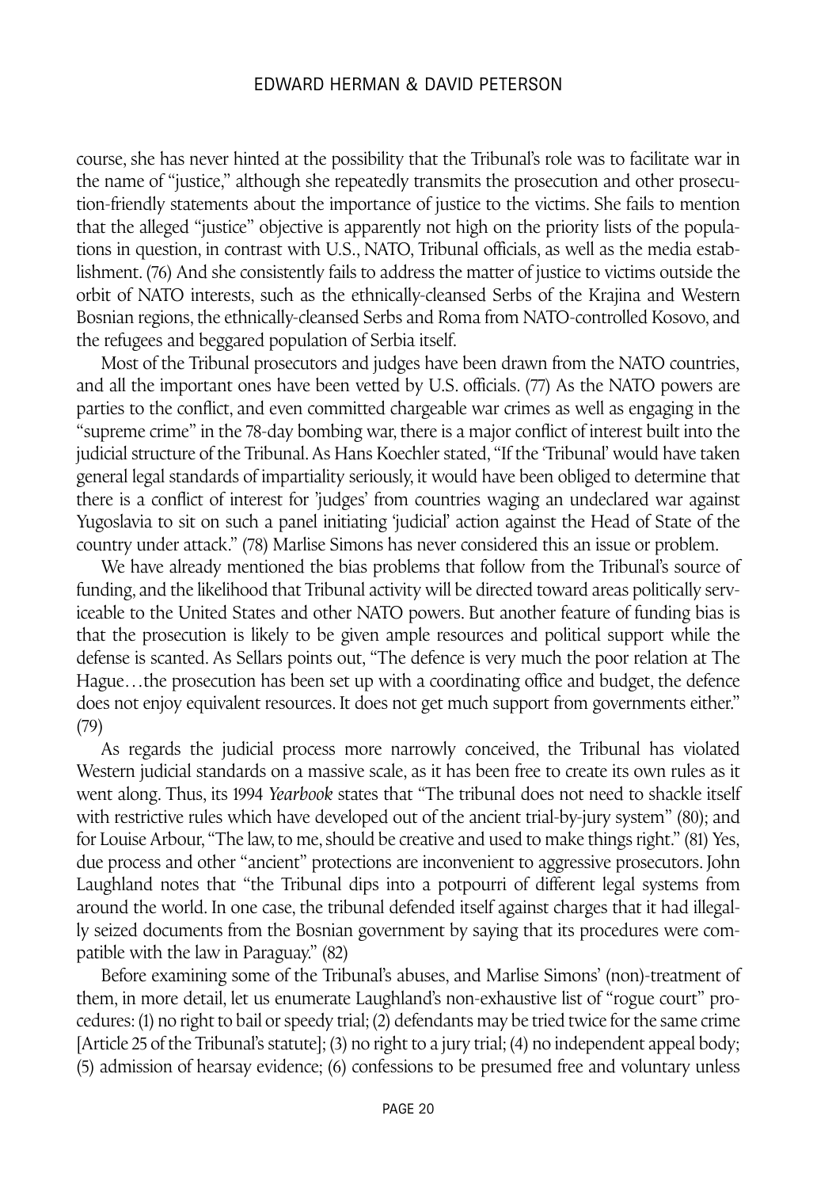course, she has never hinted at the possibility that the Tribunal's role was to facilitate war in the name of "justice," although she repeatedly transmits the prosecution and other prosecution-friendly statements about the importance of justice to the victims. She fails to mention that the alleged "justice" objective is apparently not high on the priority lists of the populations in question, in contrast with U.S., NATO, Tribunal officials, as well as the media establishment. (76) And she consistently fails to address the matter of justice to victims outside the orbit of NATO interests, such as the ethnically-cleansed Serbs of the Krajina and Western Bosnian regions, the ethnically-cleansed Serbs and Roma from NATO-controlled Kosovo, and the refugees and beggared population of Serbia itself.

Most of the Tribunal prosecutors and judges have been drawn from the NATO countries, and all the important ones have been vetted by U.S. officials. (77) As the NATO powers are parties to the conflict, and even committed chargeable war crimes as well as engaging in the "supreme crime" in the 78-day bombing war, there is a major conflict of interest built into the judicial structure of the Tribunal. As Hans Koechler stated, "If the 'Tribunal' would have taken general legal standards of impartiality seriously, it would have been obliged to determine that there is a conflict of interest for 'judges' from countries waging an undeclared war against Yugoslavia to sit on such a panel initiating 'judicial' action against the Head of State of the country under attack." (78) Marlise Simons has never considered this an issue or problem.

We have already mentioned the bias problems that follow from the Tribunal's source of funding, and the likelihood that Tribunal activity will be directed toward areas politically serviceable to the United States and other NATO powers. But another feature of funding bias is that the prosecution is likely to be given ample resources and political support while the defense is scanted. As Sellars points out, "The defence is very much the poor relation at The Hague…the prosecution has been set up with a coordinating office and budget, the defence does not enjoy equivalent resources. It does not get much support from governments either." (79)

As regards the judicial process more narrowly conceived, the Tribunal has violated Western judicial standards on a massive scale, as it has been free to create its own rules as it went along. Thus, its 1994 *Yearbook* states that "The tribunal does not need to shackle itself with restrictive rules which have developed out of the ancient trial-by-jury system" (80); and for Louise Arbour, "The law, to me, should be creative and used to make things right." (81) Yes, due process and other "ancient" protections are inconvenient to aggressive prosecutors. John Laughland notes that "the Tribunal dips into a potpourri of different legal systems from around the world. In one case, the tribunal defended itself against charges that it had illegally seized documents from the Bosnian government by saying that its procedures were compatible with the law in Paraguay." (82)

Before examining some of the Tribunal's abuses, and Marlise Simons' (non)-treatment of them, in more detail, let us enumerate Laughland's non-exhaustive list of "rogue court" procedures: (1) no right to bail or speedy trial; (2) defendants may be tried twice for the same crime [Article 25 of the Tribunal's statute]; (3) no right to a jury trial; (4) no independent appeal body; (5) admission of hearsay evidence; (6) confessions to be presumed free and voluntary unless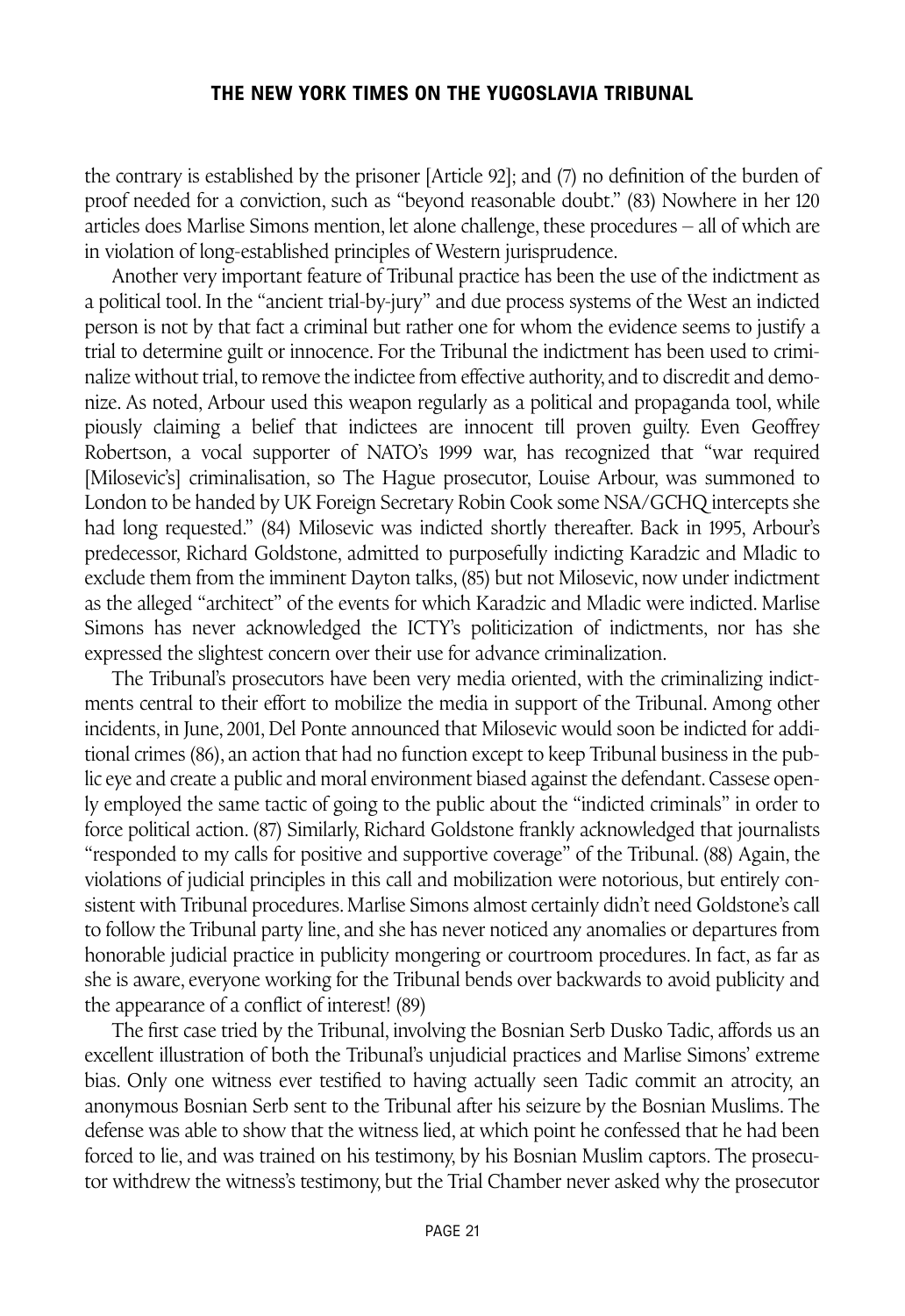the contrary is established by the prisoner [Article 92]; and (7) no definition of the burden of proof needed for a conviction, such as "beyond reasonable doubt." (83) Nowhere in her 120 articles does Marlise Simons mention, let alone challenge, these procedures – all of which are in violation of long-established principles of Western jurisprudence.

Another very important feature of Tribunal practice has been the use of the indictment as a political tool. In the "ancient trial-by-jury" and due process systems of the West an indicted person is not by that fact a criminal but rather one for whom the evidence seems to justify a trial to determine guilt or innocence. For the Tribunal the indictment has been used to criminalize without trial, to remove the indictee from effective authority, and to discredit and demonize. As noted, Arbour used this weapon regularly as a political and propaganda tool, while piously claiming a belief that indictees are innocent till proven guilty. Even Geoffrey Robertson, a vocal supporter of NATO's 1999 war, has recognized that "war required [Milosevic's] criminalisation, so The Hague prosecutor, Louise Arbour, was summoned to London to be handed by UK Foreign Secretary Robin Cook some NSA/GCHQ intercepts she had long requested." (84) Milosevic was indicted shortly thereafter. Back in 1995, Arbour's predecessor, Richard Goldstone, admitted to purposefully indicting Karadzic and Mladic to exclude them from the imminent Dayton talks, (85) but not Milosevic, now under indictment as the alleged "architect" of the events for which Karadzic and Mladic were indicted. Marlise Simons has never acknowledged the ICTY's politicization of indictments, nor has she expressed the slightest concern over their use for advance criminalization.

The Tribunal's prosecutors have been very media oriented, with the criminalizing indictments central to their effort to mobilize the media in support of the Tribunal. Among other incidents, in June, 2001, Del Ponte announced that Milosevic would soon be indicted for additional crimes (86), an action that had no function except to keep Tribunal business in the public eye and create a public and moral environment biased against the defendant. Cassese openly employed the same tactic of going to the public about the "indicted criminals" in order to force political action. (87) Similarly, Richard Goldstone frankly acknowledged that journalists "responded to my calls for positive and supportive coverage" of the Tribunal. (88) Again, the violations of judicial principles in this call and mobilization were notorious, but entirely consistent with Tribunal procedures. Marlise Simons almost certainly didn't need Goldstone's call to follow the Tribunal party line, and she has never noticed any anomalies or departures from honorable judicial practice in publicity mongering or courtroom procedures. In fact, as far as she is aware, everyone working for the Tribunal bends over backwards to avoid publicity and the appearance of a conflict of interest! (89)

The first case tried by the Tribunal, involving the Bosnian Serb Dusko Tadic, affords us an excellent illustration of both the Tribunal's unjudicial practices and Marlise Simons' extreme bias. Only one witness ever testified to having actually seen Tadic commit an atrocity, an anonymous Bosnian Serb sent to the Tribunal after his seizure by the Bosnian Muslims. The defense was able to show that the witness lied, at which point he confessed that he had been forced to lie, and was trained on his testimony, by his Bosnian Muslim captors. The prosecutor withdrew the witness's testimony, but the Trial Chamber never asked why the prosecutor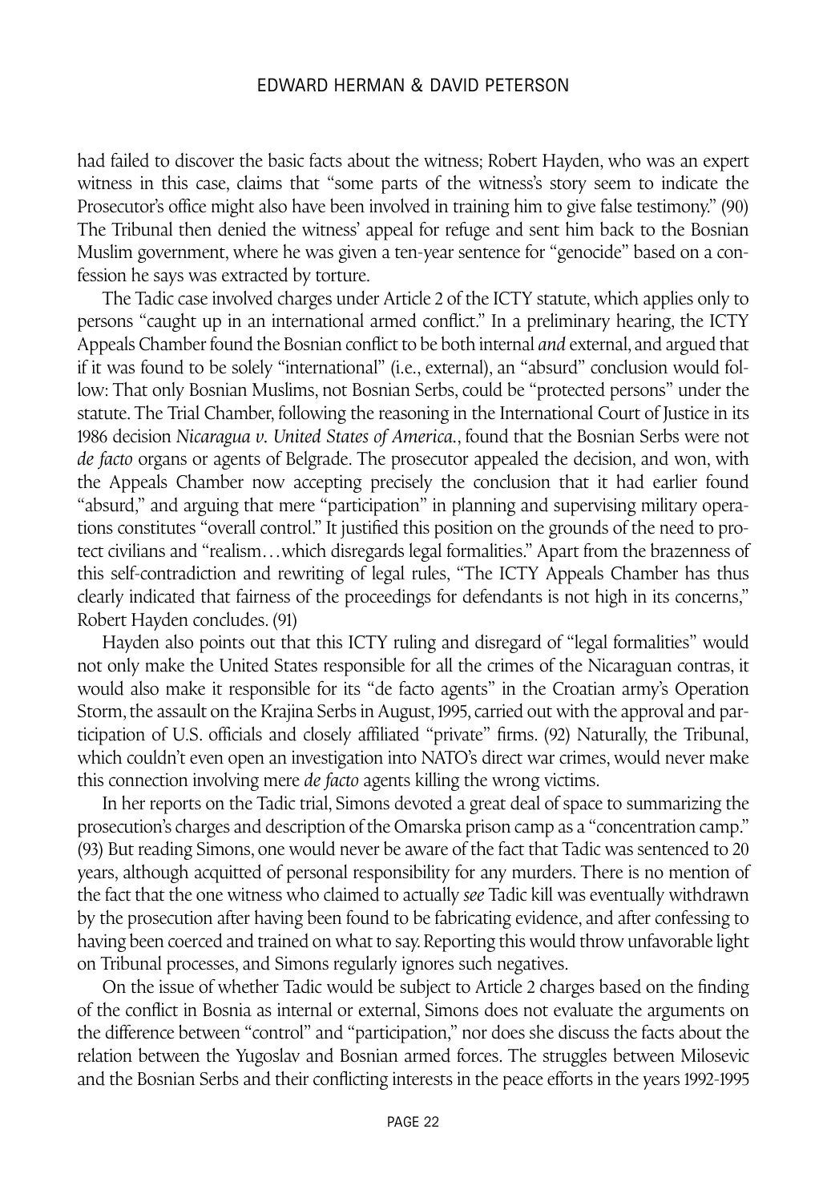had failed to discover the basic facts about the witness; Robert Hayden, who was an expert witness in this case, claims that "some parts of the witness's story seem to indicate the Prosecutor's office might also have been involved in training him to give false testimony." (90) The Tribunal then denied the witness' appeal for refuge and sent him back to the Bosnian Muslim government, where he was given a ten-year sentence for "genocide" based on a confession he says was extracted by torture.

The Tadic case involved charges under Article 2 of the ICTY statute, which applies only to persons "caught up in an international armed conflict." In a preliminary hearing, the ICTY Appeals Chamber found the Bosnian conflict to be both internal *and* external, and argued that if it was found to be solely "international" (i.e., external), an "absurd" conclusion would follow: That only Bosnian Muslims, not Bosnian Serbs, could be "protected persons" under the statute. The Trial Chamber, following the reasoning in the International Court of Justice in its 1986 decision *Nicaragua v. United States of America.*, found that the Bosnian Serbs were not *de facto* organs or agents of Belgrade. The prosecutor appealed the decision, and won, with the Appeals Chamber now accepting precisely the conclusion that it had earlier found "absurd," and arguing that mere "participation" in planning and supervising military operations constitutes "overall control." It justified this position on the grounds of the need to protect civilians and "realism…which disregards legal formalities." Apart from the brazenness of this self-contradiction and rewriting of legal rules, "The ICTY Appeals Chamber has thus clearly indicated that fairness of the proceedings for defendants is not high in its concerns," Robert Hayden concludes. (91)

Hayden also points out that this ICTY ruling and disregard of "legal formalities" would not only make the United States responsible for all the crimes of the Nicaraguan contras, it would also make it responsible for its "de facto agents" in the Croatian army's Operation Storm, the assault on the Krajina Serbs in August, 1995, carried out with the approval and participation of U.S. officials and closely affiliated "private" firms. (92) Naturally, the Tribunal, which couldn't even open an investigation into NATO's direct war crimes, would never make this connection involving mere *de facto* agents killing the wrong victims.

In her reports on the Tadic trial, Simons devoted a great deal of space to summarizing the prosecution's charges and description of the Omarska prison camp as a "concentration camp." (93) But reading Simons, one would never be aware of the fact that Tadic was sentenced to 20 years, although acquitted of personal responsibility for any murders. There is no mention of the fact that the one witness who claimed to actually *see* Tadic kill was eventually withdrawn by the prosecution after having been found to be fabricating evidence, and after confessing to having been coerced and trained on what to say. Reporting this would throw unfavorable light on Tribunal processes, and Simons regularly ignores such negatives.

On the issue of whether Tadic would be subject to Article 2 charges based on the finding of the conflict in Bosnia as internal or external, Simons does not evaluate the arguments on the difference between "control" and "participation," nor does she discuss the facts about the relation between the Yugoslav and Bosnian armed forces. The struggles between Milosevic and the Bosnian Serbs and their conflicting interests in the peace efforts in the years 1992-1995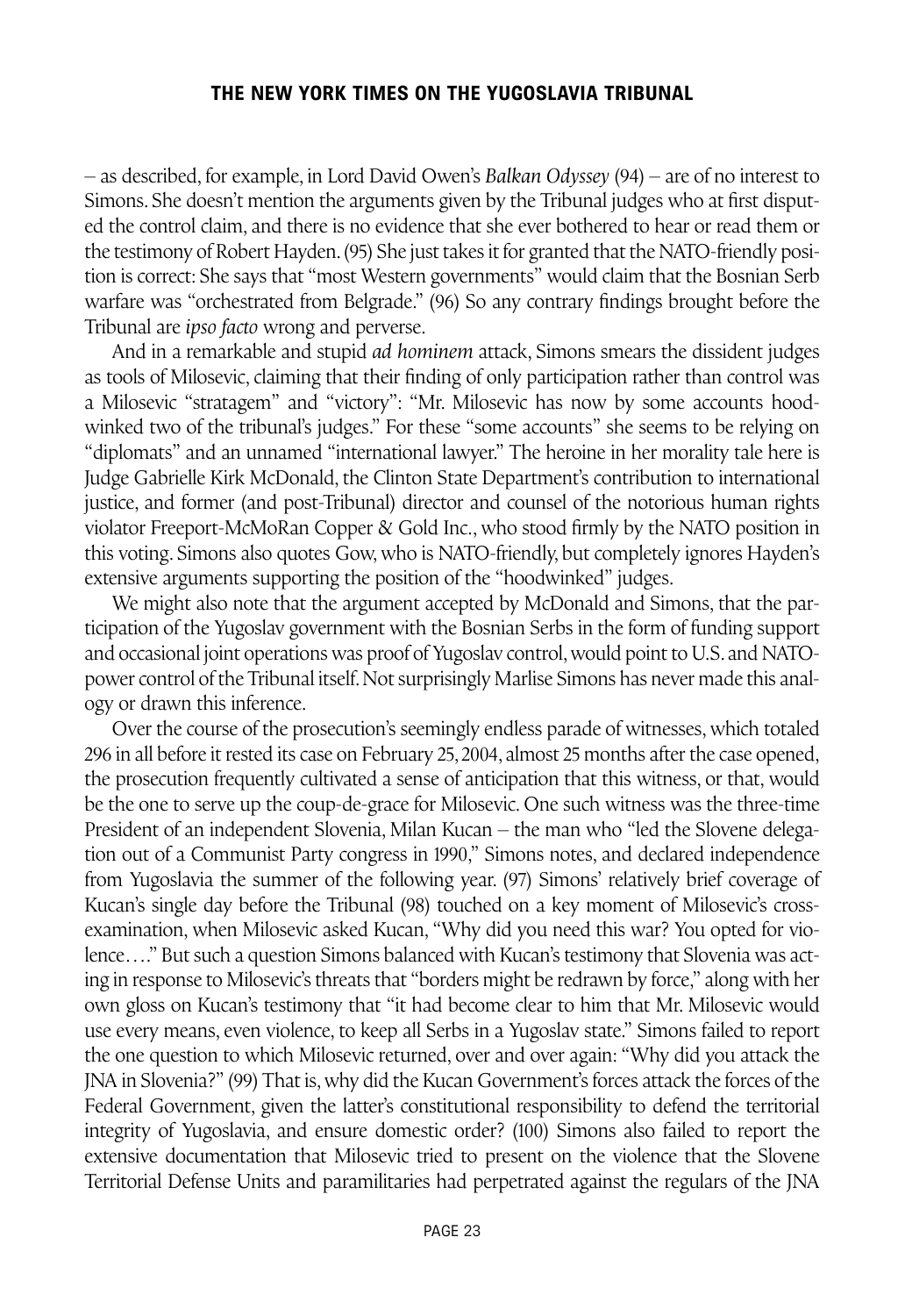– as described, for example, in Lord David Owen's *Balkan Odyssey* (94) – are of no interest to Simons. She doesn't mention the arguments given by the Tribunal judges who at first disputed the control claim, and there is no evidence that she ever bothered to hear or read them or the testimony of Robert Hayden. (95) She just takes it for granted that the NATO-friendly position is correct: She says that "most Western governments" would claim that the Bosnian Serb warfare was "orchestrated from Belgrade." (96) So any contrary findings brought before the Tribunal are *ipso facto* wrong and perverse.

And in a remarkable and stupid *ad hominem* attack, Simons smears the dissident judges as tools of Milosevic, claiming that their finding of only participation rather than control was a Milosevic "stratagem" and "victory": "Mr. Milosevic has now by some accounts hoodwinked two of the tribunal's judges." For these "some accounts" she seems to be relying on "diplomats" and an unnamed "international lawyer." The heroine in her morality tale here is Judge Gabrielle Kirk McDonald, the Clinton State Department's contribution to international justice, and former (and post-Tribunal) director and counsel of the notorious human rights violator Freeport-McMoRan Copper & Gold Inc., who stood firmly by the NATO position in this voting. Simons also quotes Gow, who is NATO-friendly, but completely ignores Hayden's extensive arguments supporting the position of the "hoodwinked" judges.

We might also note that the argument accepted by McDonald and Simons, that the participation of the Yugoslav government with the Bosnian Serbs in the form of funding support and occasional joint operations was proof of Yugoslav control, would point to U.S. and NATO-power control of the Tribunal itself. Not surprisingly Marlise Simons has never made this analogy or drawn this inference.

Over the course of the prosecution's seemingly endless parade of witnesses, which totaled 296 in all before it rested its case on February 25, 2004, almost 25 months after the case opened, the prosecution frequently cultivated a sense of anticipation that this witness, or that, would be the one to serve up the coup-de-grace for Milosevic. One such witness was the three-time President of an independent Slovenia, Milan Kucan – the man who "led the Slovene delegation out of a Communist Party congress in 1990," Simons notes, and declared independence from Yugoslavia the summer of the following year. (97) Simons' relatively brief coverage of Kucan's single day before the Tribunal (98) touched on a key moment of Milosevic's cross-examination, when Milosevic asked Kucan, "Why did you need this war? You opted for violence…." But such a question Simons balanced with Kucan's testimony that Slovenia was acting in response to Milosevic's threats that "borders might be redrawn by force," along with her own gloss on Kucan's testimony that "it had become clear to him that Mr. Milosevic would use every means, even violence, to keep all Serbs in a Yugoslav state." Simons failed to report the one question to which Milosevic returned, over and over again: "Why did you attack the JNA in Slovenia?" (99) That is, why did the Kucan Government's forces attack the forces of the Federal Government, given the latter's constitutional responsibility to defend the territorial integrity of Yugoslavia, and ensure domestic order? (100) Simons also failed to report the extensive documentation that Milosevic tried to present on the violence that the Slovene Territorial Defense Units and paramilitaries had perpetrated against the regulars of the JNA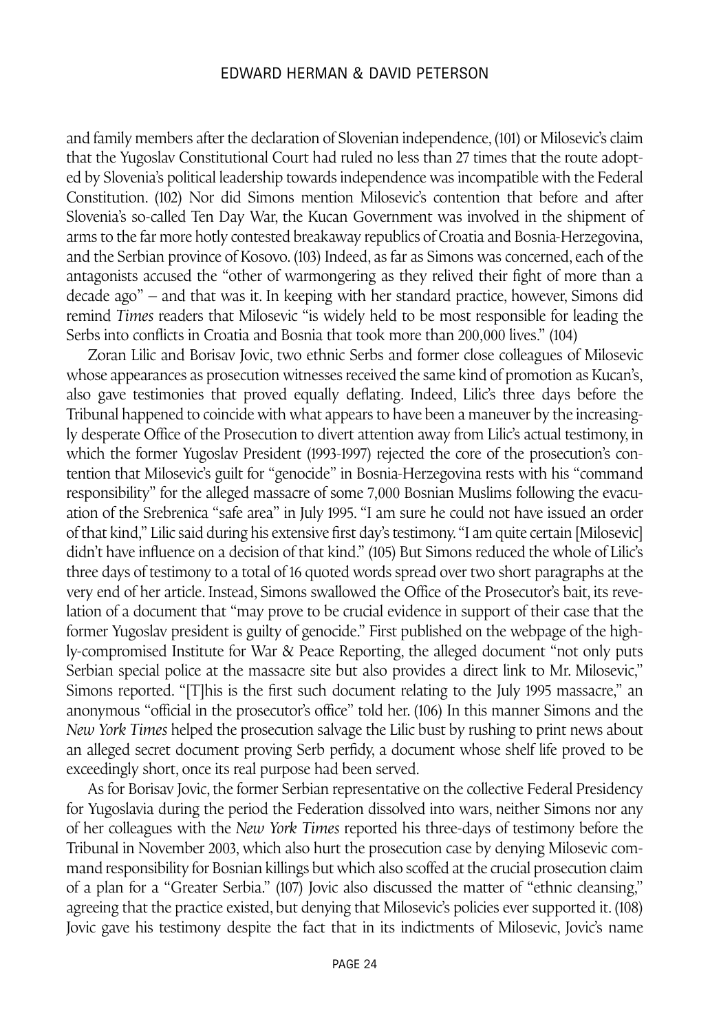and family members after the declaration of Slovenian independence, (101) or Milosevic's claim that the Yugoslav Constitutional Court had ruled no less than 27 times that the route adopted by Slovenia's political leadership towards independence was incompatible with the Federal Constitution. (102) Nor did Simons mention Milosevic's contention that before and after Slovenia's so-called Ten Day War, the Kucan Government was involved in the shipment of arms to the far more hotly contested breakaway republics of Croatia and Bosnia-Herzegovina, and the Serbian province of Kosovo. (103) Indeed, as far as Simons was concerned, each of the antagonists accused the "other of warmongering as they relived their fight of more than a decade ago" – and that was it. In keeping with her standard practice, however, Simons did remind *Times* readers that Milosevic "is widely held to be most responsible for leading the Serbs into conflicts in Croatia and Bosnia that took more than 200,000 lives." (104)

Zoran Lilic and Borisav Jovic, two ethnic Serbs and former close colleagues of Milosevic whose appearances as prosecution witnesses received the same kind of promotion as Kucan's, also gave testimonies that proved equally deflating. Indeed, Lilic's three days before the Tribunal happened to coincide with what appears to have been a maneuver by the increasingly desperate Office of the Prosecution to divert attention away from Lilic's actual testimony, in which the former Yugoslav President (1993-1997) rejected the core of the prosecution's contention that Milosevic's guilt for "genocide" in Bosnia-Herzegovina rests with his "command responsibility" for the alleged massacre of some 7,000 Bosnian Muslims following the evacuation of the Srebrenica "safe area" in July 1995. "I am sure he could not have issued an order of that kind," Lilic said during his extensive first day's testimony. "I am quite certain [Milosevic] didn't have influence on a decision of that kind." (105) But Simons reduced the whole of Lilic's three days of testimony to a total of 16 quoted words spread over two short paragraphs at the very end of her article. Instead, Simons swallowed the Office of the Prosecutor's bait, its revelation of a document that "may prove to be crucial evidence in support of their case that the former Yugoslav president is guilty of genocide." First published on the webpage of the highly-compromised Institute for War & Peace Reporting, the alleged document "not only puts Serbian special police at the massacre site but also provides a direct link to Mr. Milosevic," Simons reported. "[T]his is the first such document relating to the July 1995 massacre," an anonymous "official in the prosecutor's office" told her. (106) In this manner Simons and the *New York Times* helped the prosecution salvage the Lilic bust by rushing to print news about an alleged secret document proving Serb perfidy, a document whose shelf life proved to be exceedingly short, once its real purpose had been served.

As for Borisav Jovic, the former Serbian representative on the collective Federal Presidency for Yugoslavia during the period the Federation dissolved into wars, neither Simons nor any of her colleagues with the *New York Times* reported his three-days of testimony before the Tribunal in November 2003, which also hurt the prosecution case by denying Milosevic command responsibility for Bosnian killings but which also scoffed at the crucial prosecution claim of a plan for a "Greater Serbia." (107) Jovic also discussed the matter of "ethnic cleansing," agreeing that the practice existed, but denying that Milosevic's policies ever supported it. (108) Jovic gave his testimony despite the fact that in its indictments of Milosevic, Jovic's name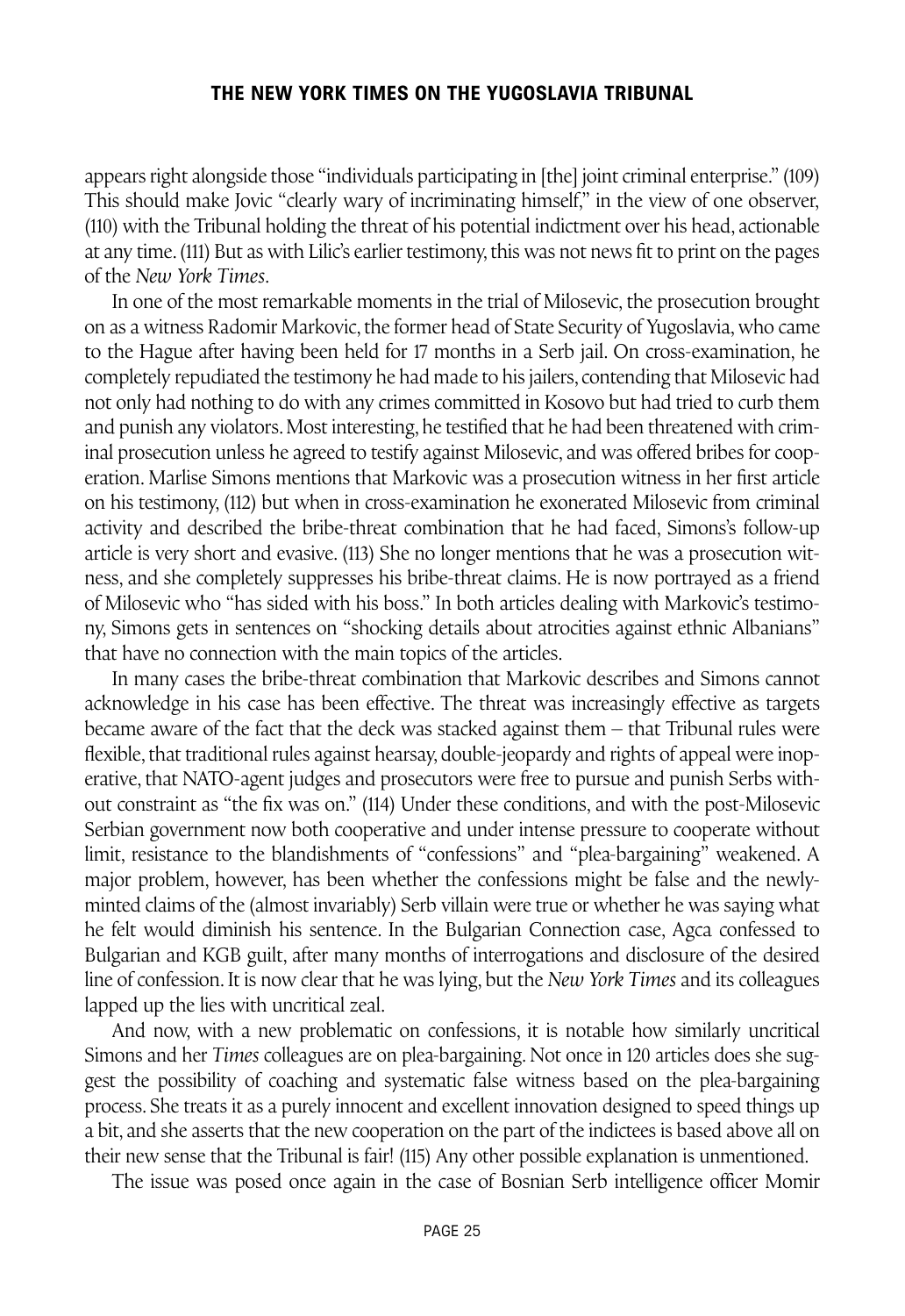appears right alongside those "individuals participating in [the] joint criminal enterprise." (109) This should make Jovic "clearly wary of incriminating himself," in the view of one observer, (110) with the Tribunal holding the threat of his potential indictment over his head, actionable at any time. (111) But as with Lilic's earlier testimony, this was not news fit to print on the pages of the *New York Times*.

In one of the most remarkable moments in the trial of Milosevic, the prosecution brought on as a witness Radomir Markovic, the former head of State Security of Yugoslavia, who came to the Hague after having been held for 17 months in a Serb jail. On cross-examination, he completely repudiated the testimony he had made to his jailers, contending that Milosevic had not only had nothing to do with any crimes committed in Kosovo but had tried to curb them and punish any violators. Most interesting, he testified that he had been threatened with criminal prosecution unless he agreed to testify against Milosevic, and was offered bribes for cooperation. Marlise Simons mentions that Markovic was a prosecution witness in her first article on his testimony, (112) but when in cross-examination he exonerated Milosevic from criminal activity and described the bribe-threat combination that he had faced, Simons's follow-up article is very short and evasive. (113) She no longer mentions that he was a prosecution witness, and she completely suppresses his bribe-threat claims. He is now portrayed as a friend of Milosevic who "has sided with his boss." In both articles dealing with Markovic's testimony, Simons gets in sentences on "shocking details about atrocities against ethnic Albanians" that have no connection with the main topics of the articles.

In many cases the bribe-threat combination that Markovic describes and Simons cannot acknowledge in his case has been effective. The threat was increasingly effective as targets became aware of the fact that the deck was stacked against them – that Tribunal rules were flexible, that traditional rules against hearsay, double-jeopardy and rights of appeal were inoperative, that NATO-agent judges and prosecutors were free to pursue and punish Serbs without constraint as "the fix was on." (114) Under these conditions, and with the post-Milosevic Serbian government now both cooperative and under intense pressure to cooperate without limit, resistance to the blandishments of "confessions" and "plea-bargaining" weakened. A major problem, however, has been whether the confessions might be false and the newly-minted claims of the (almost invariably) Serb villain were true or whether he was saying what he felt would diminish his sentence. In the Bulgarian Connection case, Agca confessed to Bulgarian and KGB guilt, after many months of interrogations and disclosure of the desired line of confession. It is now clear that he was lying, but the *New York Times* and its colleagues lapped up the lies with uncritical zeal.

And now, with a new problematic on confessions, it is notable how similarly uncritical Simons and her *Times* colleagues are on plea-bargaining. Not once in 120 articles does she suggest the possibility of coaching and systematic false witness based on the plea-bargaining process. She treats it as a purely innocent and excellent innovation designed to speed things up a bit, and she asserts that the new cooperation on the part of the indictees is based above all on their new sense that the Tribunal is fair! (115) Any other possible explanation is unmentioned.

The issue was posed once again in the case of Bosnian Serb intelligence officer Momir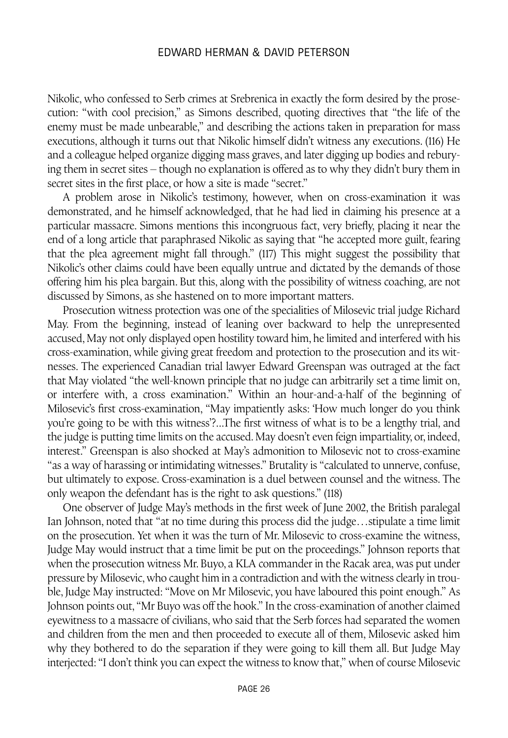Nikolic, who confessed to Serb crimes at Srebrenica in exactly the form desired by the prosecution: "with cool precision," as Simons described, quoting directives that "the life of the enemy must be made unbearable," and describing the actions taken in preparation for mass executions, although it turns out that Nikolic himself didn't witness any executions. (116) He and a colleague helped organize digging mass graves, and later digging up bodies and reburying them in secret sites – though no explanation is offered as to why they didn't bury them in secret sites in the first place, or how a site is made "secret."

A problem arose in Nikolic's testimony, however, when on cross-examination it was demonstrated, and he himself acknowledged, that he had lied in claiming his presence at a particular massacre. Simons mentions this incongruous fact, very briefly, placing it near the end of a long article that paraphrased Nikolic as saying that "he accepted more guilt, fearing that the plea agreement might fall through." (117) This might suggest the possibility that Nikolic's other claims could have been equally untrue and dictated by the demands of those offering him his plea bargain. But this, along with the possibility of witness coaching, are not discussed by Simons, as she hastened on to more important matters.

Prosecution witness protection was one of the specialities of Milosevic trial judge Richard May. From the beginning, instead of leaning over backward to help the unrepresented accused, May not only displayed open hostility toward him, he limited and interfered with his cross-examination, while giving great freedom and protection to the prosecution and its witnesses. The experienced Canadian trial lawyer Edward Greenspan was outraged at the fact that May violated "the well-known principle that no judge can arbitrarily set a time limit on, or interfere with, a cross examination." Within an hour-and-a-half of the beginning of Milosevic's first cross-examination, "May impatiently asks: 'How much longer do you think you're going to be with this witness'?...The first witness of what is to be a lengthy trial, and the judge is putting time limits on the accused. May doesn't even feign impartiality, or, indeed, interest." Greenspan is also shocked at May's admonition to Milosevic not to cross-examine "as a way of harassing or intimidating witnesses." Brutality is "calculated to unnerve, confuse, but ultimately to expose. Cross-examination is a duel between counsel and the witness. The only weapon the defendant has is the right to ask questions." (118)

One observer of Judge May's methods in the first week of June 2002, the British paralegal Ian Johnson, noted that "at no time during this process did the judge…stipulate a time limit on the prosecution. Yet when it was the turn of Mr. Milosevic to cross-examine the witness, Judge May would instruct that a time limit be put on the proceedings." Johnson reports that when the prosecution witness Mr. Buyo, a KLA commander in the Racak area, was put under pressure by Milosevic, who caught him in a contradiction and with the witness clearly in trouble, Judge May instructed: "Move on Mr Milosevic, you have laboured this point enough." As Johnson points out, "Mr Buyo was off the hook." In the cross-examination of another claimed eyewitness to a massacre of civilians, who said that the Serb forces had separated the women and children from the men and then proceeded to execute all of them, Milosevic asked him why they bothered to do the separation if they were going to kill them all. But Judge May interjected: "I don't think you can expect the witness to know that," when of course Milosevic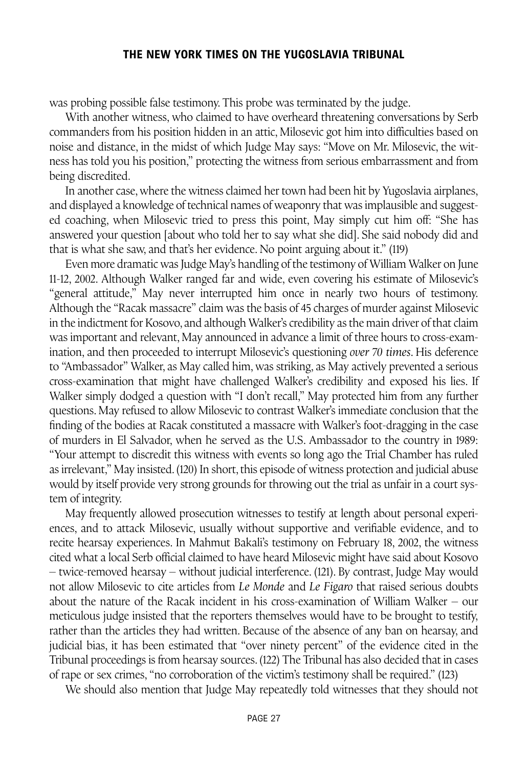was probing possible false testimony. This probe was terminated by the judge.

With another witness, who claimed to have overheard threatening conversations by Serb commanders from his position hidden in an attic, Milosevic got him into difficulties based on noise and distance, in the midst of which Judge May says: "Move on Mr. Milosevic, the witness has told you his position," protecting the witness from serious embarrassment and from being discredited.

In another case, where the witness claimed her town had been hit by Yugoslavia airplanes, and displayed a knowledge of technical names of weaponry that was implausible and suggested coaching, when Milosevic tried to press this point, May simply cut him off: "She has answered your question [about who told her to say what she did]. She said nobody did and that is what she saw, and that's her evidence. No point arguing about it." (119)

Even more dramatic was Judge May's handling of the testimony of William Walker on June 11-12, 2002. Although Walker ranged far and wide, even covering his estimate of Milosevic's "general attitude," May never interrupted him once in nearly two hours of testimony. Although the "Racak massacre" claim was the basis of 45 charges of murder against Milosevic in the indictment for Kosovo, and although Walker's credibility as the main driver of that claim was important and relevant, May announced in advance a limit of three hours to cross-examination, and then proceeded to interrupt Milosevic's questioning *over 70 times*. His deference to "Ambassador" Walker, as May called him, was striking, as May actively prevented a serious cross-examination that might have challenged Walker's credibility and exposed his lies. If Walker simply dodged a question with "I don't recall," May protected him from any further questions. May refused to allow Milosevic to contrast Walker's immediate conclusion that the finding of the bodies at Racak constituted a massacre with Walker's foot-dragging in the case of murders in El Salvador, when he served as the U.S. Ambassador to the country in 1989: "Your attempt to discredit this witness with events so long ago the Trial Chamber has ruled as irrelevant," May insisted. (120) In short, this episode of witness protection and judicial abuse would by itself provide very strong grounds for throwing out the trial as unfair in a court system of integrity.

May frequently allowed prosecution witnesses to testify at length about personal experiences, and to attack Milosevic, usually without supportive and verifiable evidence, and to recite hearsay experiences. In Mahmut Bakali's testimony on February 18, 2002, the witness cited what a local Serb official claimed to have heard Milosevic might have said about Kosovo – twice-removed hearsay – without judicial interference. (121). By contrast, Judge May would not allow Milosevic to cite articles from *Le Monde* and *Le Figaro* that raised serious doubts about the nature of the Racak incident in his cross-examination of William Walker – our meticulous judge insisted that the reporters themselves would have to be brought to testify, rather than the articles they had written. Because of the absence of any ban on hearsay, and judicial bias, it has been estimated that "over ninety percent" of the evidence cited in the Tribunal proceedings is from hearsay sources. (122) The Tribunal has also decided that in cases of rape or sex crimes, "no corroboration of the victim's testimony shall be required." (123)

We should also mention that Judge May repeatedly told witnesses that they should not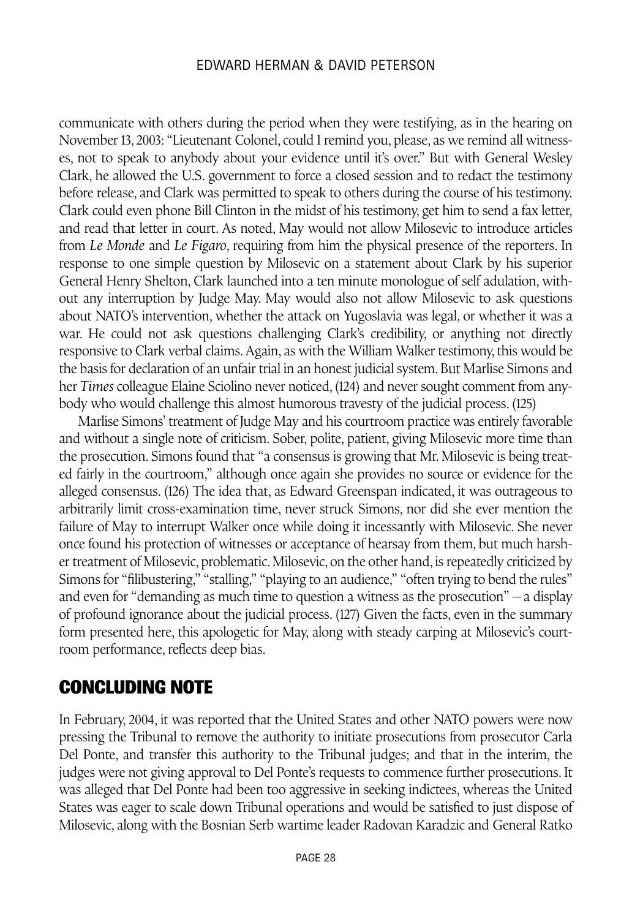communicate with others during the period when they were testifying, as in the hearing on November 13, 2003: "Lieutenant Colonel, could I remind you, please, as we remind all witnesses, not to speak to anybody about your evidence until it's over." But with General Wesley Clark, he allowed the U.S. government to force a closed session and to redact the testimony before release, and Clark was permitted to speak to others during the course of his testimony. Clark could even phone Bill Clinton in the midst of his testimony, get him to send a fax letter, and read that letter in court. As noted, May would not allow Milosevic to introduce articles from *Le Monde* and *Le Figaro*, requiring from him the physical presence of the reporters. In response to one simple question by Milosevic on a statement about Clark by his superior General Henry Shelton, Clark launched into a ten minute monologue of self adulation, without any interruption by Judge May. May would also not allow Milosevic to ask questions about NATO's intervention, whether the attack on Yugoslavia was legal, or whether it was a war. He could not ask questions challenging Clark's credibility, or anything not directly responsive to Clark verbal claims. Again, as with the William Walker testimony, this would be the basis for declaration of an unfair trial in an honest judicial system. But Marlise Simons and her *Times* colleague Elaine Sciolino never noticed, (124) and never sought comment from anybody who would challenge this almost humorous travesty of the judicial process. (125)

Marlise Simons' treatment of Judge May and his courtroom practice was entirely favorable and without a single note of criticism. Sober, polite, patient, giving Milosevic more time than the prosecution. Simons found that "a consensus is growing that Mr. Milosevic is being treated fairly in the courtroom," although once again she provides no source or evidence for the alleged consensus. (126) The idea that, as Edward Greenspan indicated, it was outrageous to arbitrarily limit cross-examination time, never struck Simons, nor did she ever mention the failure of May to interrupt Walker once while doing it incessantly with Milosevic. She never once found his protection of witnesses or acceptance of hearsay from them, but much harsher treatment of Milosevic, problematic. Milosevic, on the other hand, is repeatedly criticized by Simons for "filibustering," "stalling," "playing to an audience," "often trying to bend the rules" and even for "demanding as much time to question a witness as the prosecution" – a display of profound ignorance about the judicial process. (127) Given the facts, even in the summary form presented here, this apologetic for May, along with steady carping at Milosevic's courtroom performance, reflects deep bias.

## CONCLUDING NOTE

In February, 2004, it was reported that the United States and other NATO powers were now pressing the Tribunal to remove the authority to initiate prosecutions from prosecutor Carla Del Ponte, and transfer this authority to the Tribunal judges; and that in the interim, the judges were not giving approval to Del Ponte's requests to commence further prosecutions. It was alleged that Del Ponte had been too aggressive in seeking indictees, whereas the United States was eager to scale down Tribunal operations and would be satisfied to just dispose of Milosevic, along with the Bosnian Serb wartime leader Radovan Karadzic and General Ratko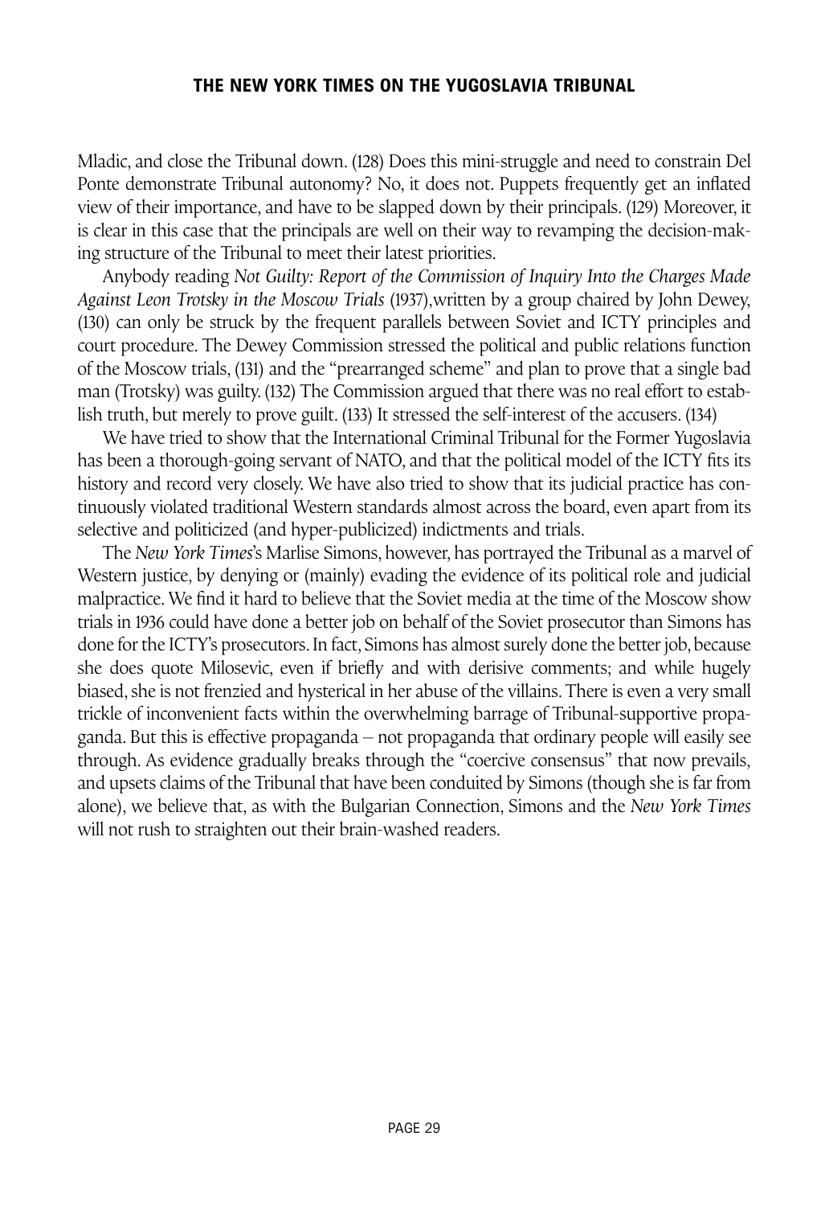Mladic, and close the Tribunal down. (128) Does this mini-struggle and need to constrain Del Ponte demonstrate Tribunal autonomy? No, it does not. Puppets frequently get an inflated view of their importance, and have to be slapped down by their principals. (129) Moreover, it is clear in this case that the principals are well on their way to revamping the decision-making structure of the Tribunal to meet their latest priorities.

Anybody reading *Not Guilty: Report of the Commission of Inquiry Into the Charges Made Against Leon Trotsky in the Moscow Trials* (1937),written by a group chaired by John Dewey, (130) can only be struck by the frequent parallels between Soviet and ICTY principles and court procedure. The Dewey Commission stressed the political and public relations function of the Moscow trials, (131) and the "prearranged scheme" and plan to prove that a single bad man (Trotsky) was guilty. (132) The Commission argued that there was no real effort to establish truth, but merely to prove guilt. (133) It stressed the self-interest of the accusers. (134)

We have tried to show that the International Criminal Tribunal for the Former Yugoslavia has been a thorough-going servant of NATO, and that the political model of the ICTY fits its history and record very closely. We have also tried to show that its judicial practice has continuously violated traditional Western standards almost across the board, even apart from its selective and politicized (and hyper-publicized) indictments and trials.

The *New York Times*'s Marlise Simons, however, has portrayed the Tribunal as a marvel of Western justice, by denying or (mainly) evading the evidence of its political role and judicial malpractice. We find it hard to believe that the Soviet media at the time of the Moscow show trials in 1936 could have done a better job on behalf of the Soviet prosecutor than Simons has done for the ICTY's prosecutors. In fact, Simons has almost surely done the better job, because she does quote Milosevic, even if briefly and with derisive comments; and while hugely biased, she is not frenzied and hysterical in her abuse of the villains. There is even a very small trickle of inconvenient facts within the overwhelming barrage of Tribunal-supportive propaganda. But this is effective propaganda – not propaganda that ordinary people will easily see through. As evidence gradually breaks through the "coercive consensus" that now prevails, and upsets claims of the Tribunal that have been conduited by Simons (though she is far from alone), we believe that, as with the Bulgarian Connection, Simons and the *New York Times* will not rush to straighten out their brain-washed readers.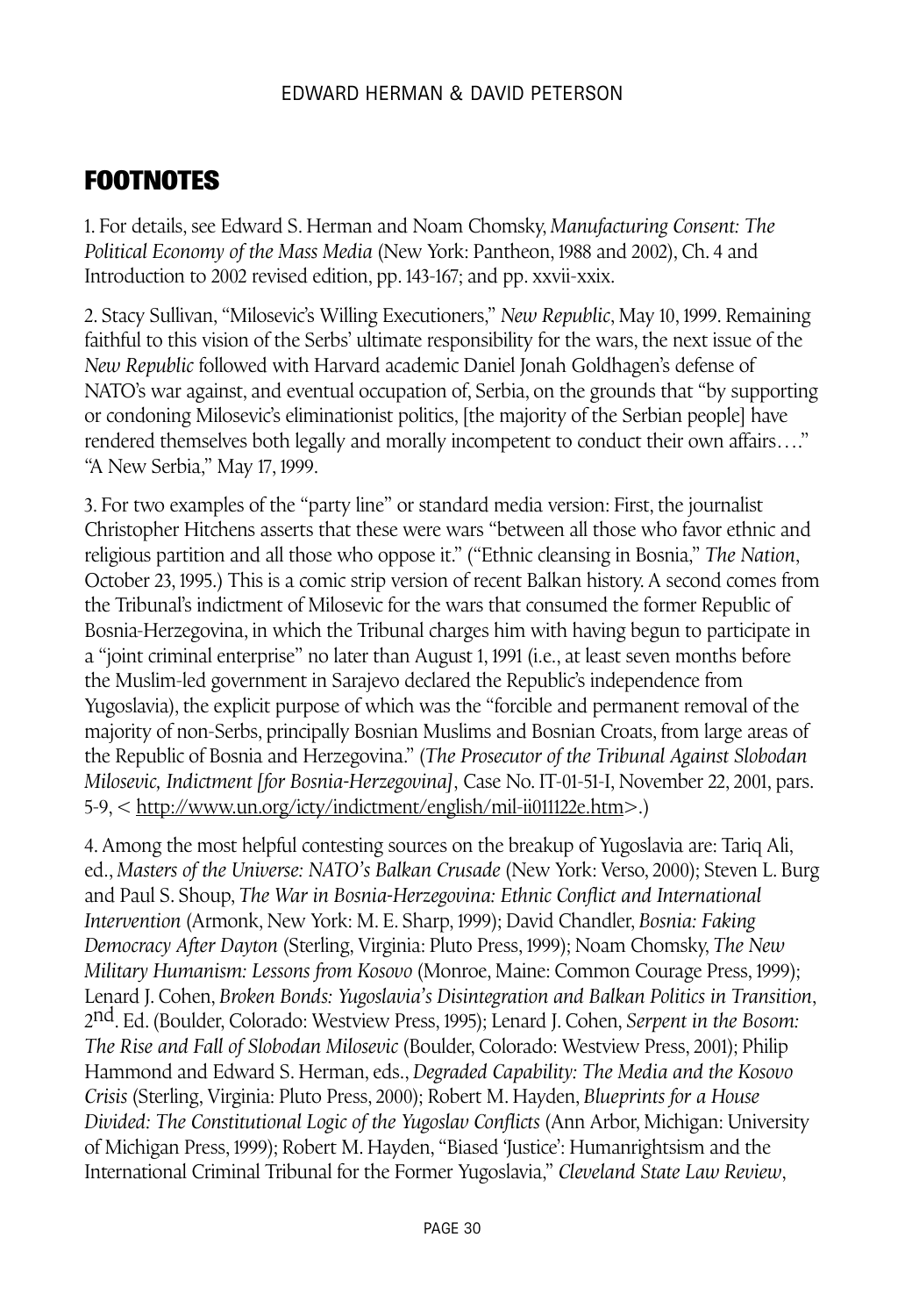## FOOTNOTES

1. For details, see Edward S. Herman and Noam Chomsky, *Manufacturing Consent: The Political Economy of the Mass Media* (New York: Pantheon, 1988 and 2002), Ch. 4 and Introduction to 2002 revised edition, pp. 143-167; and pp. xxvii-xxix.

2. Stacy Sullivan, "Milosevic's Willing Executioners," *New Republic*, May 10, 1999. Remaining faithful to this vision of the Serbs' ultimate responsibility for the wars, the next issue of the *New Republic* followed with Harvard academic Daniel Jonah Goldhagen's defense of NATO's war against, and eventual occupation of, Serbia, on the grounds that "by supporting or condoning Milosevic's eliminationist politics, [the majority of the Serbian people] have rendered themselves both legally and morally incompetent to conduct their own affairs…." "A New Serbia," May 17, 1999.

3. For two examples of the "party line" or standard media version: First, the journalist Christopher Hitchens asserts that these were wars "between all those who favor ethnic and religious partition and all those who oppose it." ("Ethnic cleansing in Bosnia," *The Nation*, October 23, 1995.) This is a comic strip version of recent Balkan history. A second comes from the Tribunal's indictment of Milosevic for the wars that consumed the former Republic of Bosnia-Herzegovina, in which the Tribunal charges him with having begun to participate in a "joint criminal enterprise" no later than August 1, 1991 (i.e., at least seven months before the Muslim-led government in Sarajevo declared the Republic's independence from Yugoslavia), the explicit purpose of which was the "forcible and permanent removal of the majority of non-Serbs, principally Bosnian Muslims and Bosnian Croats, from large areas of the Republic of Bosnia and Herzegovina." (*The Prosecutor of the Tribunal Against Slobodan Milosevic, Indictment [for Bosnia-Herzegovina]*, Case No. IT-01-51-I, November 22, 2001, pars. 5-9, < http://www.un.org/icty/indictment/english/mil-ii011122e.htm>.)

4. Among the most helpful contesting sources on the breakup of Yugoslavia are: Tariq Ali, ed., *Masters of the Universe: NATO's Balkan Crusade* (New York: Verso, 2000); Steven L. Burg and Paul S. Shoup, *The War in Bosnia-Herzegovina: Ethnic Conflict and International Intervention* (Armonk, New York: M. E. Sharp, 1999); David Chandler, *Bosnia: Faking Democracy After Dayton* (Sterling, Virginia: Pluto Press, 1999); Noam Chomsky, *The New Military Humanism: Lessons from Kosovo* (Monroe, Maine: Common Courage Press, 1999); Lenard J. Cohen, *Broken Bonds: Yugoslavia's Disintegration and Balkan Politics in Transition*, 2nd. Ed. (Boulder, Colorado: Westview Press, 1995); Lenard J. Cohen, *Serpent in the Bosom: The Rise and Fall of Slobodan Milosevic* (Boulder, Colorado: Westview Press, 2001); Philip Hammond and Edward S. Herman, eds., *Degraded Capability: The Media and the Kosovo Crisis* (Sterling, Virginia: Pluto Press, 2000); Robert M. Hayden, *Blueprints for a House Divided: The Constitutional Logic of the Yugoslav Conflicts* (Ann Arbor, Michigan: University of Michigan Press, 1999); Robert M. Hayden, "Biased 'Justice': Humanrightsism and the International Criminal Tribunal for the Former Yugoslavia," *Cleveland State Law Review*,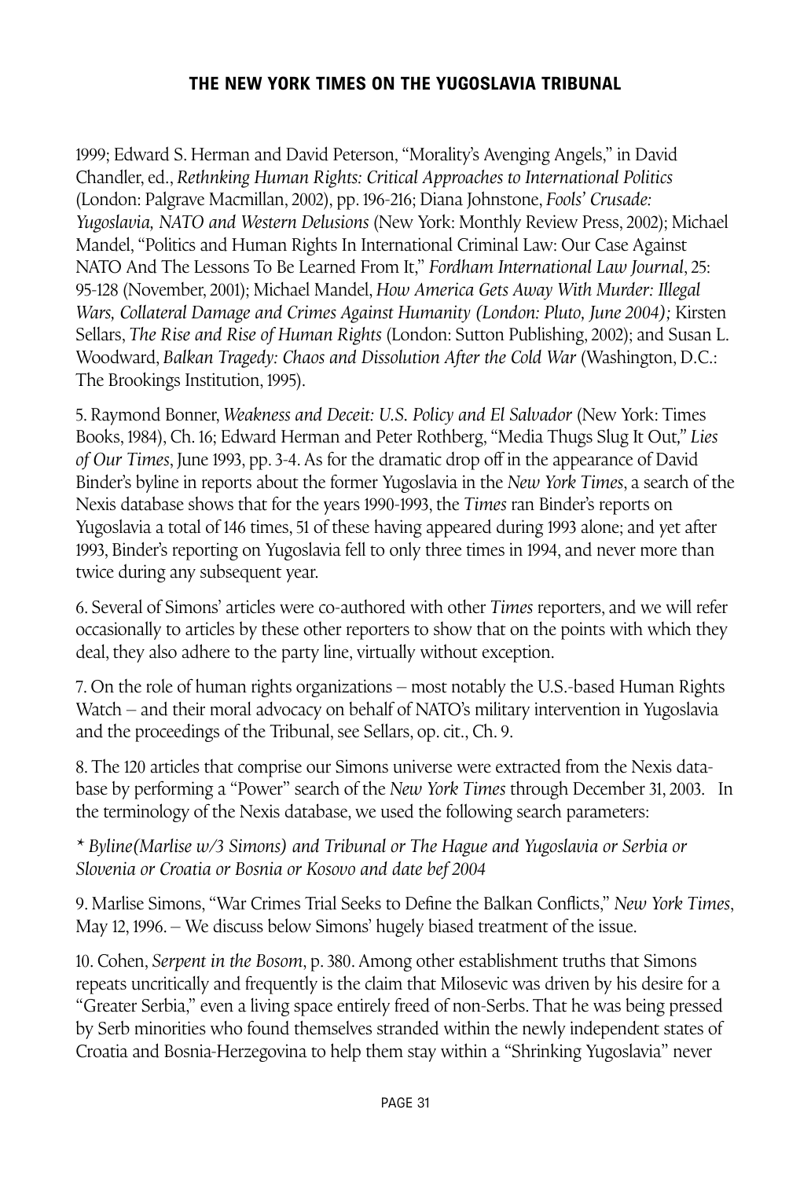1999; Edward S. Herman and David Peterson, "Morality's Avenging Angels," in David Chandler, ed., *Rethnking Human Rights: Critical Approaches to International Politics* (London: Palgrave Macmillan, 2002), pp. 196-216; Diana Johnstone, *Fools' Crusade: Yugoslavia, NATO and Western Delusions* (New York: Monthly Review Press, 2002); Michael Mandel, "Politics and Human Rights In International Criminal Law: Our Case Against NATO And The Lessons To Be Learned From It," *Fordham International Law Journal*, 25: 95-128 (November, 2001); Michael Mandel, *How America Gets Away With Murder: Illegal Wars, Collateral Damage and Crimes Against Humanity (London: Pluto, June 2004);* Kirsten Sellars, *The Rise and Rise of Human Rights* (London: Sutton Publishing, 2002); and Susan L. Woodward, *Balkan Tragedy: Chaos and Dissolution After the Cold War* (Washington, D.C.: The Brookings Institution, 1995).

5. Raymond Bonner, *Weakness and Deceit: U.S. Policy and El Salvador* (New York: Times Books, 1984), Ch. 16; Edward Herman and Peter Rothberg, "Media Thugs Slug It Out," *Lies of Our Times*, June 1993, pp. 3-4. As for the dramatic drop off in the appearance of David Binder's byline in reports about the former Yugoslavia in the *New York Times*, a search of the Nexis database shows that for the years 1990-1993, the *Times* ran Binder's reports on Yugoslavia a total of 146 times, 51 of these having appeared during 1993 alone; and yet after 1993, Binder's reporting on Yugoslavia fell to only three times in 1994, and never more than twice during any subsequent year.

6. Several of Simons' articles were co-authored with other *Times* reporters, and we will refer occasionally to articles by these other reporters to show that on the points with which they deal, they also adhere to the party line, virtually without exception.

7. On the role of human rights organizations – most notably the U.S.-based Human Rights Watch – and their moral advocacy on behalf of NATO's military intervention in Yugoslavia and the proceedings of the Tribunal, see Sellars, op. cit., Ch. 9.

8. The 120 articles that comprise our Simons universe were extracted from the Nexis database by performing a "Power" search of the *New York Times* through December 31, 2003. In the terminology of the Nexis database, we used the following search parameters:

*\* Byline(Marlise w/3 Simons) and Tribunal or The Hague and Yugoslavia or Serbia or Slovenia or Croatia or Bosnia or Kosovo and date bef 2004*

9. Marlise Simons, "War Crimes Trial Seeks to Define the Balkan Conflicts," *New York Times*, May 12, 1996. – We discuss below Simons' hugely biased treatment of the issue.

10. Cohen, *Serpent in the Bosom*, p. 380. Among other establishment truths that Simons repeats uncritically and frequently is the claim that Milosevic was driven by his desire for a "Greater Serbia," even a living space entirely freed of non-Serbs. That he was being pressed by Serb minorities who found themselves stranded within the newly independent states of Croatia and Bosnia-Herzegovina to help them stay within a "Shrinking Yugoslavia" never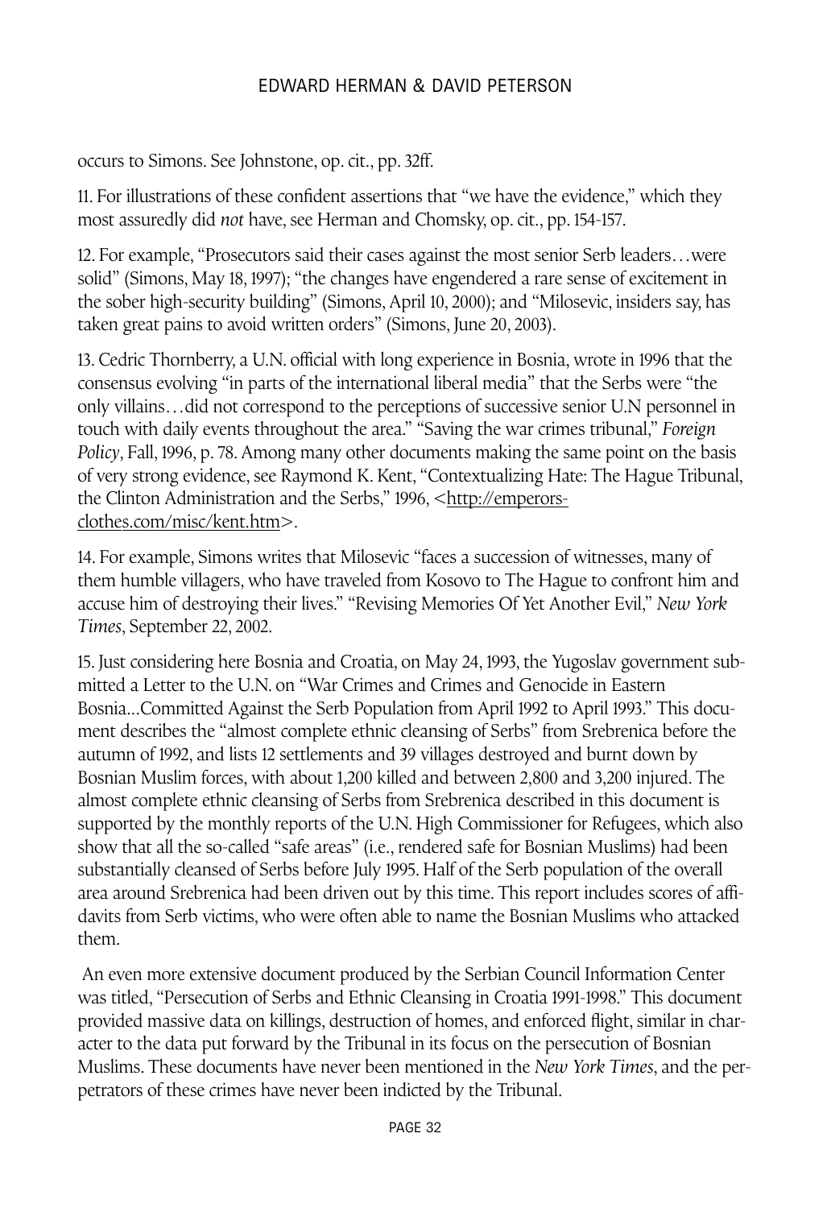occurs to Simons. See Johnstone, op. cit., pp. 32ff.

11. For illustrations of these confident assertions that "we have the evidence," which they most assuredly did *not* have, see Herman and Chomsky, op. cit., pp. 154-157.

12. For example, "Prosecutors said their cases against the most senior Serb leaders…were solid" (Simons, May 18, 1997); "the changes have engendered a rare sense of excitement in the sober high-security building" (Simons, April 10, 2000); and "Milosevic, insiders say, has taken great pains to avoid written orders" (Simons, June 20, 2003).

13. Cedric Thornberry, a U.N. official with long experience in Bosnia, wrote in 1996 that the consensus evolving "in parts of the international liberal media" that the Serbs were "the only villains…did not correspond to the perceptions of successive senior U.N personnel in touch with daily events throughout the area." "Saving the war crimes tribunal," *Foreign Policy*, Fall, 1996, p. 78. Among many other documents making the same point on the basis of very strong evidence, see Raymond K. Kent, "Contextualizing Hate: The Hague Tribunal, the Clinton Administration and the Serbs," 1996, <http://emperors-clothes.com/misc/kent.htm>.

14. For example, Simons writes that Milosevic "faces a succession of witnesses, many of them humble villagers, who have traveled from Kosovo to The Hague to confront him and accuse him of destroying their lives." "Revising Memories Of Yet Another Evil," *New York Times*, September 22, 2002.

15. Just considering here Bosnia and Croatia, on May 24, 1993, the Yugoslav government submitted a Letter to the U.N. on "War Crimes and Crimes and Genocide in Eastern Bosnia...Committed Against the Serb Population from April 1992 to April 1993." This document describes the "almost complete ethnic cleansing of Serbs" from Srebrenica before the autumn of 1992, and lists 12 settlements and 39 villages destroyed and burnt down by Bosnian Muslim forces, with about 1,200 killed and between 2,800 and 3,200 injured. The almost complete ethnic cleansing of Serbs from Srebrenica described in this document is supported by the monthly reports of the U.N. High Commissioner for Refugees, which also show that all the so-called "safe areas" (i.e., rendered safe for Bosnian Muslims) had been substantially cleansed of Serbs before July 1995. Half of the Serb population of the overall area around Srebrenica had been driven out by this time. This report includes scores of affidavits from Serb victims, who were often able to name the Bosnian Muslims who attacked them.

An even more extensive document produced by the Serbian Council Information Center was titled, "Persecution of Serbs and Ethnic Cleansing in Croatia 1991-1998." This document provided massive data on killings, destruction of homes, and enforced flight, similar in character to the data put forward by the Tribunal in its focus on the persecution of Bosnian Muslims. These documents have never been mentioned in the *New York Times*, and the perpetrators of these crimes have never been indicted by the Tribunal.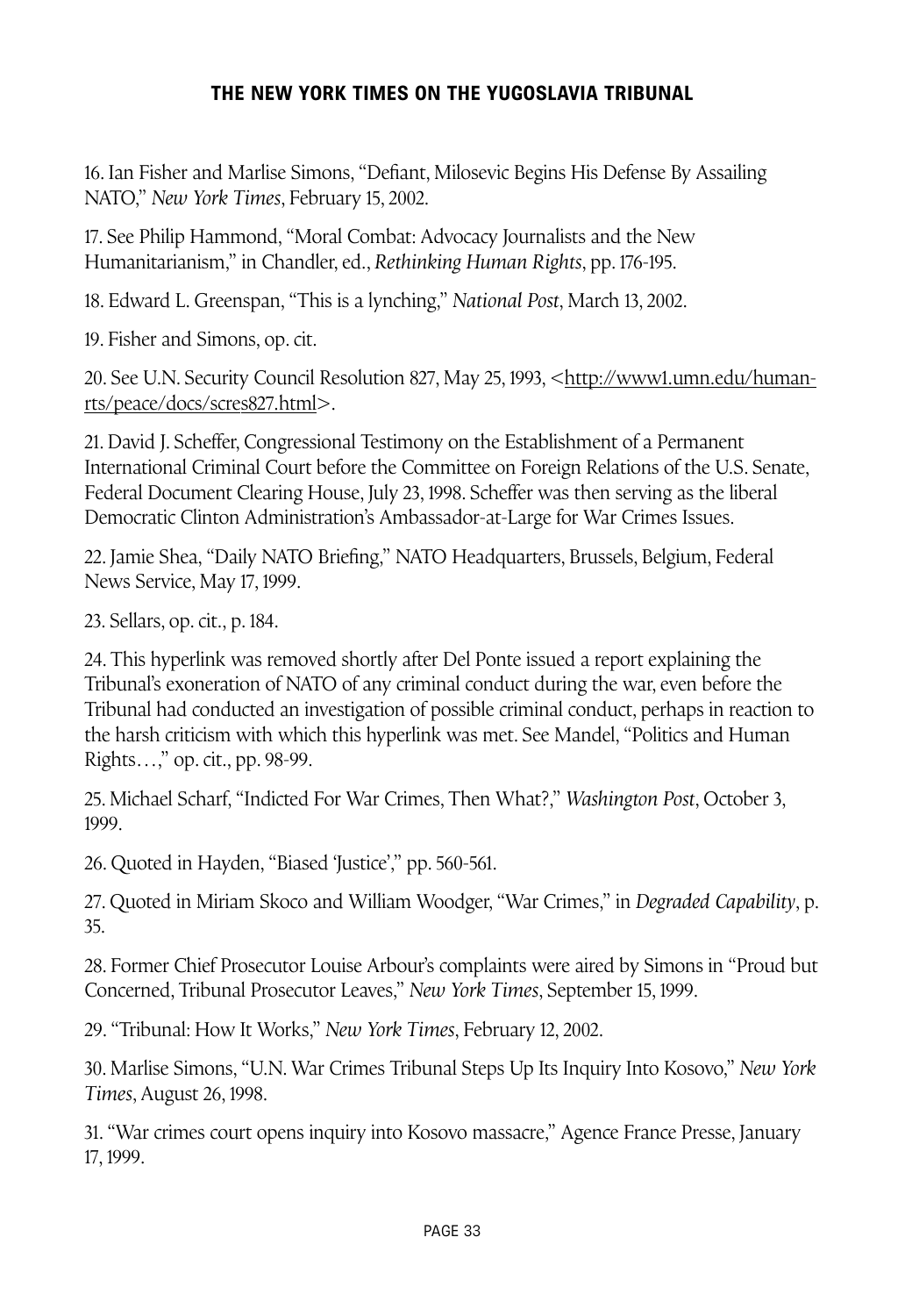16. Ian Fisher and Marlise Simons, "Defiant, Milosevic Begins His Defense By Assailing NATO," *New York Times*, February 15, 2002.

17. See Philip Hammond, "Moral Combat: Advocacy Journalists and the New Humanitarianism," in Chandler, ed., *Rethinking Human Rights*, pp. 176-195.

18. Edward L. Greenspan, "This is a lynching," *National Post*, March 13, 2002.

19. Fisher and Simons, op. cit.

20. See U.N. Security Council Resolution 827, May 25, 1993, <http://www1.umn.edu/humanrts/peace/docs/scres827.html>.

21. David J. Scheffer, Congressional Testimony on the Establishment of a Permanent International Criminal Court before the Committee on Foreign Relations of the U.S. Senate, Federal Document Clearing House, July 23, 1998. Scheffer was then serving as the liberal Democratic Clinton Administration's Ambassador-at-Large for War Crimes Issues.

22. Jamie Shea, "Daily NATO Briefing," NATO Headquarters, Brussels, Belgium, Federal News Service, May 17, 1999.

23. Sellars, op. cit., p. 184.

24. This hyperlink was removed shortly after Del Ponte issued a report explaining the Tribunal's exoneration of NATO of any criminal conduct during the war, even before the Tribunal had conducted an investigation of possible criminal conduct, perhaps in reaction to the harsh criticism with which this hyperlink was met. See Mandel, "Politics and Human Rights…," op. cit., pp. 98-99.

25. Michael Scharf, "Indicted For War Crimes, Then What?," *Washington Post*, October 3, 1999.

26. Quoted in Hayden, "Biased 'Justice'," pp. 560-561.

27. Quoted in Miriam Skoco and William Woodger, "War Crimes," in *Degraded Capability*, p. 35.

28. Former Chief Prosecutor Louise Arbour's complaints were aired by Simons in "Proud but Concerned, Tribunal Prosecutor Leaves," *New York Times*, September 15, 1999.

29. "Tribunal: How It Works," *New York Times*, February 12, 2002.

30. Marlise Simons, "U.N. War Crimes Tribunal Steps Up Its Inquiry Into Kosovo," *New York Times*, August 26, 1998.

31. "War crimes court opens inquiry into Kosovo massacre," Agence France Presse, January 17, 1999.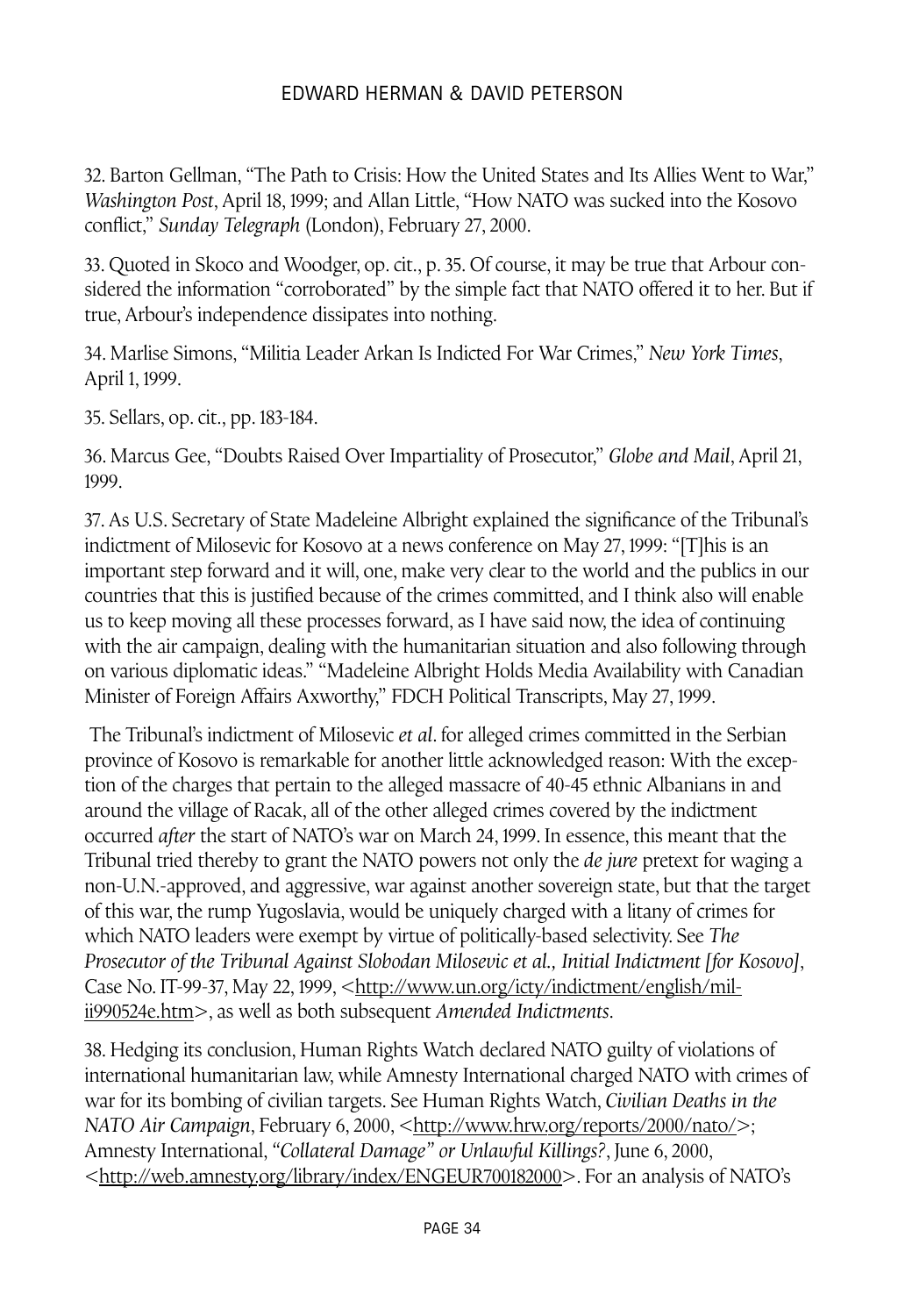32. Barton Gellman, "The Path to Crisis: How the United States and Its Allies Went to War," *Washington Post*, April 18, 1999; and Allan Little, "How NATO was sucked into the Kosovo conflict," *Sunday Telegraph* (London), February 27, 2000.

33. Quoted in Skoco and Woodger, op. cit., p. 35. Of course, it may be true that Arbour considered the information "corroborated" by the simple fact that NATO offered it to her. But if true, Arbour's independence dissipates into nothing.

34. Marlise Simons, "Militia Leader Arkan Is Indicted For War Crimes," *New York Times*, April 1, 1999.

35. Sellars, op. cit., pp. 183-184.

36. Marcus Gee, "Doubts Raised Over Impartiality of Prosecutor," *Globe and Mail*, April 21, 1999.

37. As U.S. Secretary of State Madeleine Albright explained the significance of the Tribunal's indictment of Milosevic for Kosovo at a news conference on May 27, 1999: "[T]his is an important step forward and it will, one, make very clear to the world and the publics in our countries that this is justified because of the crimes committed, and I think also will enable us to keep moving all these processes forward, as I have said now, the idea of continuing with the air campaign, dealing with the humanitarian situation and also following through on various diplomatic ideas." "Madeleine Albright Holds Media Availability with Canadian Minister of Foreign Affairs Axworthy," FDCH Political Transcripts, May 27, 1999.

The Tribunal's indictment of Milosevic *et al*. for alleged crimes committed in the Serbian province of Kosovo is remarkable for another little acknowledged reason: With the exception of the charges that pertain to the alleged massacre of 40-45 ethnic Albanians in and around the village of Racak, all of the other alleged crimes covered by the indictment occurred *after* the start of NATO's war on March 24, 1999. In essence, this meant that the Tribunal tried thereby to grant the NATO powers not only the *de jure* pretext for waging a non-U.N.-approved, and aggressive, war against another sovereign state, but that the target of this war, the rump Yugoslavia, would be uniquely charged with a litany of crimes for which NATO leaders were exempt by virtue of politically-based selectivity. See *The Prosecutor of the Tribunal Against Slobodan Milosevic et al., Initial Indictment [for Kosovo]*, Case No. IT-99-37, May 22, 1999, <http://www.un.org/icty/indictment/english/mil-ii990524e.htm>, as well as both subsequent *Amended Indictments*.

38. Hedging its conclusion, Human Rights Watch declared NATO guilty of violations of international humanitarian law, while Amnesty International charged NATO with crimes of war for its bombing of civilian targets. See Human Rights Watch, *Civilian Deaths in the NATO Air Campaign*, February 6, 2000, <http://www.hrw.org/reports/2000/nato/>; Amnesty International, *"Collateral Damage" or Unlawful Killings?*, June 6, 2000, <http://web.amnesty.org/library/index/ENGEUR700182000>. For an analysis of NATO's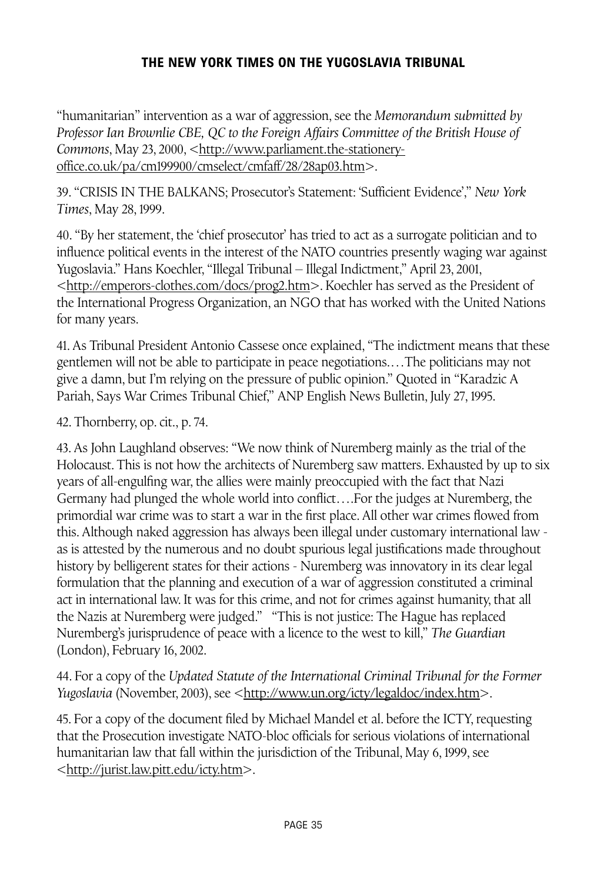"humanitarian" intervention as a war of aggression, see the *Memorandum submitted by Professor Ian Brownlie CBE, QC to the Foreign Affairs Committee of the British House of Commons*, May 23, 2000, <http://www.parliament.the-stationery-office.co.uk/pa/cm199900/cmselect/cmfaff/28/28ap03.htm>.

39. "CRISIS IN THE BALKANS; Prosecutor's Statement: 'Sufficient Evidence'," *New York Times*, May 28, 1999.

40. "By her statement, the 'chief prosecutor' has tried to act as a surrogate politician and to influence political events in the interest of the NATO countries presently waging war against Yugoslavia." Hans Koechler, "Illegal Tribunal – Illegal Indictment," April 23, 2001, <http://emperors-clothes.com/docs/prog2.htm>. Koechler has served as the President of the International Progress Organization, an NGO that has worked with the United Nations for many years.

41. As Tribunal President Antonio Cassese once explained, "The indictment means that these gentlemen will not be able to participate in peace negotiations….The politicians may not give a damn, but I'm relying on the pressure of public opinion." Quoted in "Karadzic A Pariah, Says War Crimes Tribunal Chief," ANP English News Bulletin, July 27, 1995.

42. Thornberry, op. cit., p. 74.

43. As John Laughland observes: "We now think of Nuremberg mainly as the trial of the Holocaust. This is not how the architects of Nuremberg saw matters. Exhausted by up to six years of all-engulfing war, the allies were mainly preoccupied with the fact that Nazi Germany had plunged the whole world into conflict….For the judges at Nuremberg, the primordial war crime was to start a war in the first place. All other war crimes flowed from this. Although naked aggression has always been illegal under customary international law - as is attested by the numerous and no doubt spurious legal justifications made throughout history by belligerent states for their actions - Nuremberg was innovatory in its clear legal formulation that the planning and execution of a war of aggression constituted a criminal act in international law. It was for this crime, and not for crimes against humanity, that all the Nazis at Nuremberg were judged." "This is not justice: The Hague has replaced Nuremberg's jurisprudence of peace with a licence to the west to kill," *The Guardian* (London), February 16, 2002.

44. For a copy of the *Updated Statute of the International Criminal Tribunal for the Former Yugoslavia* (November, 2003), see <http://www.un.org/icty/legaldoc/index.htm>.

45. For a copy of the document filed by Michael Mandel et al. before the ICTY, requesting that the Prosecution investigate NATO-bloc officials for serious violations of international humanitarian law that fall within the jurisdiction of the Tribunal, May 6, 1999, see <http://jurist.law.pitt.edu/icty.htm>.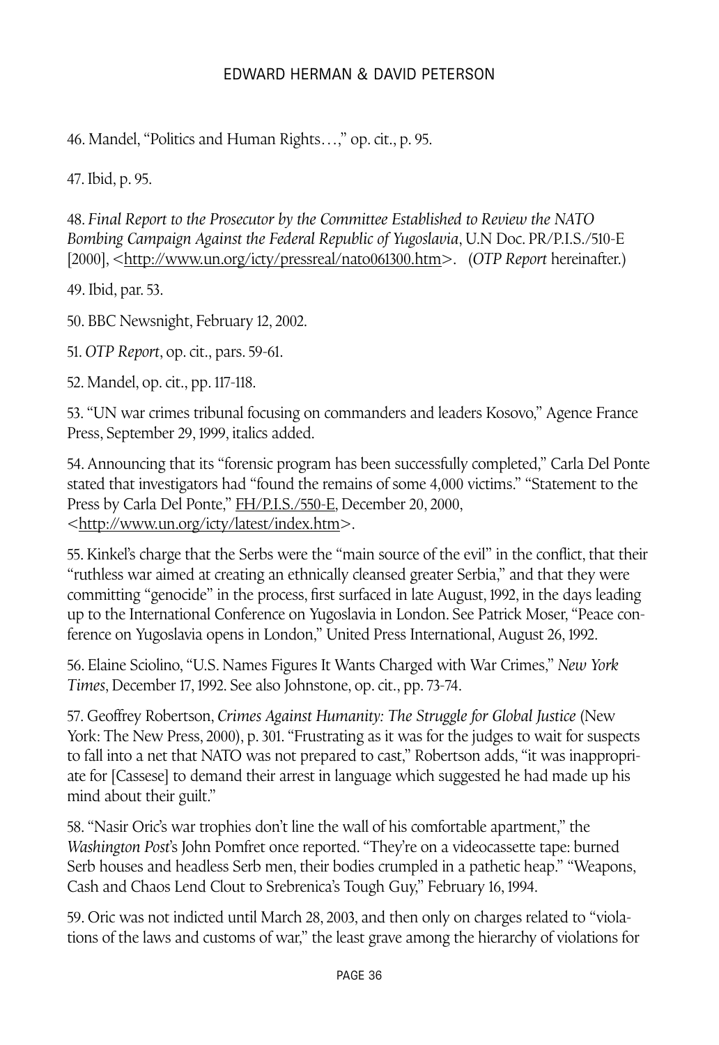46. Mandel, "Politics and Human Rights…," op. cit., p. 95.

47. Ibid, p. 95.

48. *Final Report to the Prosecutor by the Committee Established to Review the NATO Bombing Campaign Against the Federal Republic of Yugoslavia*, U.N Doc. PR/P.I.S./510-E [2000], <http://www.un.org/icty/pressreal/nato061300.htm>. (*OTP Report* hereinafter.)

49. Ibid, par. 53.

50. BBC Newsnight, February 12, 2002.

51. *OTP Report*, op. cit., pars. 59-61.

52. Mandel, op. cit., pp. 117-118.

53. "UN war crimes tribunal focusing on commanders and leaders Kosovo," Agence France Press, September 29, 1999, italics added.

54. Announcing that its "forensic program has been successfully completed," Carla Del Ponte stated that investigators had "found the remains of some 4,000 victims." "Statement to the Press by Carla Del Ponte," FH/P.I.S./550-E, December 20, 2000, <http://www.un.org/icty/latest/index.htm>.

55. Kinkel's charge that the Serbs were the "main source of the evil" in the conflict, that their "ruthless war aimed at creating an ethnically cleansed greater Serbia," and that they were committing "genocide" in the process, first surfaced in late August, 1992, in the days leading up to the International Conference on Yugoslavia in London. See Patrick Moser, "Peace conference on Yugoslavia opens in London," United Press International, August 26, 1992.

56. Elaine Sciolino, "U.S. Names Figures It Wants Charged with War Crimes," *New York Times*, December 17, 1992. See also Johnstone, op. cit., pp. 73-74.

57. Geoffrey Robertson, *Crimes Against Humanity: The Struggle for Global Justice* (New York: The New Press, 2000), p. 301. "Frustrating as it was for the judges to wait for suspects to fall into a net that NATO was not prepared to cast," Robertson adds, "it was inappropriate for [Cassese] to demand their arrest in language which suggested he had made up his mind about their guilt."

58. "Nasir Oric's war trophies don't line the wall of his comfortable apartment," the *Washington Post*'s John Pomfret once reported. "They're on a videocassette tape: burned Serb houses and headless Serb men, their bodies crumpled in a pathetic heap." "Weapons, Cash and Chaos Lend Clout to Srebrenica's Tough Guy," February 16, 1994.

59. Oric was not indicted until March 28, 2003, and then only on charges related to "violations of the laws and customs of war," the least grave among the hierarchy of violations for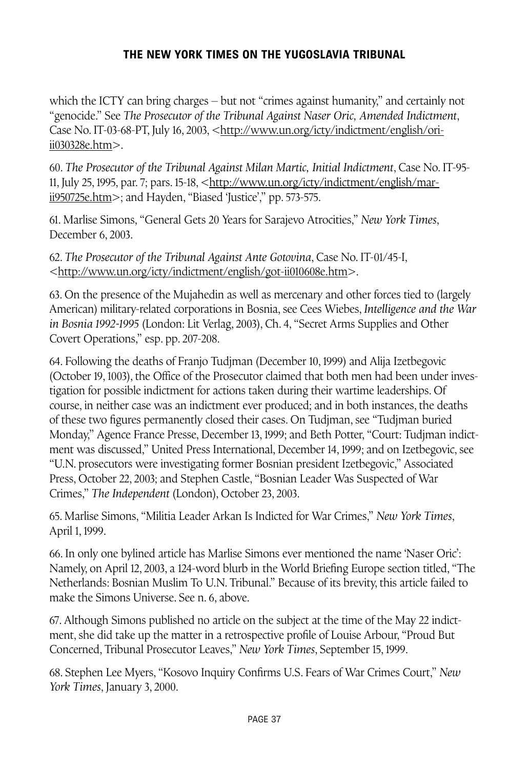which the ICTY can bring charges – but not "crimes against humanity," and certainly not "genocide." See *The Prosecutor of the Tribunal Against Naser Oric, Amended Indictment*, Case No. IT-03-68-PT, July 16, 2003, <http://www.un.org/icty/indictment/english/ori-ii030328e.htm>.

60. *The Prosecutor of the Tribunal Against Milan Martic, Initial Indictment*, Case No. IT-95-11, July 25, 1995, par. 7; pars. 15-18, <http://www.un.org/icty/indictment/english/mar-ii950725e.htm>; and Hayden, "Biased 'Justice'," pp. 573-575.

61. Marlise Simons, "General Gets 20 Years for Sarajevo Atrocities," *New York Times*, December 6, 2003.

62. *The Prosecutor of the Tribunal Against Ante Gotovina*, Case No. IT-01/45-I, <http://www.un.org/icty/indictment/english/got-ii010608e.htm>.

63. On the presence of the Mujahedin as well as mercenary and other forces tied to (largely American) military-related corporations in Bosnia, see Cees Wiebes, *Intelligence and the War in Bosnia 1992-1995* (London: Lit Verlag, 2003), Ch. 4, "Secret Arms Supplies and Other Covert Operations," esp. pp. 207-208.

64. Following the deaths of Franjo Tudjman (December 10, 1999) and Alija Izetbegovic (October 19, 1003), the Office of the Prosecutor claimed that both men had been under investigation for possible indictment for actions taken during their wartime leaderships. Of course, in neither case was an indictment ever produced; and in both instances, the deaths of these two figures permanently closed their cases. On Tudjman, see "Tudjman buried Monday," Agence France Presse, December 13, 1999; and Beth Potter, "Court: Tudjman indictment was discussed," United Press International, December 14, 1999; and on Izetbegovic, see "U.N. prosecutors were investigating former Bosnian president Izetbegovic," Associated Press, October 22, 2003; and Stephen Castle, "Bosnian Leader Was Suspected of War Crimes," *The Independent* (London), October 23, 2003.

65. Marlise Simons, "Militia Leader Arkan Is Indicted for War Crimes," *New York Times*, April 1, 1999.

66. In only one bylined article has Marlise Simons ever mentioned the name 'Naser Oric': Namely, on April 12, 2003, a 124-word blurb in the World Briefing Europe section titled, "The Netherlands: Bosnian Muslim To U.N. Tribunal." Because of its brevity, this article failed to make the Simons Universe. See n. 6, above.

67. Although Simons published no article on the subject at the time of the May 22 indictment, she did take up the matter in a retrospective profile of Louise Arbour, "Proud But Concerned, Tribunal Prosecutor Leaves," *New York Times*, September 15, 1999.

68. Stephen Lee Myers, "Kosovo Inquiry Confirms U.S. Fears of War Crimes Court," *New York Times*, January 3, 2000.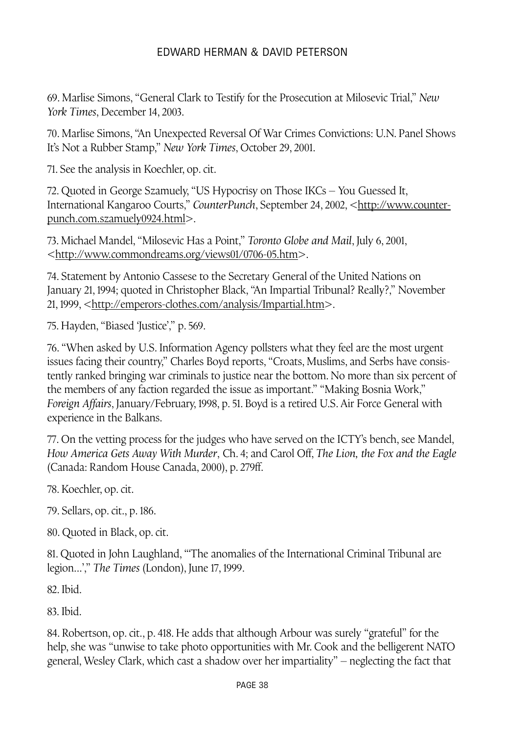69. Marlise Simons, "General Clark to Testify for the Prosecution at Milosevic Trial," *New York Times*, December 14, 2003.

70. Marlise Simons, "An Unexpected Reversal Of War Crimes Convictions: U.N. Panel Shows It's Not a Rubber Stamp," *New York Times*, October 29, 2001.

71. See the analysis in Koechler, op. cit.

72. Quoted in George Szamuely, "US Hypocrisy on Those IKCs – You Guessed It, International Kangaroo Courts," *CounterPunch*, September 24, 2002, <http://www.counter-punch.com.szamuely0924.html>.

73. Michael Mandel, "Milosevic Has a Point," *Toronto Globe and Mail*, July 6, 2001, <http://www.commondreams.org/views01/0706-05.htm>.

74. Statement by Antonio Cassese to the Secretary General of the United Nations on January 21, 1994; quoted in Christopher Black, "An Impartial Tribunal? Really?," November 21, 1999, <http://emperors-clothes.com/analysis/Impartial.htm>.

75. Hayden, "Biased 'Justice'," p. 569.

76. "When asked by U.S. Information Agency pollsters what they feel are the most urgent issues facing their country," Charles Boyd reports, "Croats, Muslims, and Serbs have consistently ranked bringing war criminals to justice near the bottom. No more than six percent of the members of any faction regarded the issue as important." "Making Bosnia Work," *Foreign Affairs*, January/February, 1998, p. 51. Boyd is a retired U.S. Air Force General with experience in the Balkans.

77. On the vetting process for the judges who have served on the ICTY's bench, see Mandel, *How America Gets Away With Murder*, Ch. 4; and Carol Off, *The Lion, the Fox and the Eagle* (Canada: Random House Canada, 2000), p. 279ff.

78. Koechler, op. cit.

79. Sellars, op. cit., p. 186.

80. Quoted in Black, op. cit.

81. Quoted in John Laughland, "'The anomalies of the International Criminal Tribunal are legion…'," *The Times* (London), June 17, 1999.

82. Ibid.

83. Ibid.

84. Robertson, op. cit., p. 418. He adds that although Arbour was surely "grateful" for the help, she was "unwise to take photo opportunities with Mr. Cook and the belligerent NATO general, Wesley Clark, which cast a shadow over her impartiality" – neglecting the fact that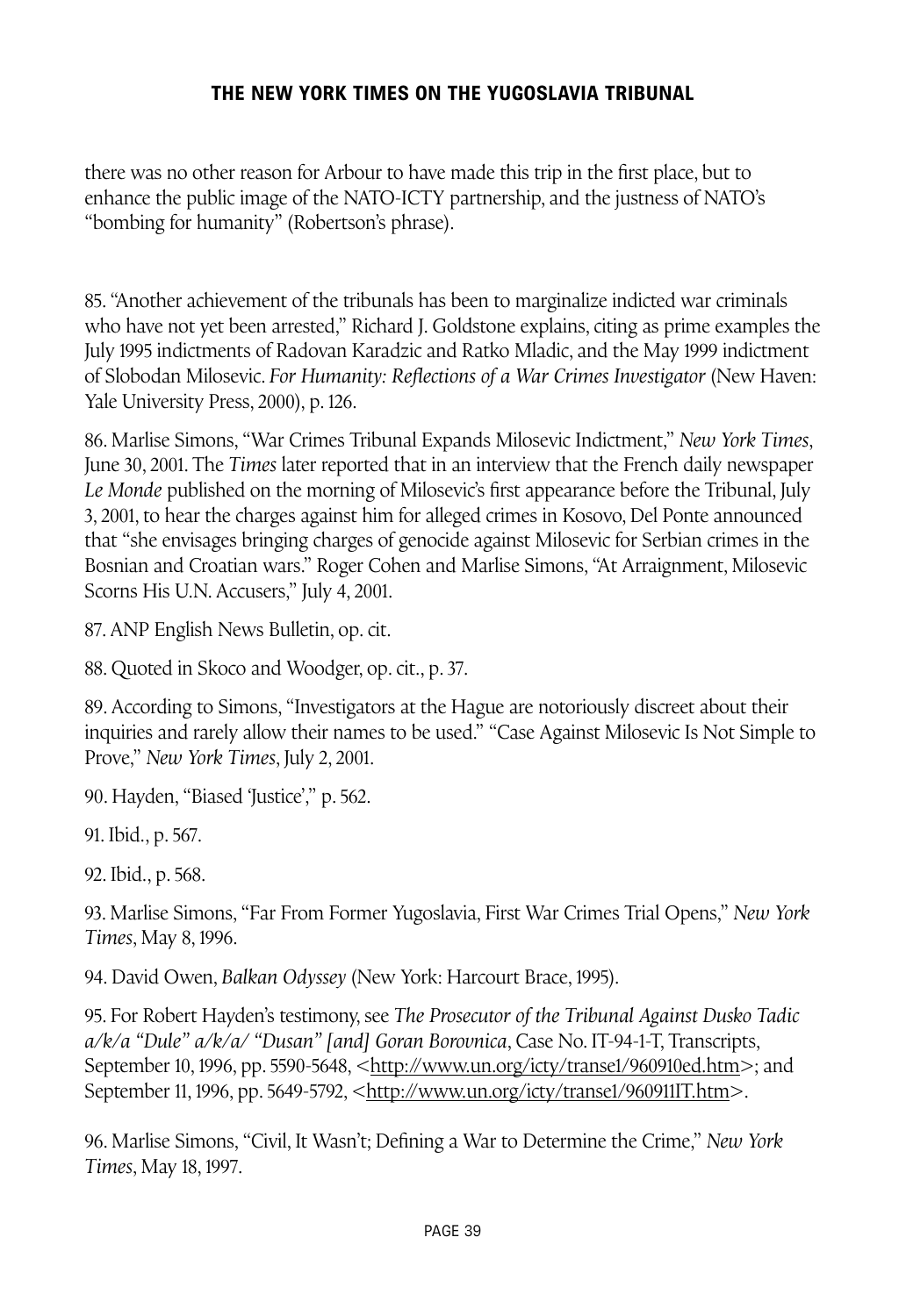there was no other reason for Arbour to have made this trip in the first place, but to enhance the public image of the NATO-ICTY partnership, and the justness of NATO's "bombing for humanity" (Robertson's phrase).

85. "Another achievement of the tribunals has been to marginalize indicted war criminals who have not yet been arrested," Richard J. Goldstone explains, citing as prime examples the July 1995 indictments of Radovan Karadzic and Ratko Mladic, and the May 1999 indictment of Slobodan Milosevic. *For Humanity: Reflections of a War Crimes Investigator* (New Haven: Yale University Press, 2000), p. 126.

86. Marlise Simons, "War Crimes Tribunal Expands Milosevic Indictment," *New York Times*, June 30, 2001. The *Times* later reported that in an interview that the French daily newspaper *Le Monde* published on the morning of Milosevic's first appearance before the Tribunal, July 3, 2001, to hear the charges against him for alleged crimes in Kosovo, Del Ponte announced that "she envisages bringing charges of genocide against Milosevic for Serbian crimes in the Bosnian and Croatian wars." Roger Cohen and Marlise Simons, "At Arraignment, Milosevic Scorns His U.N. Accusers," July 4, 2001.

87. ANP English News Bulletin, op. cit.

88. Quoted in Skoco and Woodger, op. cit., p. 37.

89. According to Simons, "Investigators at the Hague are notoriously discreet about their inquiries and rarely allow their names to be used." "Case Against Milosevic Is Not Simple to Prove," *New York Times*, July 2, 2001.

90. Hayden, "Biased 'Justice'," p. 562.

91. Ibid., p. 567.

92. Ibid., p. 568.

93. Marlise Simons, "Far From Former Yugoslavia, First War Crimes Trial Opens," *New York Times*, May 8, 1996.

94. David Owen, *Balkan Odyssey* (New York: Harcourt Brace, 1995).

95. For Robert Hayden's testimony, see *The Prosecutor of the Tribunal Against Dusko Tadic a/k/a "Dule" a/k/a/ "Dusan" [and] Goran Borovnica*, Case No. IT-94-1-T, Transcripts, September 10, 1996, pp. 5590-5648, <http://www.un.org/icty/transe1/960910ed.htm>; and September 11, 1996, pp. 5649-5792, <http://www.un.org/icty/transe1/960911IT.htm>.

96. Marlise Simons, "Civil, It Wasn't; Defining a War to Determine the Crime," *New York Times*, May 18, 1997.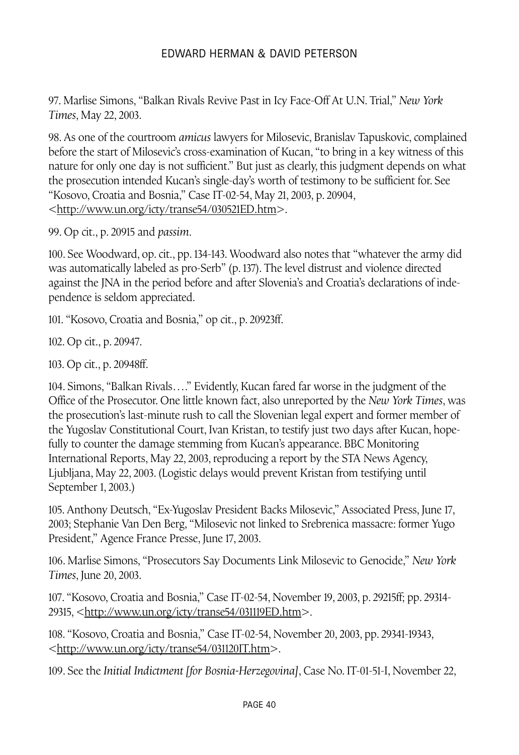97. Marlise Simons, "Balkan Rivals Revive Past in Icy Face-Off At U.N. Trial," *New York Times*, May 22, 2003.

98. As one of the courtroom *amicus* lawyers for Milosevic, Branislav Tapuskovic, complained before the start of Milosevic's cross-examination of Kucan, "to bring in a key witness of this nature for only one day is not sufficient." But just as clearly, this judgment depends on what the prosecution intended Kucan's single-day's worth of testimony to be sufficient for. See "Kosovo, Croatia and Bosnia," Case IT-02-54, May 21, 2003, p. 20904, <http://www.un.org/icty/transe54/030521ED.htm>.

99. Op cit., p. 20915 and *passim*.

100. See Woodward, op. cit., pp. 134-143. Woodward also notes that "whatever the army did was automatically labeled as pro-Serb" (p. 137). The level distrust and violence directed against the JNA in the period before and after Slovenia's and Croatia's declarations of independence is seldom appreciated.

101. "Kosovo, Croatia and Bosnia," op cit., p. 20923ff.

102. Op cit., p. 20947.

103. Op cit., p. 20948ff.

104. Simons, "Balkan Rivals…." Evidently, Kucan fared far worse in the judgment of the Office of the Prosecutor. One little known fact, also unreported by the *New York Times*, was the prosecution's last-minute rush to call the Slovenian legal expert and former member of the Yugoslav Constitutional Court, Ivan Kristan, to testify just two days after Kucan, hopefully to counter the damage stemming from Kucan's appearance. BBC Monitoring International Reports, May 22, 2003, reproducing a report by the STA News Agency, Ljubljana, May 22, 2003. (Logistic delays would prevent Kristan from testifying until September 1, 2003.)

105. Anthony Deutsch, "Ex-Yugoslav President Backs Milosevic," Associated Press, June 17, 2003; Stephanie Van Den Berg, "Milosevic not linked to Srebrenica massacre: former Yugo President," Agence France Presse, June 17, 2003.

106. Marlise Simons, "Prosecutors Say Documents Link Milosevic to Genocide," *New York Times*, June 20, 2003.

107. "Kosovo, Croatia and Bosnia," Case IT-02-54, November 19, 2003, p. 29215ff; pp. 29314-29315, <http://www.un.org/icty/transe54/031119ED.htm>.

108. "Kosovo, Croatia and Bosnia," Case IT-02-54, November 20, 2003, pp. 29341-19343, <http://www.un.org/icty/transe54/031120IT.htm>.

109. See the *Initial Indictment [for Bosnia-Herzegovina]*, Case No. IT-01-51-I, November 22,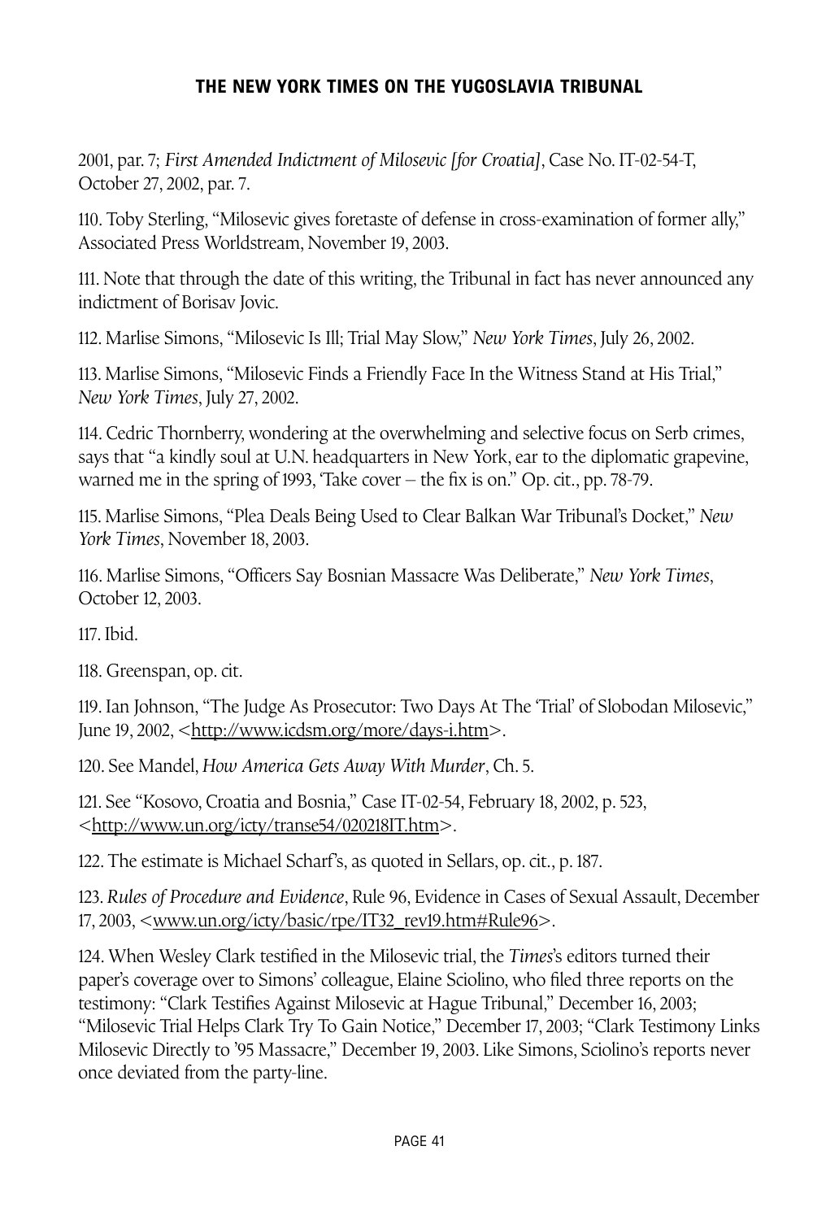2001, par. 7; *First Amended Indictment of Milosevic [for Croatia]*, Case No. IT-02-54-T, October 27, 2002, par. 7.

110. Toby Sterling, "Milosevic gives foretaste of defense in cross-examination of former ally," Associated Press Worldstream, November 19, 2003.

111. Note that through the date of this writing, the Tribunal in fact has never announced any indictment of Borisav Jovic.

112. Marlise Simons, "Milosevic Is Ill; Trial May Slow," *New York Times*, July 26, 2002.

113. Marlise Simons, "Milosevic Finds a Friendly Face In the Witness Stand at His Trial," *New York Times*, July 27, 2002.

114. Cedric Thornberry, wondering at the overwhelming and selective focus on Serb crimes, says that "a kindly soul at U.N. headquarters in New York, ear to the diplomatic grapevine, warned me in the spring of 1993, 'Take cover – the fix is on." Op. cit., pp. 78-79.

115. Marlise Simons, "Plea Deals Being Used to Clear Balkan War Tribunal's Docket," *New York Times*, November 18, 2003.

116. Marlise Simons, "Officers Say Bosnian Massacre Was Deliberate," *New York Times*, October 12, 2003.

117. Ibid.

118. Greenspan, op. cit.

119. Ian Johnson, "The Judge As Prosecutor: Two Days At The 'Trial' of Slobodan Milosevic," June 19, 2002, <http://www.icdsm.org/more/days-i.htm>.

120. See Mandel, *How America Gets Away With Murder*, Ch. 5.

121. See "Kosovo, Croatia and Bosnia," Case IT-02-54, February 18, 2002, p. 523, <http://www.un.org/icty/transe54/020218IT.htm>.

122. The estimate is Michael Scharf's, as quoted in Sellars, op. cit., p. 187.

123. *Rules of Procedure and Evidence*, Rule 96, Evidence in Cases of Sexual Assault, December 17, 2003, <www.un.org/icty/basic/rpe/IT32_rev19.htm#Rule96>.

124. When Wesley Clark testified in the Milosevic trial, the *Times*'s editors turned their paper's coverage over to Simons' colleague, Elaine Sciolino, who filed three reports on the testimony: "Clark Testifies Against Milosevic at Hague Tribunal," December 16, 2003; "Milosevic Trial Helps Clark Try To Gain Notice," December 17, 2003; "Clark Testimony Links Milosevic Directly to '95 Massacre," December 19, 2003. Like Simons, Sciolino's reports never once deviated from the party-line.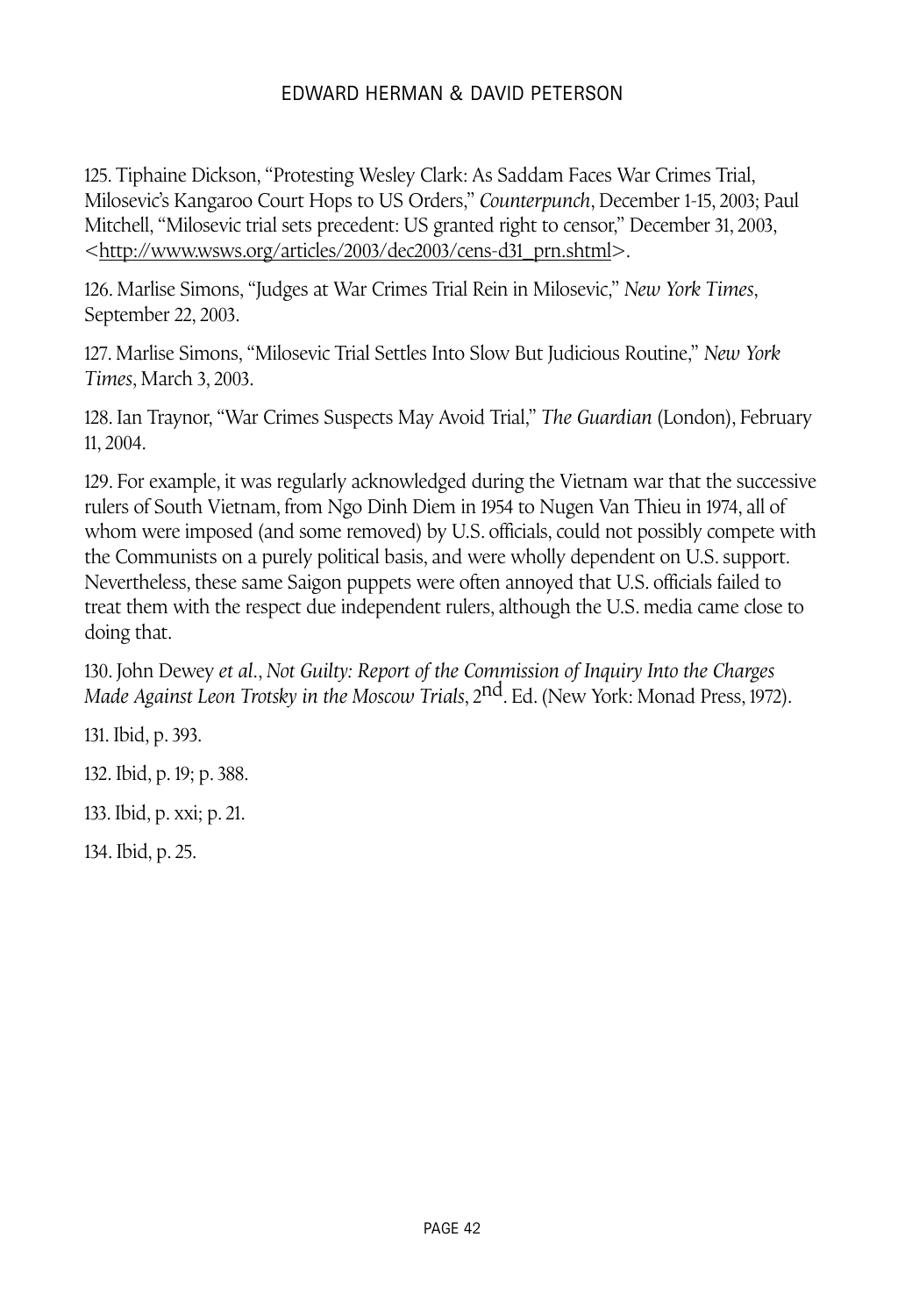125. Tiphaine Dickson, "Protesting Wesley Clark: As Saddam Faces War Crimes Trial, Milosevic's Kangaroo Court Hops to US Orders," *Counterpunch*, December 1-15, 2003; Paul Mitchell, "Milosevic trial sets precedent: US granted right to censor," December 31, 2003, <http://www.wsws.org/articles/2003/dec2003/cens-d31_prn.shtml>.

126. Marlise Simons, "Judges at War Crimes Trial Rein in Milosevic," *New York Times*, September 22, 2003.

127. Marlise Simons, "Milosevic Trial Settles Into Slow But Judicious Routine," *New York Times*, March 3, 2003.

128. Ian Traynor, "War Crimes Suspects May Avoid Trial," *The Guardian* (London), February 11, 2004.

129. For example, it was regularly acknowledged during the Vietnam war that the successive rulers of South Vietnam, from Ngo Dinh Diem in 1954 to Nugen Van Thieu in 1974, all of whom were imposed (and some removed) by U.S. officials, could not possibly compete with the Communists on a purely political basis, and were wholly dependent on U.S. support. Nevertheless, these same Saigon puppets were often annoyed that U.S. officials failed to treat them with the respect due independent rulers, although the U.S. media came close to doing that.

130. John Dewey *et al.*, *Not Guilty: Report of the Commission of Inquiry Into the Charges Made Against Leon Trotsky in the Moscow Trials*, 2nd. Ed. (New York: Monad Press, 1972).

131. Ibid, p. 393.

132. Ibid, p. 19; p. 388.

133. Ibid, p. xxi; p. 21.

134. Ibid, p. 25.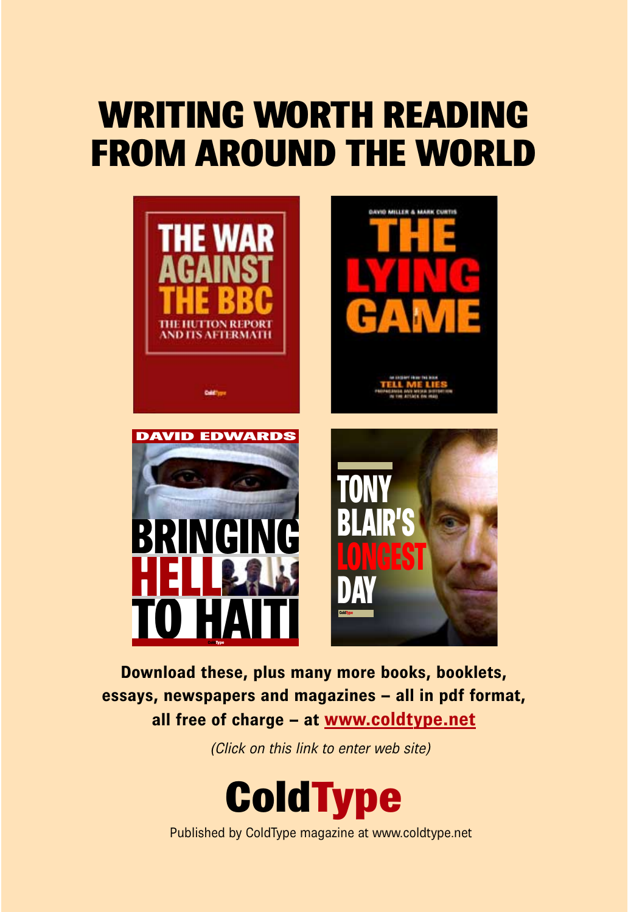# WRITING WORTH READING FROM AROUND THE WORLD

**Download these, plus many more books, booklets, essays, newspapers and magazines – all in pdf format, all free of charge – at www.coldtype.net**

*(Click on this link to enter web site)*

**ColdType**

Published by ColdType magazine at www.coldtype.net